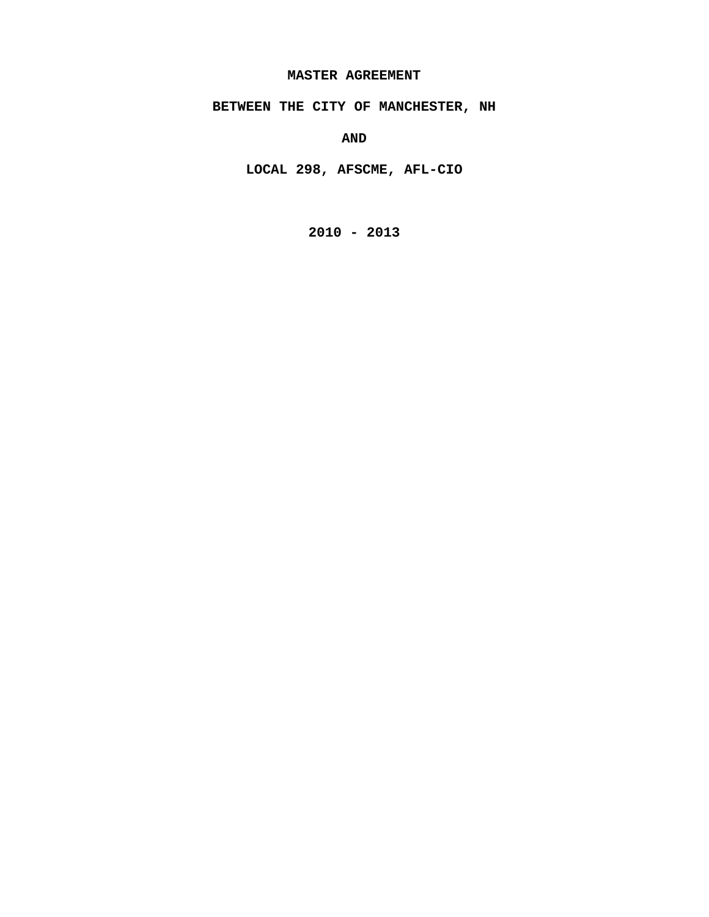# MASTER AGREEMENT

## BETWEEN THE CITY OF MANCHESTER, NH

## AND

## LOCAL 298, AFSCME, AFL-CIO

## 2010 - 2013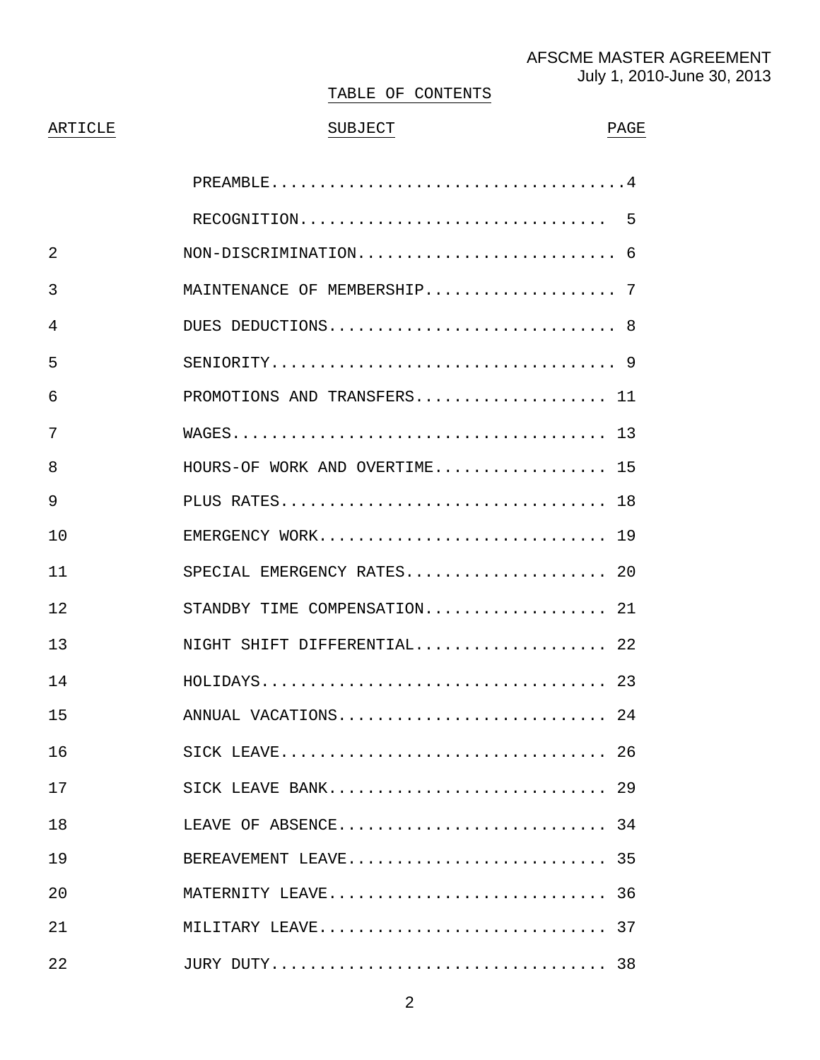AFSCME MASTER AGREEMENT
July 1, 2010-June 30, 2013

# TABLE OF CONTENTS

| ARTICLE | SUBJECT | PAGE |
|---|---|---|
| | PREAMBLE | 4 |
| | RECOGNITION | 5 |
| 2 | NON-DISCRIMINATION | 6 |
| 3 | MAINTENANCE OF MEMBERSHIP | 7 |
| 4 | DUES DEDUCTIONS | 8 |
| 5 | SENIORITY | 9 |
| 6 | PROMOTIONS AND TRANSFERS | 11 |
| 7 | WAGES | 13 |
| 8 | HOURS-OF WORK AND OVERTIME | 15 |
| 9 | PLUS RATES | 18 |
| 10 | EMERGENCY WORK | 19 |
| 11 | SPECIAL EMERGENCY RATES | 20 |
| 12 | STANDBY TIME COMPENSATION | 21 |
| 13 | NIGHT SHIFT DIFFERENTIAL | 22 |
| 14 | HOLIDAYS | 23 |
| 15 | ANNUAL VACATIONS | 24 |
| 16 | SICK LEAVE | 26 |
| 17 | SICK LEAVE BANK | 29 |
| 18 | LEAVE OF ABSENCE | 34 |
| 19 | BEREAVEMENT LEAVE | 35 |
| 20 | MATERNITY LEAVE | 36 |
| 21 | MILITARY LEAVE | 37 |
| 22 | JURY DUTY | 38 |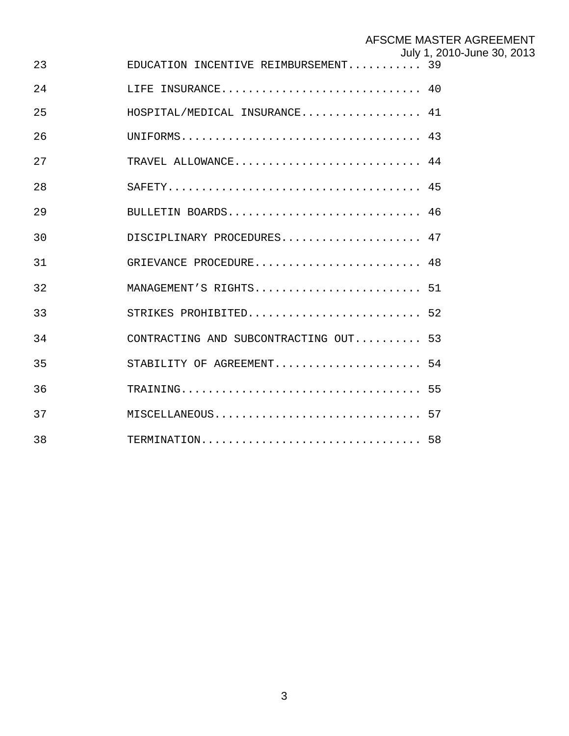| | | |
|---|---|---|
| 23 | EDUCATION INCENTIVE REIMBURSEMENT | 39 |
| 24 | LIFE INSURANCE | 40 |
| 25 | HOSPITAL/MEDICAL INSURANCE | 41 |
| 26 | UNIFORMS | 43 |
| 27 | TRAVEL ALLOWANCE | 44 |
| 28 | SAFETY | 45 |
| 29 | BULLETIN BOARDS | 46 |
| 30 | DISCIPLINARY PROCEDURES | 47 |
| 31 | GRIEVANCE PROCEDURE | 48 |
| 32 | MANAGEMENT’S RIGHTS | 51 |
| 33 | STRIKES PROHIBITED | 52 |
| 34 | CONTRACTING AND SUBCONTRACTING OUT | 53 |
| 35 | STABILITY OF AGREEMENT | 54 |
| 36 | TRAINING | 55 |
| 37 | MISCELLANEOUS | 57 |
| 38 | TERMINATION | 58 |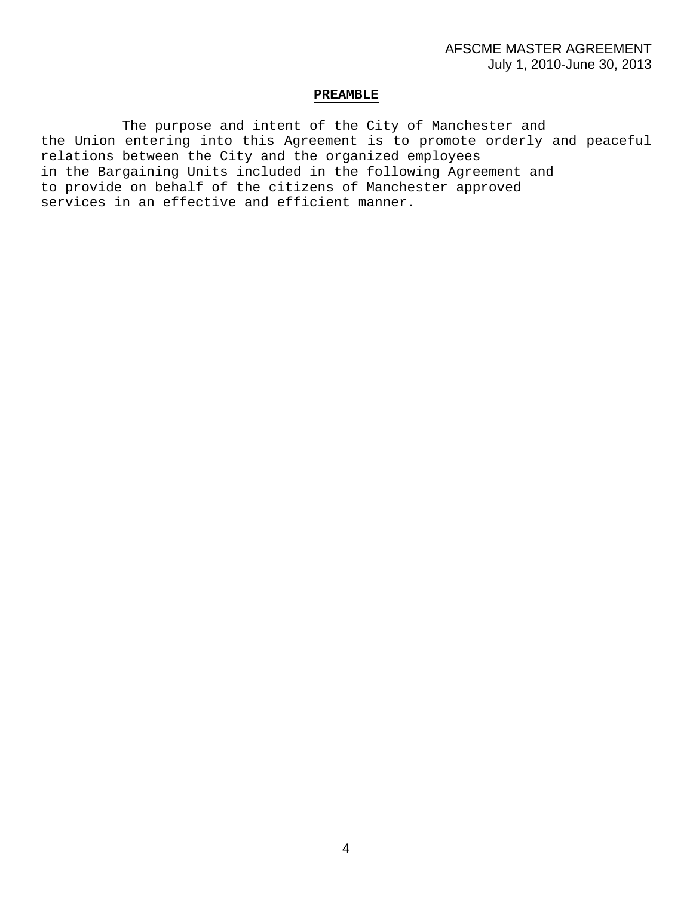## PREAMBLE

The purpose and intent of the City of Manchester and the Union entering into this Agreement is to promote orderly and peaceful relations between the City and the organized employees in the Bargaining Units included in the following Agreement and to provide on behalf of the citizens of Manchester approved services in an effective and efficient manner.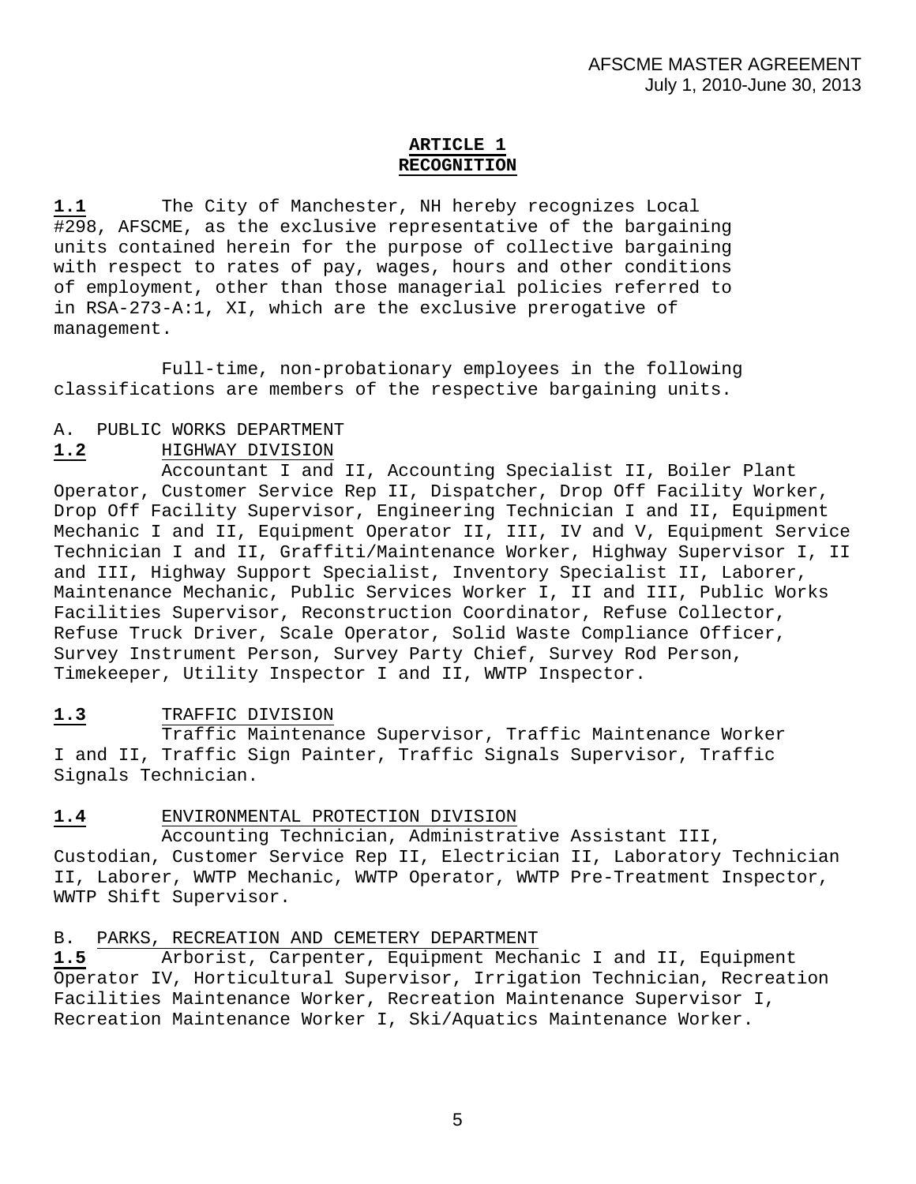## ARTICLE 1
## RECOGNITION

**1.1** The City of Manchester, NH hereby recognizes Local #298, AFSCME, as the exclusive representative of the bargaining units contained herein for the purpose of collective bargaining with respect to rates of pay, wages, hours and other conditions of employment, other than those managerial policies referred to in RSA-273-A:1, XI, which are the exclusive prerogative of management.

Full-time, non-probationary employees in the following classifications are members of the respective bargaining units.

A. PUBLIC WORKS DEPARTMENT

**1.2** HIGHWAY DIVISION

Accountant I and II, Accounting Specialist II, Boiler Plant Operator, Customer Service Rep II, Dispatcher, Drop Off Facility Worker, Drop Off Facility Supervisor, Engineering Technician I and II, Equipment Mechanic I and II, Equipment Operator II, III, IV and V, Equipment Service Technician I and II, Graffiti/Maintenance Worker, Highway Supervisor I, II and III, Highway Support Specialist, Inventory Specialist II, Laborer, Maintenance Mechanic, Public Services Worker I, II and III, Public Works Facilities Supervisor, Reconstruction Coordinator, Refuse Collector, Refuse Truck Driver, Scale Operator, Solid Waste Compliance Officer, Survey Instrument Person, Survey Party Chief, Survey Rod Person, Timekeeper, Utility Inspector I and II, WWTP Inspector.

**1.3** TRAFFIC DIVISION

Traffic Maintenance Supervisor, Traffic Maintenance Worker I and II, Traffic Sign Painter, Traffic Signals Supervisor, Traffic Signals Technician.

**1.4** ENVIRONMENTAL PROTECTION DIVISION

Accounting Technician, Administrative Assistant III, Custodian, Customer Service Rep II, Electrician II, Laboratory Technician II, Laborer, WWTP Mechanic, WWTP Operator, WWTP Pre-Treatment Inspector, WWTP Shift Supervisor.

B. PARKS, RECREATION AND CEMETERY DEPARTMENT

**1.5** Arborist, Carpenter, Equipment Mechanic I and II, Equipment Operator IV, Horticultural Supervisor, Irrigation Technician, Recreation Facilities Maintenance Worker, Recreation Maintenance Supervisor I, Recreation Maintenance Worker I, Ski/Aquatics Maintenance Worker.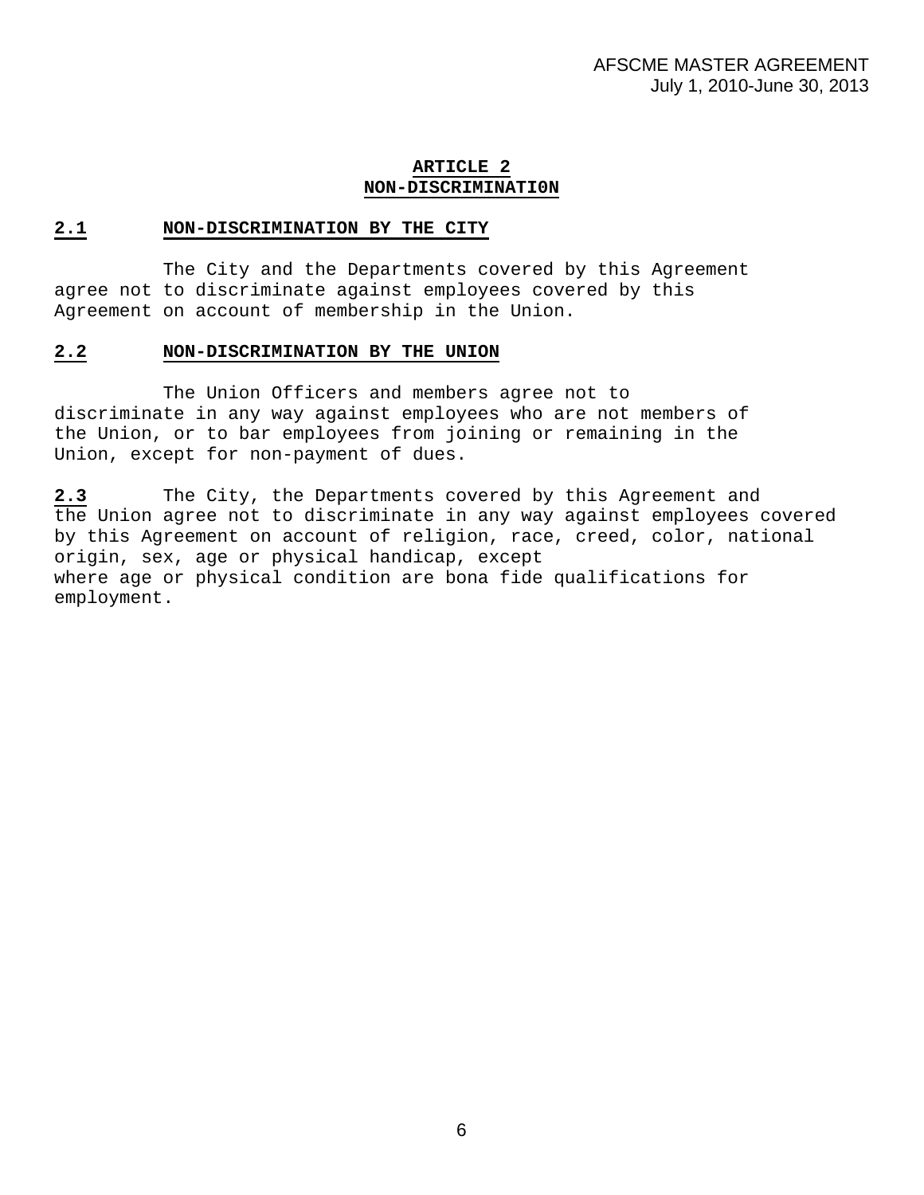# ARTICLE 2
# NON-DISCRIMINATI0N

## 2.1 NON-DISCRIMINATION BY THE CITY

The City and the Departments covered by this Agreement agree not to discriminate against employees covered by this Agreement on account of membership in the Union.

## 2.2 NON-DISCRIMINATION BY THE UNION

The Union Officers and members agree not to discriminate in any way against employees who are not members of the Union, or to bar employees from joining or remaining in the Union, except for non-payment of dues.

**2.3** The City, the Departments covered by this Agreement and the Union agree not to discriminate in any way against employees covered by this Agreement on account of religion, race, creed, color, national origin, sex, age or physical handicap, except where age or physical condition are bona fide qualifications for employment.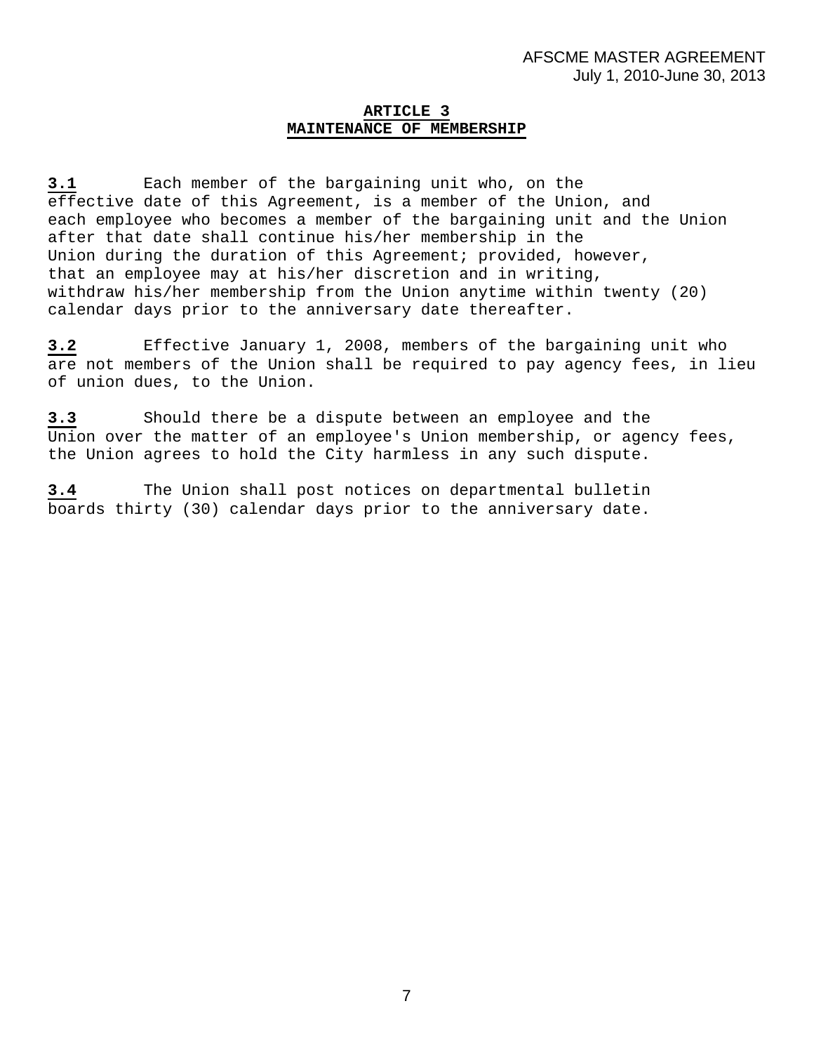## ARTICLE 3
## MAINTENANCE OF MEMBERSHIP

**3.1** Each member of the bargaining unit who, on the effective date of this Agreement, is a member of the Union, and each employee who becomes a member of the bargaining unit and the Union after that date shall continue his/her membership in the Union during the duration of this Agreement; provided, however, that an employee may at his/her discretion and in writing, withdraw his/her membership from the Union anytime within twenty (20) calendar days prior to the anniversary date thereafter.

**3.2** Effective January 1, 2008, members of the bargaining unit who are not members of the Union shall be required to pay agency fees, in lieu of union dues, to the Union.

**3.3** Should there be a dispute between an employee and the Union over the matter of an employee's Union membership, or agency fees, the Union agrees to hold the City harmless in any such dispute.

**3.4** The Union shall post notices on departmental bulletin boards thirty (30) calendar days prior to the anniversary date.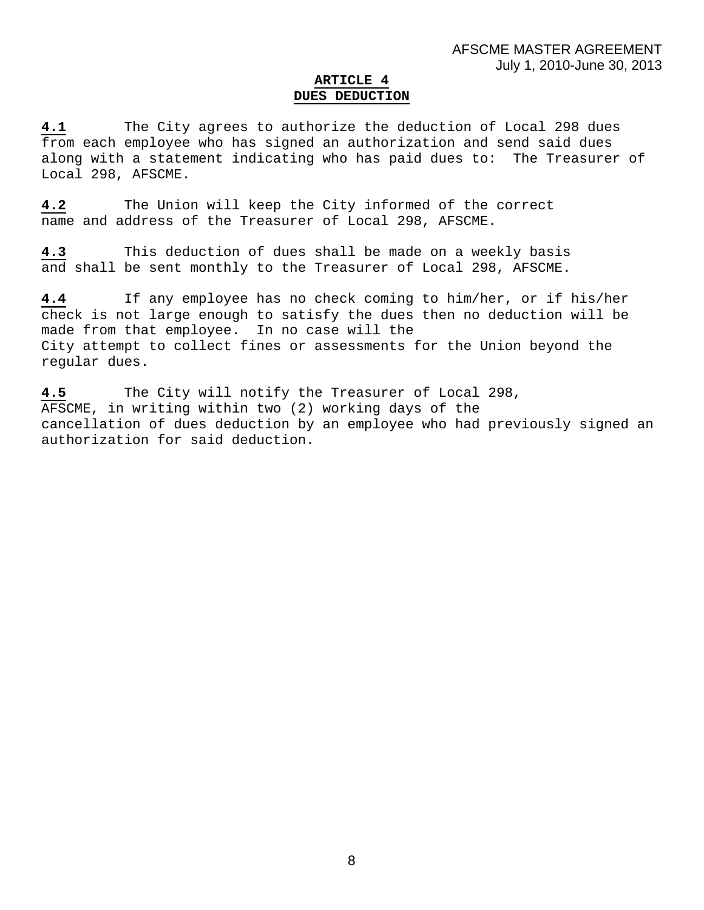## ARTICLE 4
## DUES DEDUCTION

**4.1** The City agrees to authorize the deduction of Local 298 dues from each employee who has signed an authorization and send said dues along with a statement indicating who has paid dues to: The Treasurer of Local 298, AFSCME.

**4.2** The Union will keep the City informed of the correct name and address of the Treasurer of Local 298, AFSCME.

**4.3** This deduction of dues shall be made on a weekly basis and shall be sent monthly to the Treasurer of Local 298, AFSCME.

**4.4** If any employee has no check coming to him/her, or if his/her check is not large enough to satisfy the dues then no deduction will be made from that employee. In no case will the City attempt to collect fines or assessments for the Union beyond the regular dues.

**4.5** The City will notify the Treasurer of Local 298, AFSCME, in writing within two (2) working days of the cancellation of dues deduction by an employee who had previously signed an authorization for said deduction.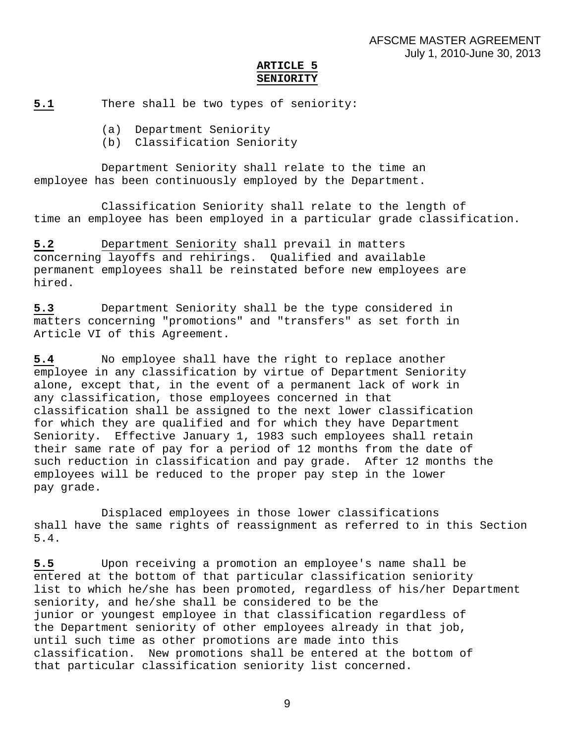## ARTICLE 5
## SENIORITY

**5.1** There shall be two types of seniority:

(a) Department Seniority
(b) Classification Seniority

Department Seniority shall relate to the time an employee has been continuously employed by the Department.

Classification Seniority shall relate to the length of time an employee has been employed in a particular grade classification.

**5.2** Department Seniority shall prevail in matters concerning layoffs and rehirings. Qualified and available permanent employees shall be reinstated before new employees are hired.

**5.3** Department Seniority shall be the type considered in matters concerning "promotions" and "transfers" as set forth in Article VI of this Agreement.

**5.4** No employee shall have the right to replace another employee in any classification by virtue of Department Seniority alone, except that, in the event of a permanent lack of work in any classification, those employees concerned in that classification shall be assigned to the next lower classification for which they are qualified and for which they have Department Seniority. Effective January 1, 1983 such employees shall retain their same rate of pay for a period of 12 months from the date of such reduction in classification and pay grade. After 12 months the employees will be reduced to the proper pay step in the lower pay grade.

Displaced employees in those lower classifications shall have the same rights of reassignment as referred to in this Section 5.4.

**5.5** Upon receiving a promotion an employee's name shall be entered at the bottom of that particular classification seniority list to which he/she has been promoted, regardless of his/her Department seniority, and he/she shall be considered to be the junior or youngest employee in that classification regardless of the Department seniority of other employees already in that job, until such time as other promotions are made into this classification. New promotions shall be entered at the bottom of that particular classification seniority list concerned.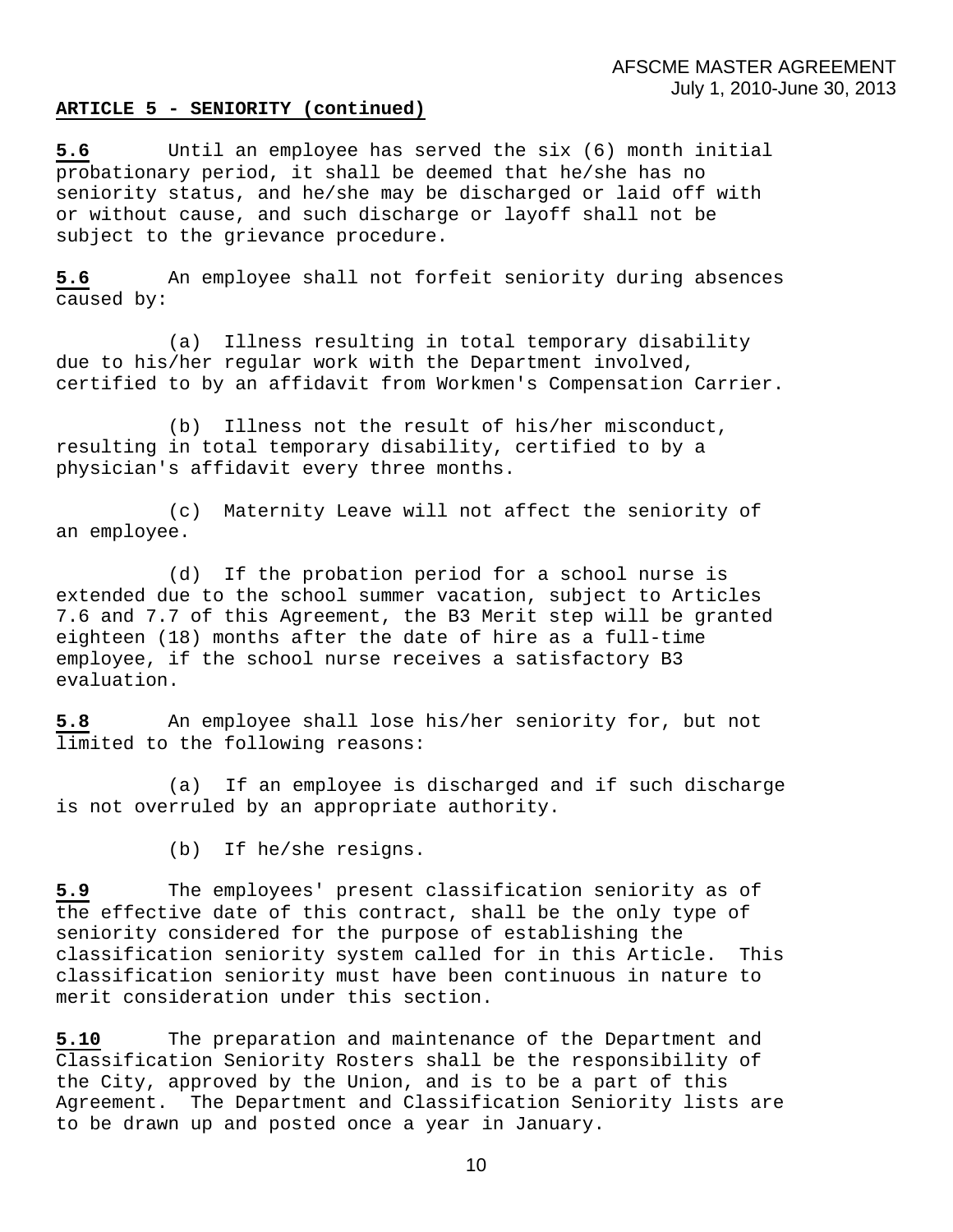**ARTICLE 5 - SENIORITY (continued)**

**5.6** Until an employee has served the six (6) month initial probationary period, it shall be deemed that he/she has no seniority status, and he/she may be discharged or laid off with or without cause, and such discharge or layoff shall not be subject to the grievance procedure.

**5.6** An employee shall not forfeit seniority during absences caused by:

(a) Illness resulting in total temporary disability due to his/her regular work with the Department involved, certified to by an affidavit from Workmen's Compensation Carrier.

(b) Illness not the result of his/her misconduct, resulting in total temporary disability, certified to by a physician's affidavit every three months.

(c) Maternity Leave will not affect the seniority of an employee.

(d) If the probation period for a school nurse is extended due to the school summer vacation, subject to Articles 7.6 and 7.7 of this Agreement, the B3 Merit step will be granted eighteen (18) months after the date of hire as a full-time employee, if the school nurse receives a satisfactory B3 evaluation.

**5.8** An employee shall lose his/her seniority for, but not limited to the following reasons:

(a) If an employee is discharged and if such discharge is not overruled by an appropriate authority.

(b) If he/she resigns.

**5.9** The employees' present classification seniority as of the effective date of this contract, shall be the only type of seniority considered for the purpose of establishing the classification seniority system called for in this Article. This classification seniority must have been continuous in nature to merit consideration under this section.

**5.10** The preparation and maintenance of the Department and Classification Seniority Rosters shall be the responsibility of the City, approved by the Union, and is to be a part of this Agreement. The Department and Classification Seniority lists are to be drawn up and posted once a year in January.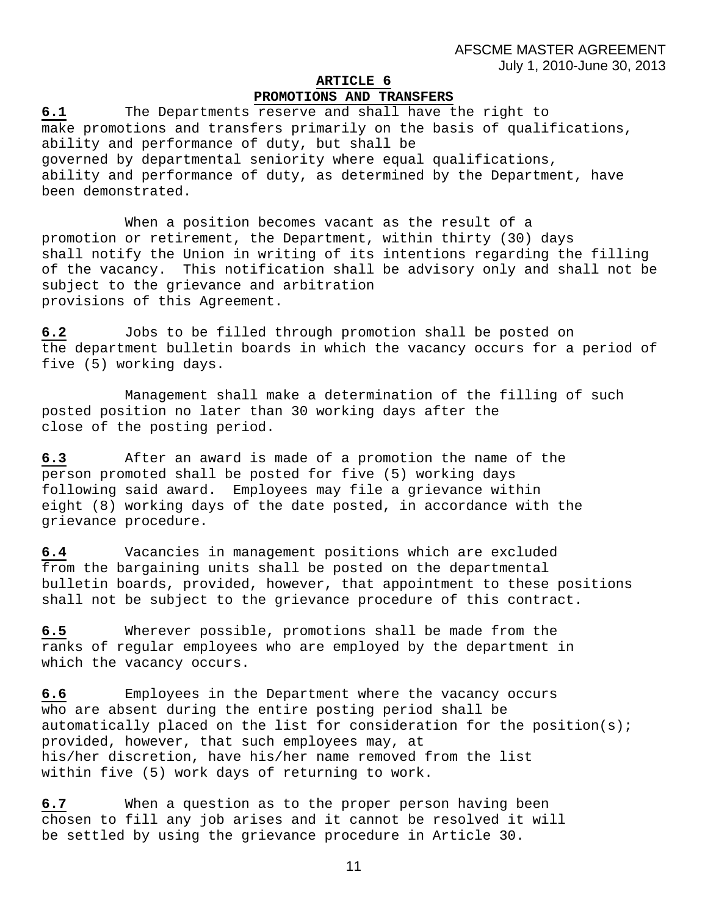## ARTICLE 6
## PROMOTIONS AND TRANSFERS

**6.1** The Departments reserve and shall have the right to make promotions and transfers primarily on the basis of qualifications, ability and performance of duty, but shall be governed by departmental seniority where equal qualifications, ability and performance of duty, as determined by the Department, have been demonstrated.

When a position becomes vacant as the result of a promotion or retirement, the Department, within thirty (30) days shall notify the Union in writing of its intentions regarding the filling of the vacancy. This notification shall be advisory only and shall not be subject to the grievance and arbitration provisions of this Agreement.

**6.2** Jobs to be filled through promotion shall be posted on the department bulletin boards in which the vacancy occurs for a period of five (5) working days.

Management shall make a determination of the filling of such posted position no later than 30 working days after the close of the posting period.

**6.3** After an award is made of a promotion the name of the person promoted shall be posted for five (5) working days following said award. Employees may file a grievance within eight (8) working days of the date posted, in accordance with the grievance procedure.

**6.4** Vacancies in management positions which are excluded from the bargaining units shall be posted on the departmental bulletin boards, provided, however, that appointment to these positions shall not be subject to the grievance procedure of this contract.

**6.5** Wherever possible, promotions shall be made from the ranks of regular employees who are employed by the department in which the vacancy occurs.

**6.6** Employees in the Department where the vacancy occurs who are absent during the entire posting period shall be automatically placed on the list for consideration for the position(s); provided, however, that such employees may, at his/her discretion, have his/her name removed from the list within five (5) work days of returning to work.

**6.7** When a question as to the proper person having been chosen to fill any job arises and it cannot be resolved it will be settled by using the grievance procedure in Article 30.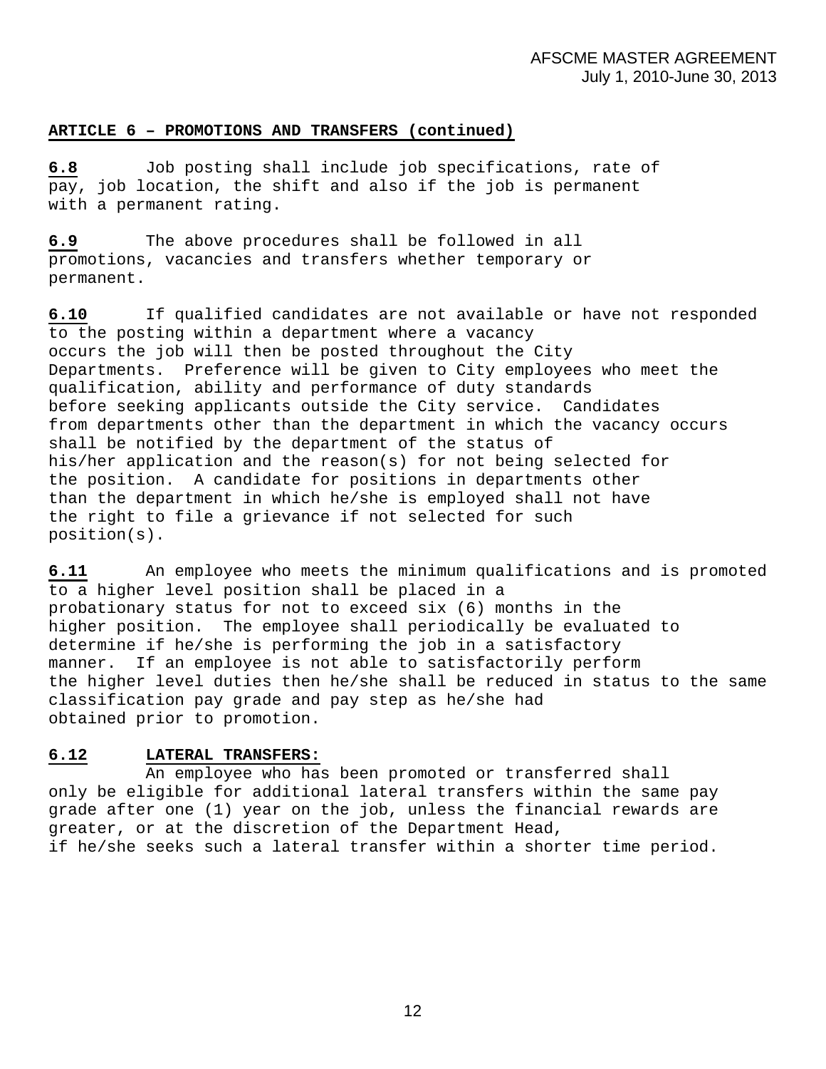## ARTICLE 6 – PROMOTIONS AND TRANSFERS (continued)

**6.8** Job posting shall include job specifications, rate of pay, job location, the shift and also if the job is permanent with a permanent rating.

**6.9** The above procedures shall be followed in all promotions, vacancies and transfers whether temporary or permanent.

**6.10** If qualified candidates are not available or have not responded to the posting within a department where a vacancy occurs the job will then be posted throughout the City Departments. Preference will be given to City employees who meet the qualification, ability and performance of duty standards before seeking applicants outside the City service. Candidates from departments other than the department in which the vacancy occurs shall be notified by the department of the status of his/her application and the reason(s) for not being selected for the position. A candidate for positions in departments other than the department in which he/she is employed shall not have the right to file a grievance if not selected for such position(s).

**6.11** An employee who meets the minimum qualifications and is promoted to a higher level position shall be placed in a probationary status for not to exceed six (6) months in the higher position. The employee shall periodically be evaluated to determine if he/she is performing the job in a satisfactory manner. If an employee is not able to satisfactorily perform the higher level duties then he/she shall be reduced in status to the same classification pay grade and pay step as he/she had obtained prior to promotion.

**6.12 LATERAL TRANSFERS:**

An employee who has been promoted or transferred shall only be eligible for additional lateral transfers within the same pay grade after one (1) year on the job, unless the financial rewards are greater, or at the discretion of the Department Head, if he/she seeks such a lateral transfer within a shorter time period.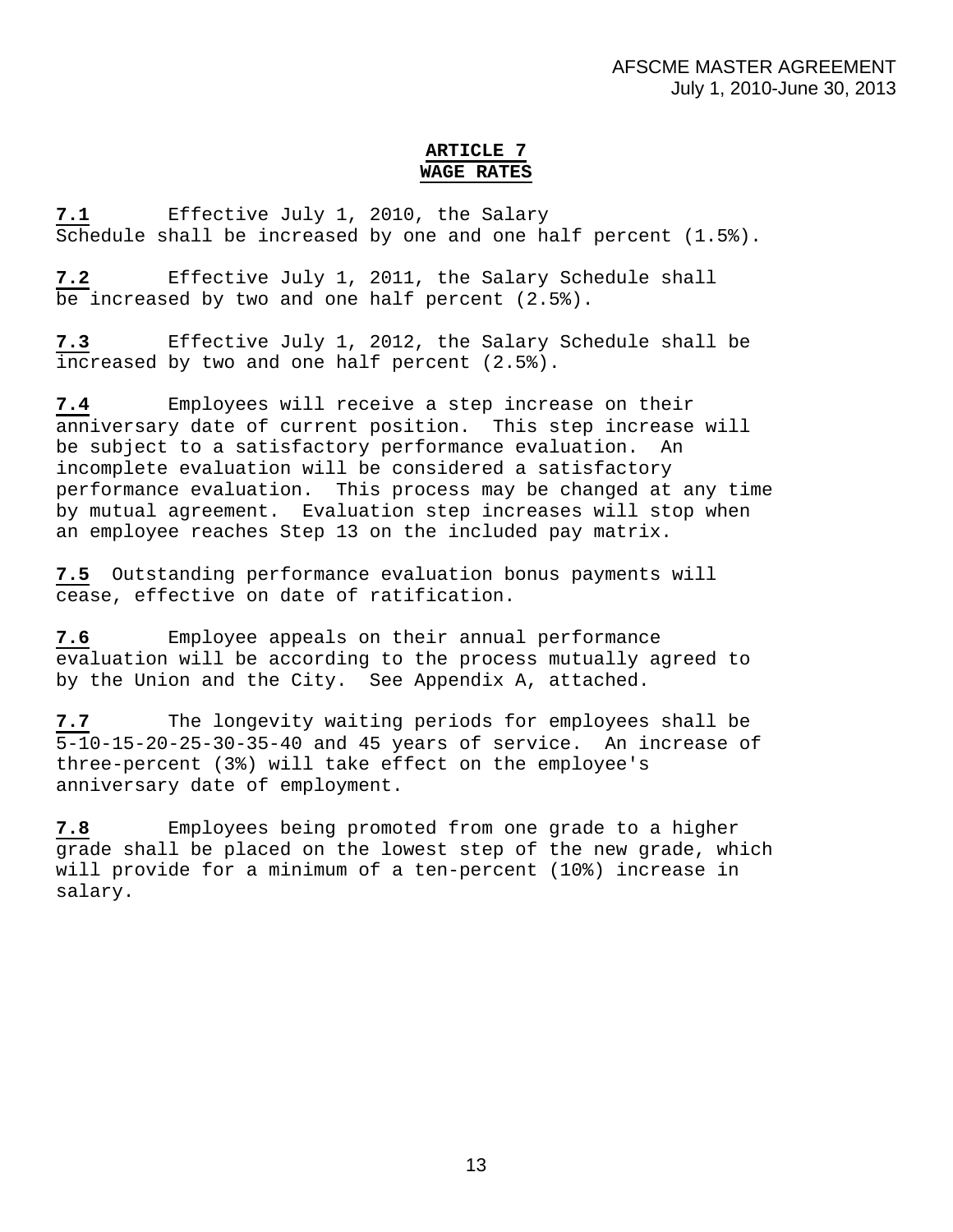# ARTICLE 7
## WAGE RATES

**7.1** Effective July 1, 2010, the Salary Schedule shall be increased by one and one half percent (1.5%).

**7.2** Effective July 1, 2011, the Salary Schedule shall be increased by two and one half percent (2.5%).

**7.3** Effective July 1, 2012, the Salary Schedule shall be increased by two and one half percent (2.5%).

**7.4** Employees will receive a step increase on their anniversary date of current position. This step increase will be subject to a satisfactory performance evaluation. An incomplete evaluation will be considered a satisfactory performance evaluation. This process may be changed at any time by mutual agreement. Evaluation step increases will stop when an employee reaches Step 13 on the included pay matrix.

**7.5** Outstanding performance evaluation bonus payments will cease, effective on date of ratification.

**7.6** Employee appeals on their annual performance evaluation will be according to the process mutually agreed to by the Union and the City. See Appendix A, attached.

**7.7** The longevity waiting periods for employees shall be 5-10-15-20-25-30-35-40 and 45 years of service. An increase of three-percent (3%) will take effect on the employee's anniversary date of employment.

**7.8** Employees being promoted from one grade to a higher grade shall be placed on the lowest step of the new grade, which will provide for a minimum of a ten-percent (10%) increase in salary.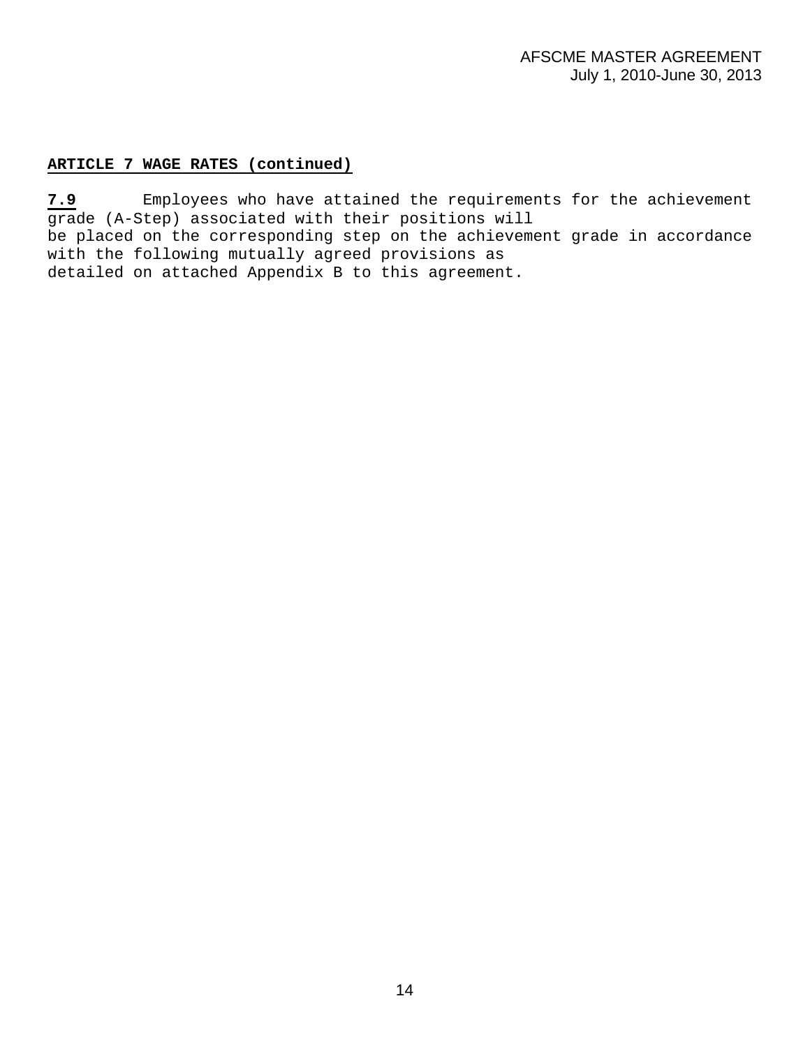**ARTICLE 7 WAGE RATES (continued)**

**7.9** Employees who have attained the requirements for the achievement grade (A-Step) associated with their positions will be placed on the corresponding step on the achievement grade in accordance with the following mutually agreed provisions as detailed on attached Appendix B to this agreement.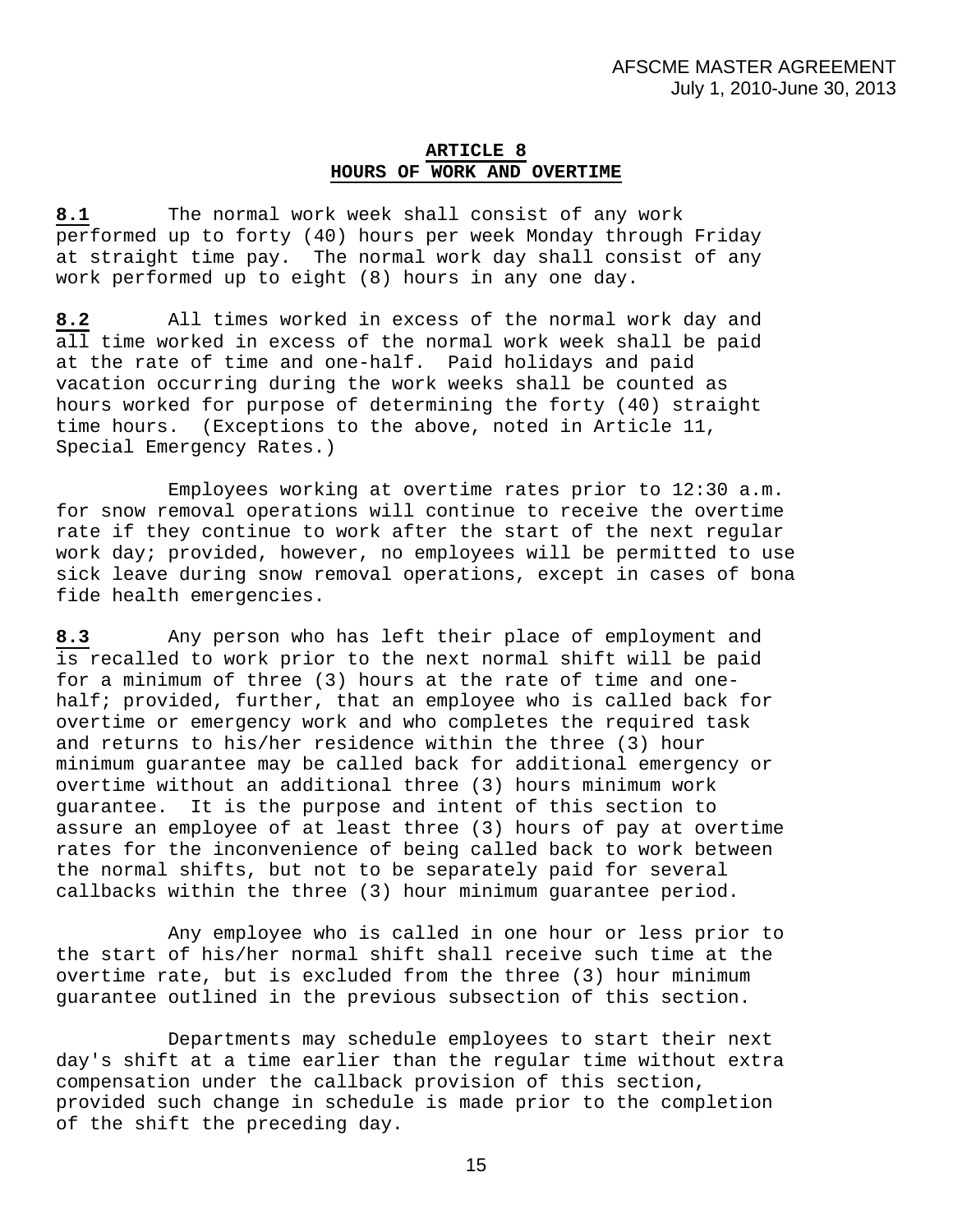# ARTICLE 8
## HOURS OF WORK AND OVERTIME

**8.1** The normal work week shall consist of any work performed up to forty (40) hours per week Monday through Friday at straight time pay. The normal work day shall consist of any work performed up to eight (8) hours in any one day.

**8.2** All times worked in excess of the normal work day and all time worked in excess of the normal work week shall be paid at the rate of time and one-half. Paid holidays and paid vacation occurring during the work weeks shall be counted as hours worked for purpose of determining the forty (40) straight time hours. (Exceptions to the above, noted in Article 11, Special Emergency Rates.)

Employees working at overtime rates prior to 12:30 a.m. for snow removal operations will continue to receive the overtime rate if they continue to work after the start of the next regular work day; provided, however, no employees will be permitted to use sick leave during snow removal operations, except in cases of bona fide health emergencies.

**8.3** Any person who has left their place of employment and is recalled to work prior to the next normal shift will be paid for a minimum of three (3) hours at the rate of time and one-half; provided, further, that an employee who is called back for overtime or emergency work and who completes the required task and returns to his/her residence within the three (3) hour minimum guarantee may be called back for additional emergency or overtime without an additional three (3) hours minimum work guarantee. It is the purpose and intent of this section to assure an employee of at least three (3) hours of pay at overtime rates for the inconvenience of being called back to work between the normal shifts, but not to be separately paid for several callbacks within the three (3) hour minimum guarantee period.

Any employee who is called in one hour or less prior to the start of his/her normal shift shall receive such time at the overtime rate, but is excluded from the three (3) hour minimum guarantee outlined in the previous subsection of this section.

Departments may schedule employees to start their next day's shift at a time earlier than the regular time without extra compensation under the callback provision of this section, provided such change in schedule is made prior to the completion of the shift the preceding day.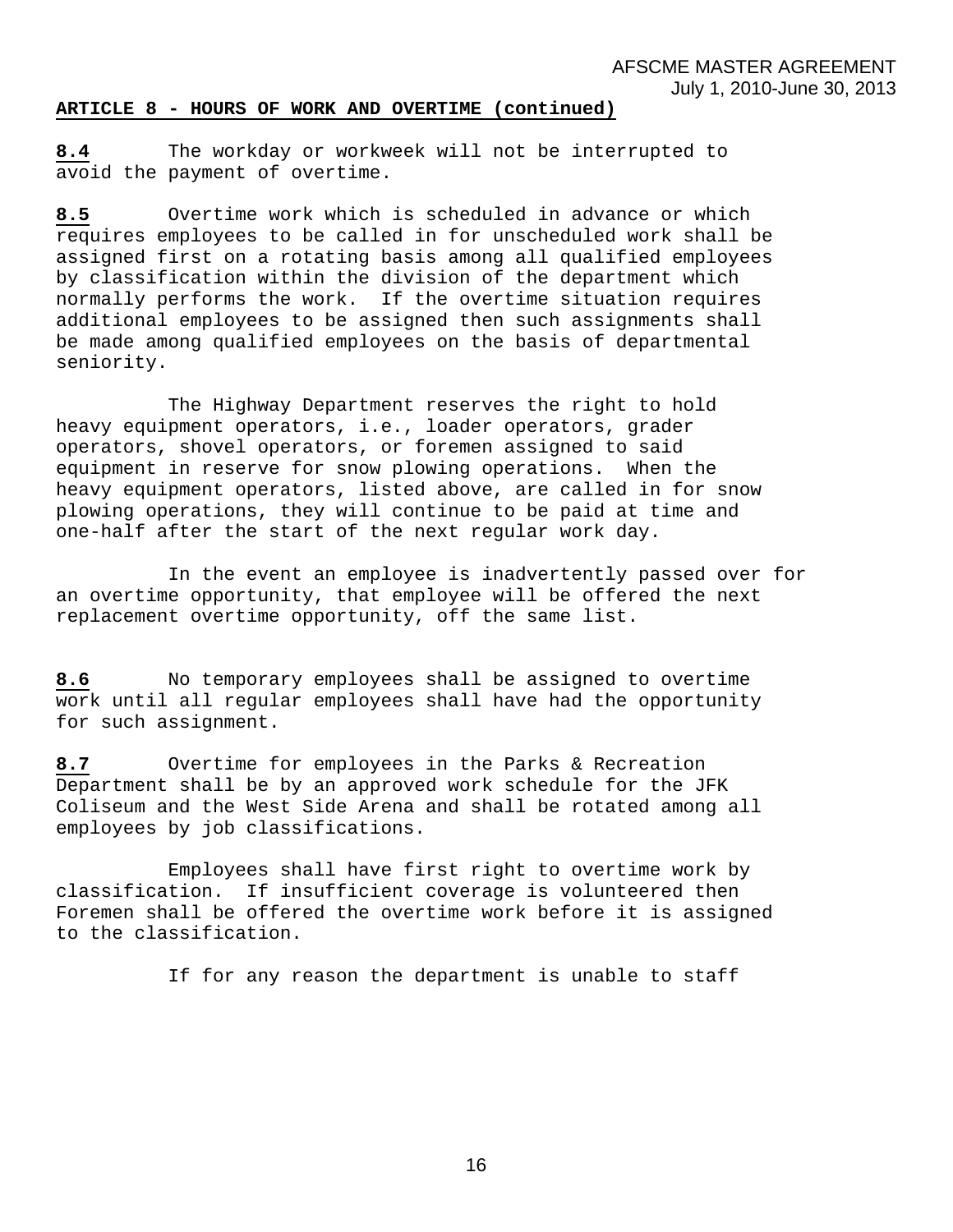**ARTICLE 8 - HOURS OF WORK AND OVERTIME (continued)**

**8.4** The workday or workweek will not be interrupted to avoid the payment of overtime.

**8.5** Overtime work which is scheduled in advance or which requires employees to be called in for unscheduled work shall be assigned first on a rotating basis among all qualified employees by classification within the division of the department which normally performs the work. If the overtime situation requires additional employees to be assigned then such assignments shall be made among qualified employees on the basis of departmental seniority.

The Highway Department reserves the right to hold heavy equipment operators, i.e., loader operators, grader operators, shovel operators, or foremen assigned to said equipment in reserve for snow plowing operations. When the heavy equipment operators, listed above, are called in for snow plowing operations, they will continue to be paid at time and one-half after the start of the next regular work day.

In the event an employee is inadvertently passed over for an overtime opportunity, that employee will be offered the next replacement overtime opportunity, off the same list.

**8.6** No temporary employees shall be assigned to overtime work until all regular employees shall have had the opportunity for such assignment.

**8.7** Overtime for employees in the Parks & Recreation Department shall be by an approved work schedule for the JFK Coliseum and the West Side Arena and shall be rotated among all employees by job classifications.

Employees shall have first right to overtime work by classification. If insufficient coverage is volunteered then Foremen shall be offered the overtime work before it is assigned to the classification.

If for any reason the department is unable to staff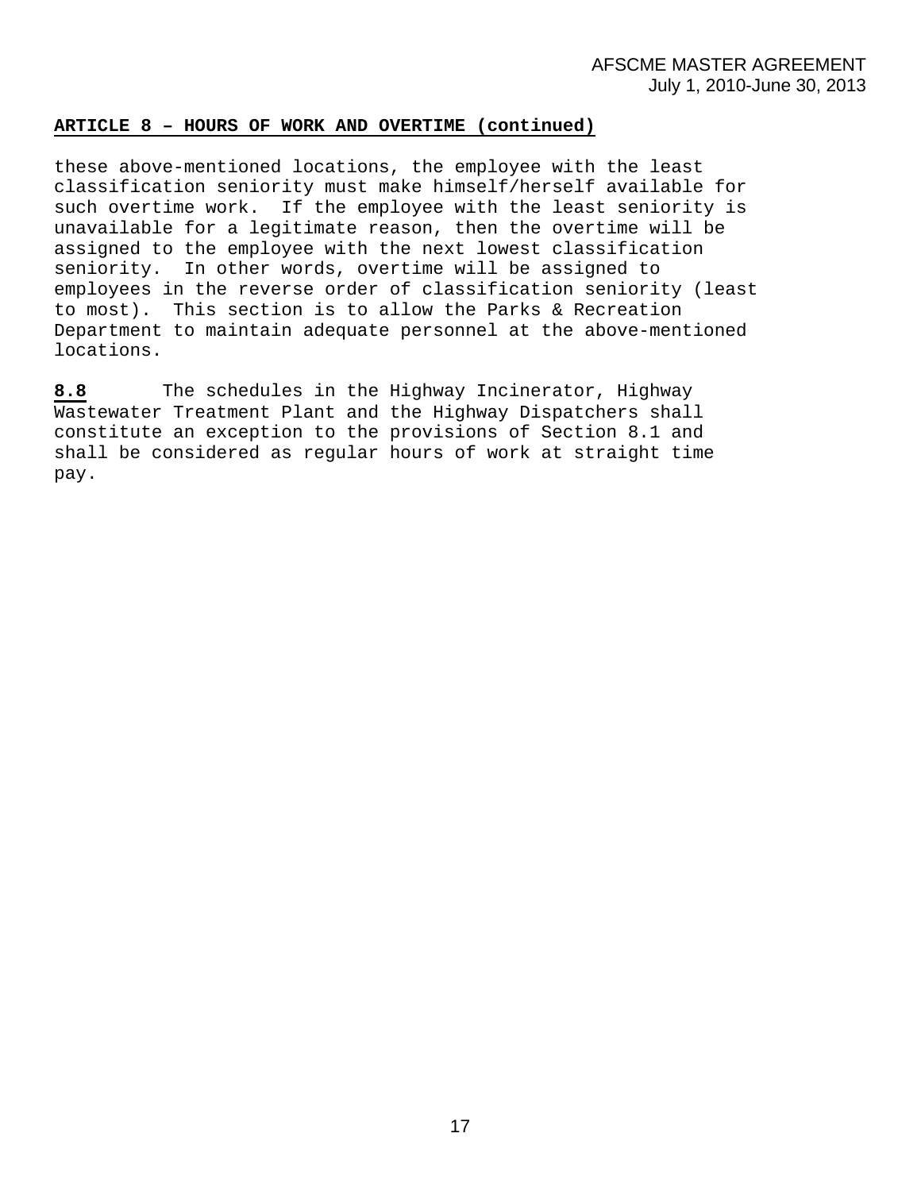**ARTICLE 8 – HOURS OF WORK AND OVERTIME (continued)**

these above-mentioned locations, the employee with the least classification seniority must make himself/herself available for such overtime work. If the employee with the least seniority is unavailable for a legitimate reason, then the overtime will be assigned to the employee with the next lowest classification seniority. In other words, overtime will be assigned to employees in the reverse order of classification seniority (least to most). This section is to allow the Parks & Recreation Department to maintain adequate personnel at the above-mentioned locations.

**8.8** The schedules in the Highway Incinerator, Highway Wastewater Treatment Plant and the Highway Dispatchers shall constitute an exception to the provisions of Section 8.1 and shall be considered as regular hours of work at straight time pay.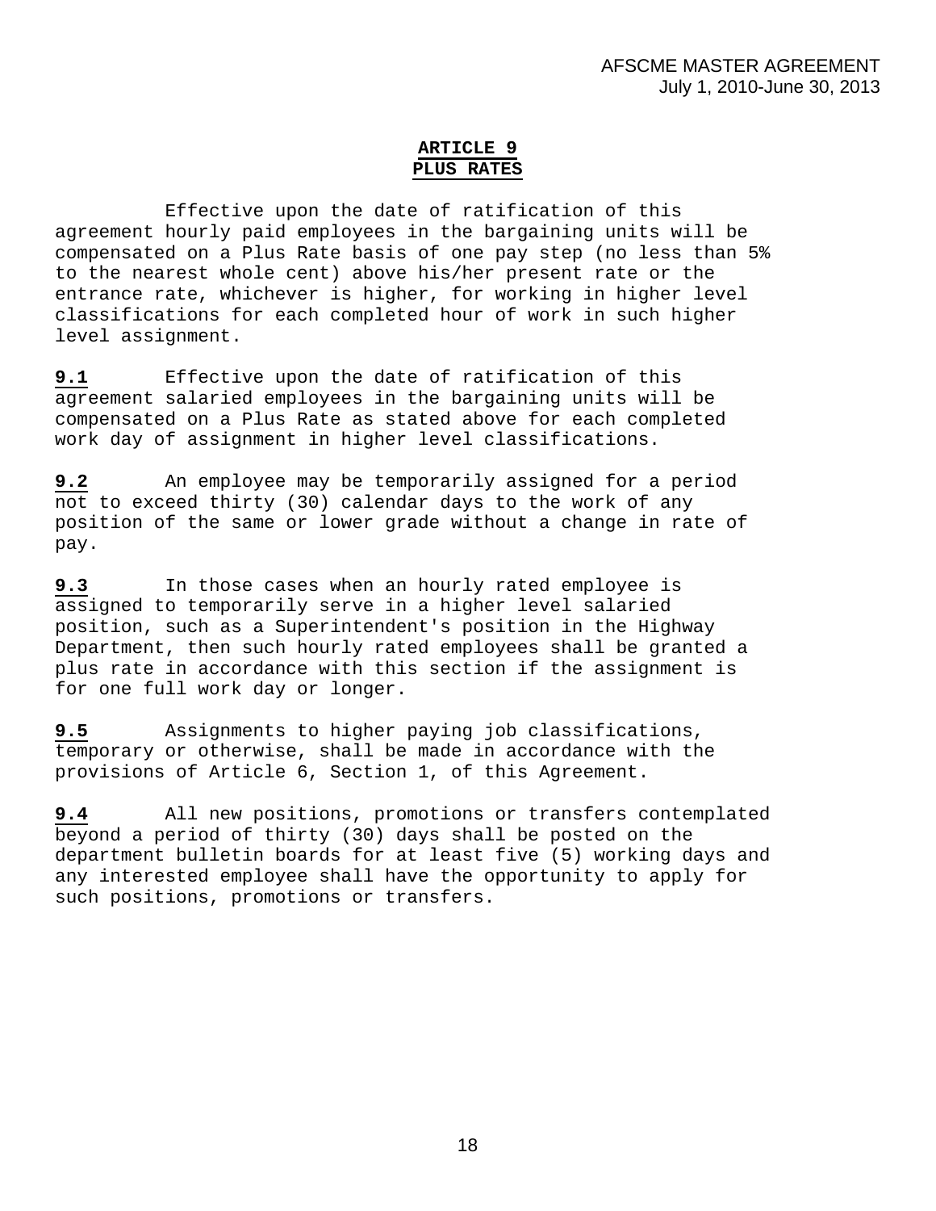# ARTICLE 9
# PLUS RATES

Effective upon the date of ratification of this agreement hourly paid employees in the bargaining units will be compensated on a Plus Rate basis of one pay step (no less than 5% to the nearest whole cent) above his/her present rate or the entrance rate, whichever is higher, for working in higher level classifications for each completed hour of work in such higher level assignment.

**9.1** Effective upon the date of ratification of this agreement salaried employees in the bargaining units will be compensated on a Plus Rate as stated above for each completed work day of assignment in higher level classifications.

**9.2** An employee may be temporarily assigned for a period not to exceed thirty (30) calendar days to the work of any position of the same or lower grade without a change in rate of pay.

**9.3** In those cases when an hourly rated employee is assigned to temporarily serve in a higher level salaried position, such as a Superintendent's position in the Highway Department, then such hourly rated employees shall be granted a plus rate in accordance with this section if the assignment is for one full work day or longer.

**9.5** Assignments to higher paying job classifications, temporary or otherwise, shall be made in accordance with the provisions of Article 6, Section 1, of this Agreement.

**9.4** All new positions, promotions or transfers contemplated beyond a period of thirty (30) days shall be posted on the department bulletin boards for at least five (5) working days and any interested employee shall have the opportunity to apply for such positions, promotions or transfers.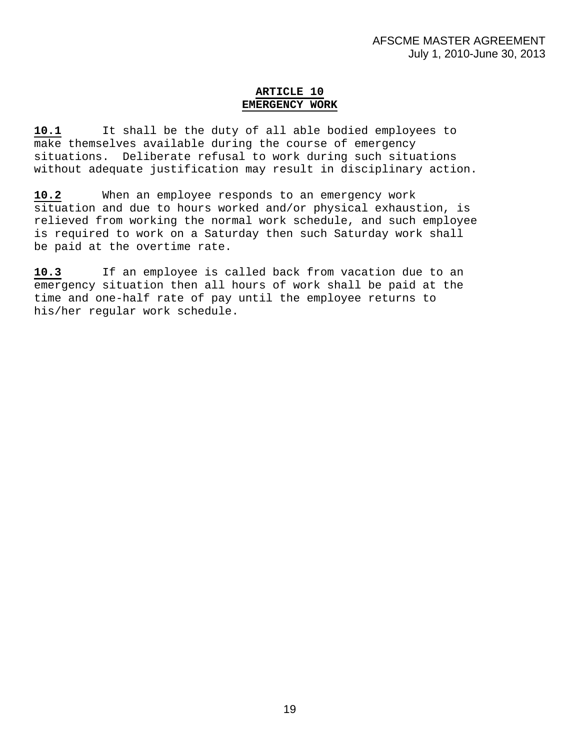## ARTICLE 10
## EMERGENCY WORK

**10.1** It shall be the duty of all able bodied employees to make themselves available during the course of emergency situations. Deliberate refusal to work during such situations without adequate justification may result in disciplinary action.

**10.2** When an employee responds to an emergency work situation and due to hours worked and/or physical exhaustion, is relieved from working the normal work schedule, and such employee is required to work on a Saturday then such Saturday work shall be paid at the overtime rate.

**10.3** If an employee is called back from vacation due to an emergency situation then all hours of work shall be paid at the time and one-half rate of pay until the employee returns to his/her regular work schedule.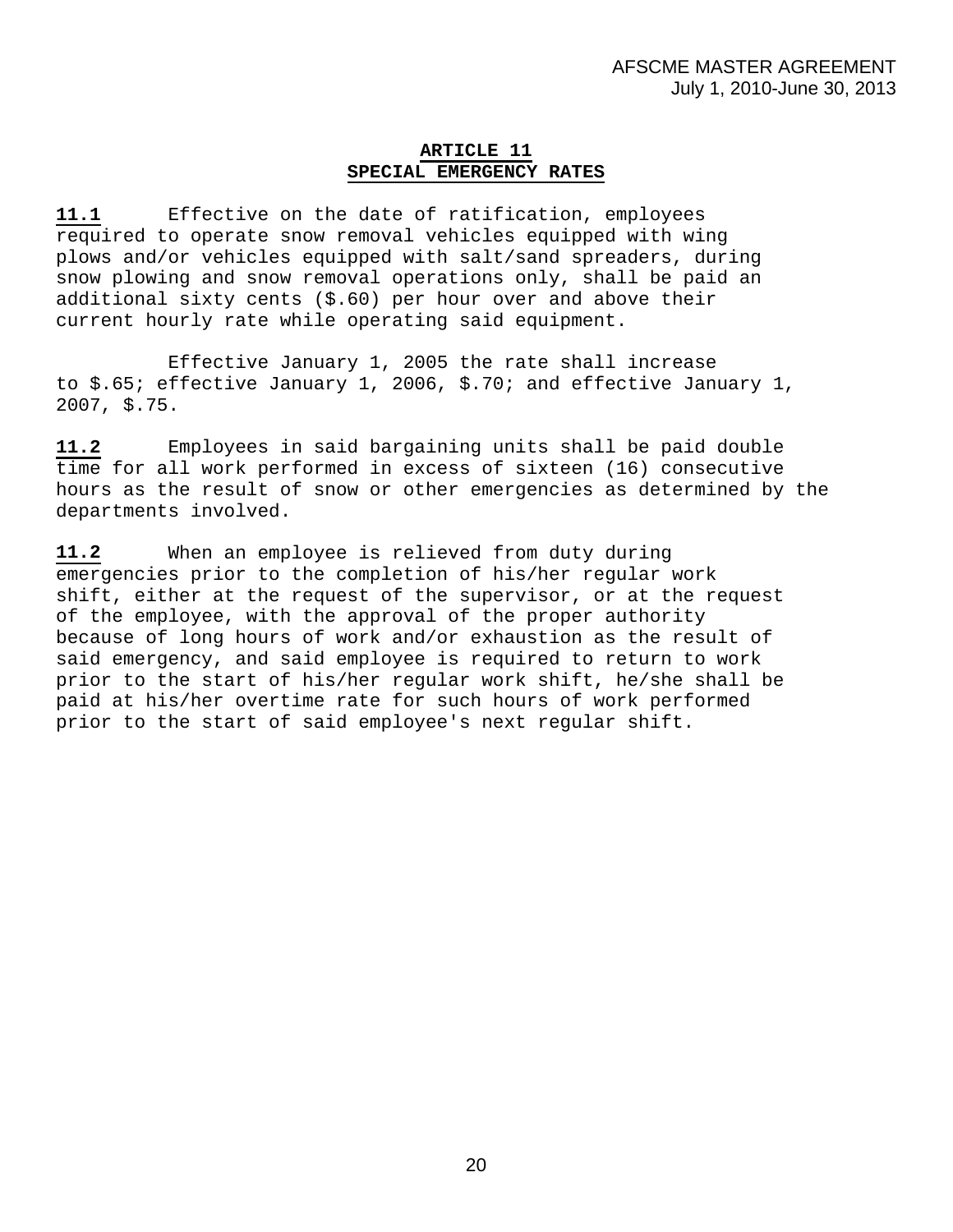# ARTICLE 11
# SPECIAL EMERGENCY RATES

**11.1** Effective on the date of ratification, employees required to operate snow removal vehicles equipped with wing plows and/or vehicles equipped with salt/sand spreaders, during snow plowing and snow removal operations only, shall be paid an additional sixty cents ($.60) per hour over and above their current hourly rate while operating said equipment.

Effective January 1, 2005 the rate shall increase to $.65; effective January 1, 2006, $.70; and effective January 1, 2007, $.75.

**11.2** Employees in said bargaining units shall be paid double time for all work performed in excess of sixteen (16) consecutive hours as the result of snow or other emergencies as determined by the departments involved.

**11.2** When an employee is relieved from duty during emergencies prior to the completion of his/her regular work shift, either at the request of the supervisor, or at the request of the employee, with the approval of the proper authority because of long hours of work and/or exhaustion as the result of said emergency, and said employee is required to return to work prior to the start of his/her regular work shift, he/she shall be paid at his/her overtime rate for such hours of work performed prior to the start of said employee's next regular shift.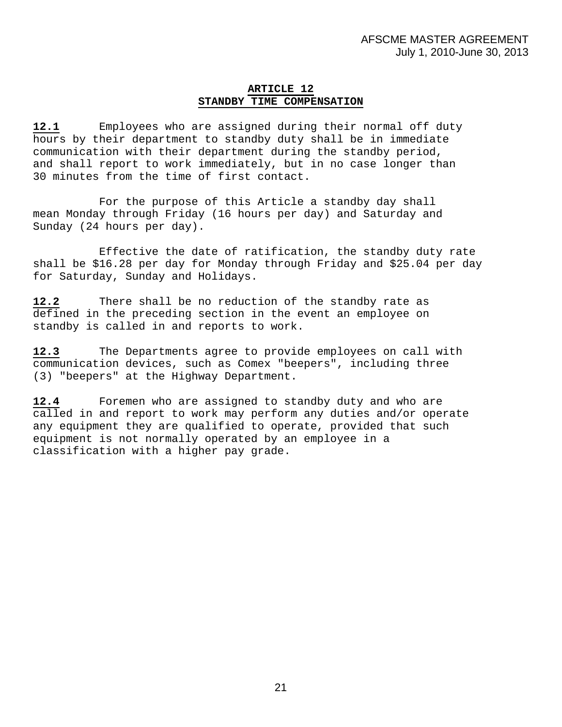## ARTICLE 12
## STANDBY TIME COMPENSATION

**12.1** Employees who are assigned during their normal off duty hours by their department to standby duty shall be in immediate communication with their department during the standby period, and shall report to work immediately, but in no case longer than 30 minutes from the time of first contact.

For the purpose of this Article a standby day shall mean Monday through Friday (16 hours per day) and Saturday and Sunday (24 hours per day).

Effective the date of ratification, the standby duty rate shall be $16.28 per day for Monday through Friday and $25.04 per day for Saturday, Sunday and Holidays.

**12.2** There shall be no reduction of the standby rate as defined in the preceding section in the event an employee on standby is called in and reports to work.

**12.3** The Departments agree to provide employees on call with communication devices, such as Comex "beepers", including three (3) "beepers" at the Highway Department.

**12.4** Foremen who are assigned to standby duty and who are called in and report to work may perform any duties and/or operate any equipment they are qualified to operate, provided that such equipment is not normally operated by an employee in a classification with a higher pay grade.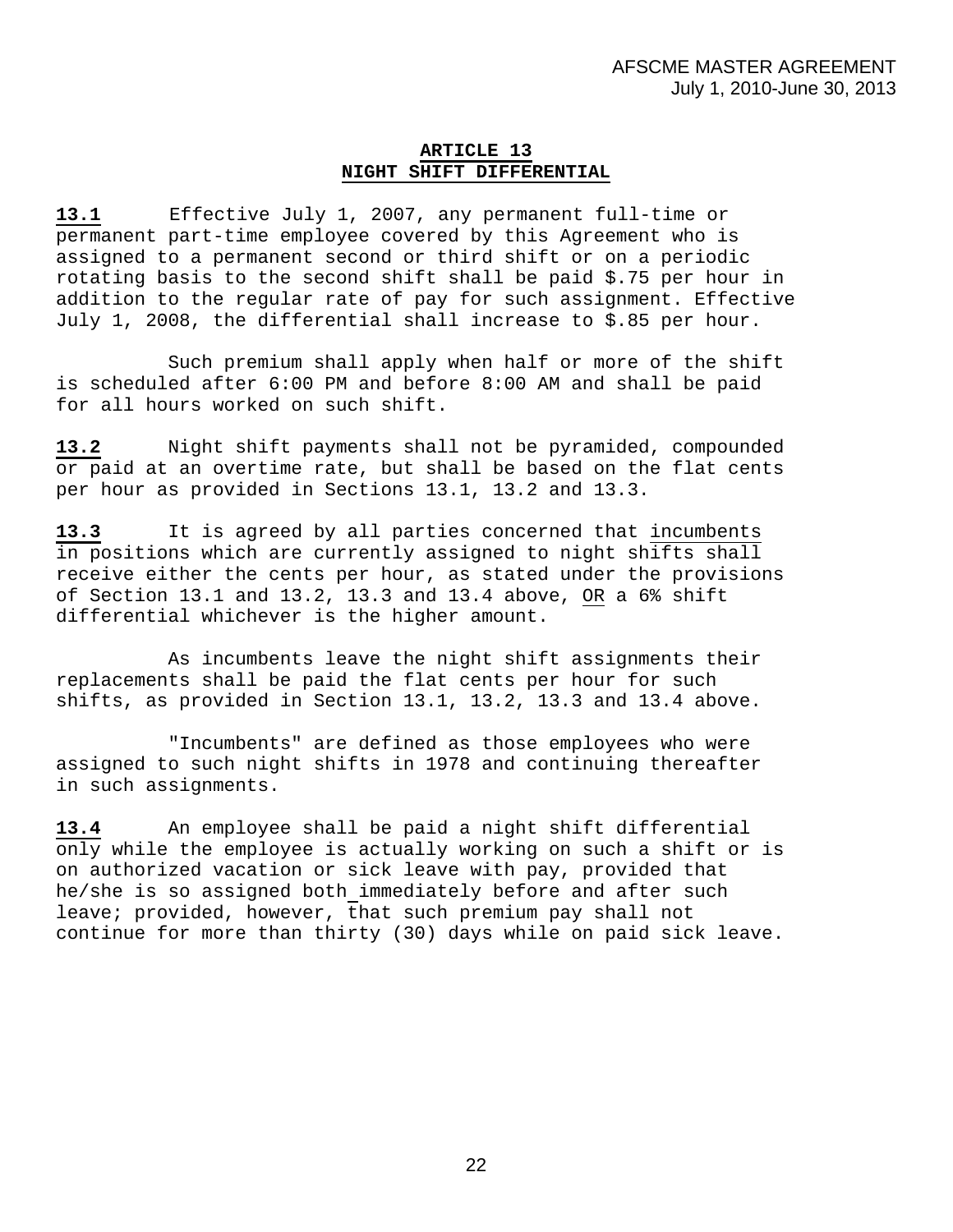# ARTICLE 13
# NIGHT SHIFT DIFFERENTIAL

**13.1** Effective July 1, 2007, any permanent full-time or permanent part-time employee covered by this Agreement who is assigned to a permanent second or third shift or on a periodic rotating basis to the second shift shall be paid $.75 per hour in addition to the regular rate of pay for such assignment. Effective July 1, 2008, the differential shall increase to $.85 per hour.

Such premium shall apply when half or more of the shift is scheduled after 6:00 PM and before 8:00 AM and shall be paid for all hours worked on such shift.

**13.2** Night shift payments shall not be pyramided, compounded or paid at an overtime rate, but shall be based on the flat cents per hour as provided in Sections 13.1, 13.2 and 13.3.

**13.3** It is agreed by all parties concerned that incumbents in positions which are currently assigned to night shifts shall receive either the cents per hour, as stated under the provisions of Section 13.1 and 13.2, 13.3 and 13.4 above, OR a 6% shift differential whichever is the higher amount.

As incumbents leave the night shift assignments their replacements shall be paid the flat cents per hour for such shifts, as provided in Section 13.1, 13.2, 13.3 and 13.4 above.

"Incumbents" are defined as those employees who were assigned to such night shifts in 1978 and continuing thereafter in such assignments.

**13.4** An employee shall be paid a night shift differential only while the employee is actually working on such a shift or is on authorized vacation or sick leave with pay, provided that he/she is so assigned both immediately before and after such leave; provided, however, that such premium pay shall not continue for more than thirty (30) days while on paid sick leave.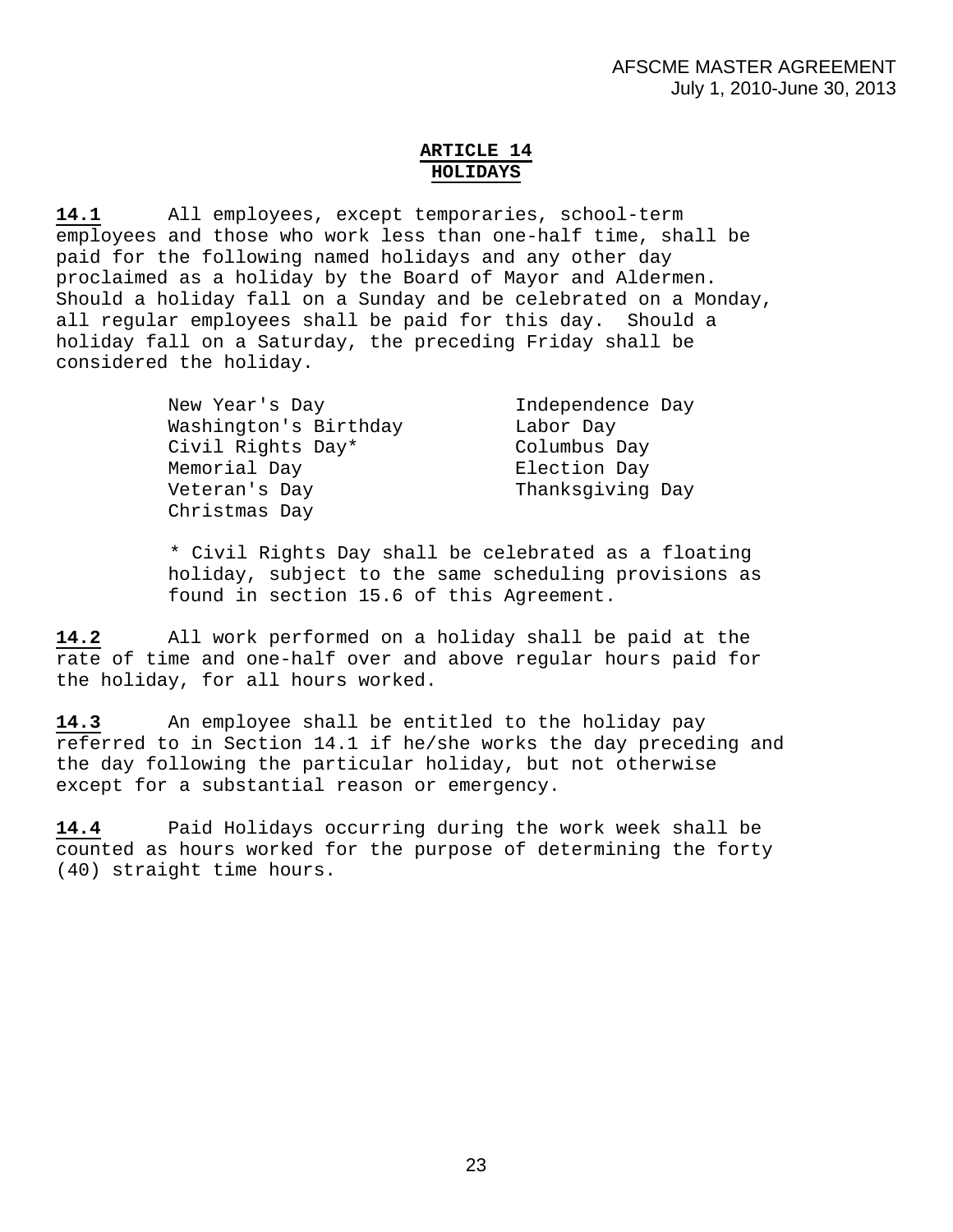## ARTICLE 14
## HOLIDAYS

**14.1** All employees, except temporaries, school-term employees and those who work less than one-half time, shall be paid for the following named holidays and any other day proclaimed as a holiday by the Board of Mayor and Aldermen. Should a holiday fall on a Sunday and be celebrated on a Monday, all regular employees shall be paid for this day. Should a holiday fall on a Saturday, the preceding Friday shall be considered the holiday.

| | |
|---|---|
| New Year's Day | Independence Day |
| Washington's Birthday | Labor Day |
| Civil Rights Day* | Columbus Day |
| Memorial Day | Election Day |
| Veteran's Day | Thanksgiving Day |
| Christmas Day | |

\* Civil Rights Day shall be celebrated as a floating holiday, subject to the same scheduling provisions as found in section 15.6 of this Agreement.

**14.2** All work performed on a holiday shall be paid at the rate of time and one-half over and above regular hours paid for the holiday, for all hours worked.

**14.3** An employee shall be entitled to the holiday pay referred to in Section 14.1 if he/she works the day preceding and the day following the particular holiday, but not otherwise except for a substantial reason or emergency.

**14.4** Paid Holidays occurring during the work week shall be counted as hours worked for the purpose of determining the forty (40) straight time hours.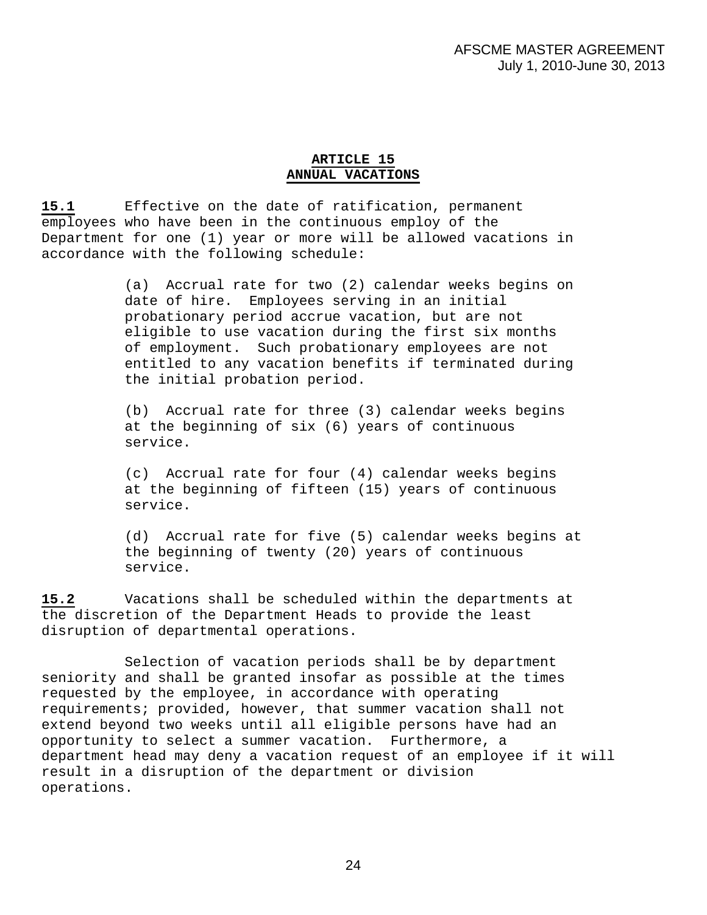## ARTICLE 15
## ANNUAL VACATIONS

**15.1** Effective on the date of ratification, permanent employees who have been in the continuous employ of the Department for one (1) year or more will be allowed vacations in accordance with the following schedule:

(a) Accrual rate for two (2) calendar weeks begins on date of hire. Employees serving in an initial probationary period accrue vacation, but are not eligible to use vacation during the first six months of employment. Such probationary employees are not entitled to any vacation benefits if terminated during the initial probation period.

(b) Accrual rate for three (3) calendar weeks begins at the beginning of six (6) years of continuous service.

(c) Accrual rate for four (4) calendar weeks begins at the beginning of fifteen (15) years of continuous service.

(d) Accrual rate for five (5) calendar weeks begins at the beginning of twenty (20) years of continuous service.

**15.2** Vacations shall be scheduled within the departments at the discretion of the Department Heads to provide the least disruption of departmental operations.

Selection of vacation periods shall be by department seniority and shall be granted insofar as possible at the times requested by the employee, in accordance with operating requirements; provided, however, that summer vacation shall not extend beyond two weeks until all eligible persons have had an opportunity to select a summer vacation. Furthermore, a department head may deny a vacation request of an employee if it will result in a disruption of the department or division operations.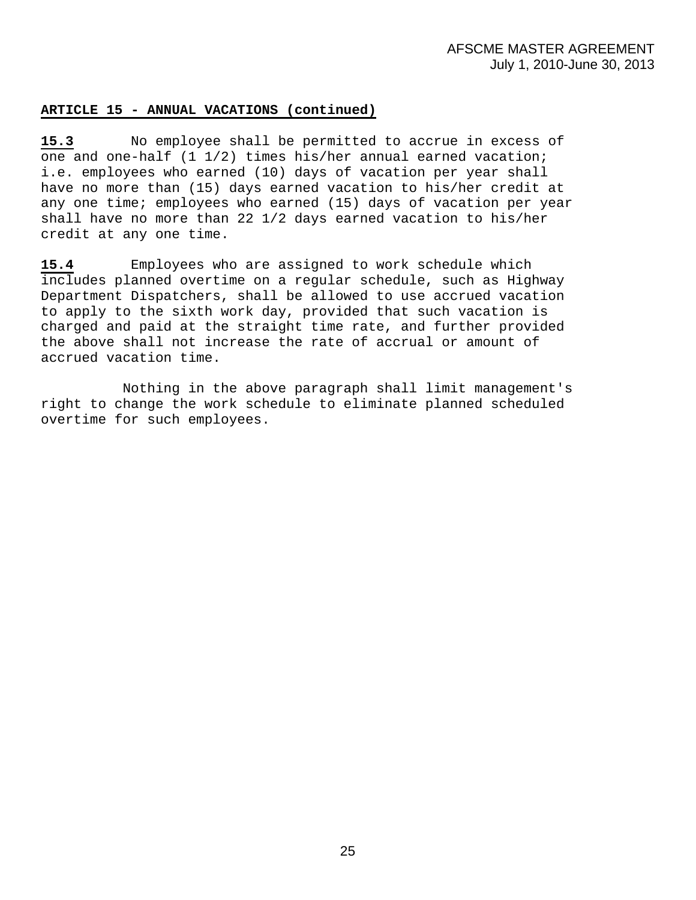**ARTICLE 15 - ANNUAL VACATIONS (continued)**

**15.3** No employee shall be permitted to accrue in excess of one and one-half (1 1/2) times his/her annual earned vacation; i.e. employees who earned (10) days of vacation per year shall have no more than (15) days earned vacation to his/her credit at any one time; employees who earned (15) days of vacation per year shall have no more than 22 1/2 days earned vacation to his/her credit at any one time.

**15.4** Employees who are assigned to work schedule which includes planned overtime on a regular schedule, such as Highway Department Dispatchers, shall be allowed to use accrued vacation to apply to the sixth work day, provided that such vacation is charged and paid at the straight time rate, and further provided the above shall not increase the rate of accrual or amount of accrued vacation time.

Nothing in the above paragraph shall limit management's right to change the work schedule to eliminate planned scheduled overtime for such employees.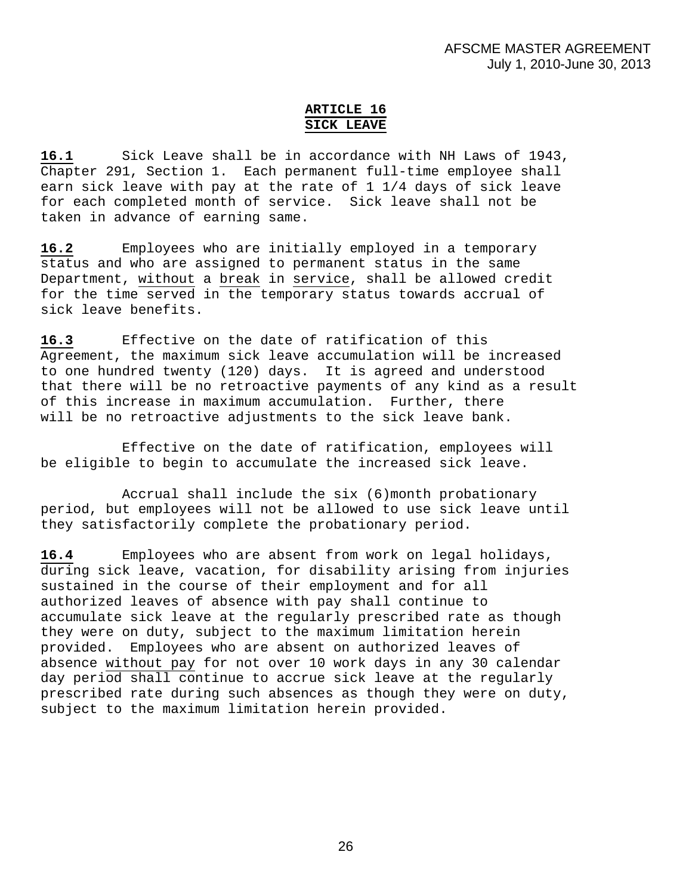## ARTICLE 16
## SICK LEAVE

**16.1** Sick Leave shall be in accordance with NH Laws of 1943, Chapter 291, Section 1. Each permanent full-time employee shall earn sick leave with pay at the rate of 1 1/4 days of sick leave for each completed month of service. Sick leave shall not be taken in advance of earning same.

**16.2** Employees who are initially employed in a temporary status and who are assigned to permanent status in the same Department, without a break in service, shall be allowed credit for the time served in the temporary status towards accrual of sick leave benefits.

**16.3** Effective on the date of ratification of this Agreement, the maximum sick leave accumulation will be increased to one hundred twenty (120) days. It is agreed and understood that there will be no retroactive payments of any kind as a result of this increase in maximum accumulation. Further, there will be no retroactive adjustments to the sick leave bank.

Effective on the date of ratification, employees will be eligible to begin to accumulate the increased sick leave.

Accrual shall include the six (6)month probationary period, but employees will not be allowed to use sick leave until they satisfactorily complete the probationary period.

**16.4** Employees who are absent from work on legal holidays, during sick leave, vacation, for disability arising from injuries sustained in the course of their employment and for all authorized leaves of absence with pay shall continue to accumulate sick leave at the regularly prescribed rate as though they were on duty, subject to the maximum limitation herein provided. Employees who are absent on authorized leaves of absence without pay for not over 10 work days in any 30 calendar day period shall continue to accrue sick leave at the regularly prescribed rate during such absences as though they were on duty, subject to the maximum limitation herein provided.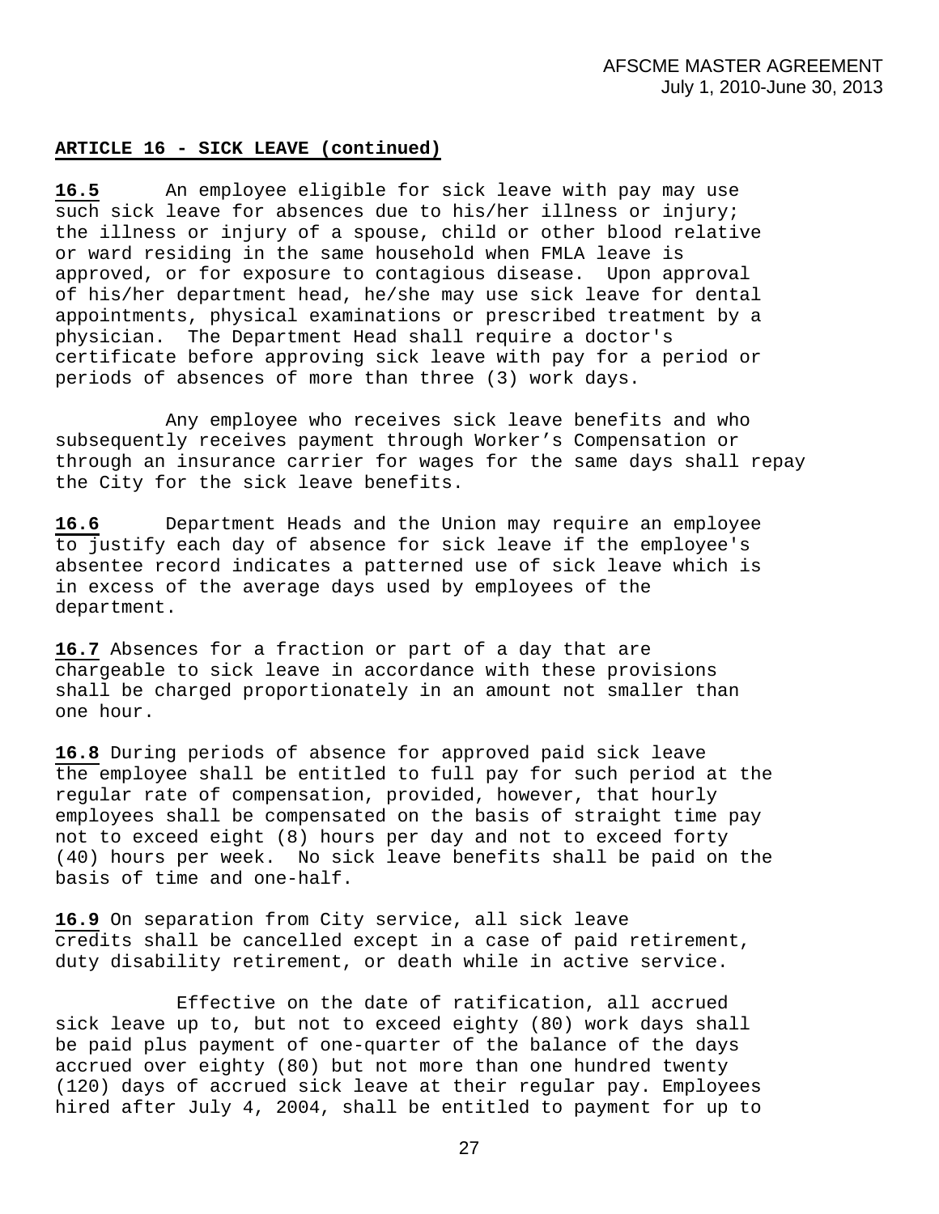## ARTICLE 16 - SICK LEAVE (continued)

**16.5** An employee eligible for sick leave with pay may use such sick leave for absences due to his/her illness or injury; the illness or injury of a spouse, child or other blood relative or ward residing in the same household when FMLA leave is approved, or for exposure to contagious disease. Upon approval of his/her department head, he/she may use sick leave for dental appointments, physical examinations or prescribed treatment by a physician. The Department Head shall require a doctor's certificate before approving sick leave with pay for a period or periods of absences of more than three (3) work days.

Any employee who receives sick leave benefits and who subsequently receives payment through Worker's Compensation or through an insurance carrier for wages for the same days shall repay the City for the sick leave benefits.

**16.6** Department Heads and the Union may require an employee to justify each day of absence for sick leave if the employee's absentee record indicates a patterned use of sick leave which is in excess of the average days used by employees of the department.

**16.7** Absences for a fraction or part of a day that are chargeable to sick leave in accordance with these provisions shall be charged proportionately in an amount not smaller than one hour.

**16.8** During periods of absence for approved paid sick leave the employee shall be entitled to full pay for such period at the regular rate of compensation, provided, however, that hourly employees shall be compensated on the basis of straight time pay not to exceed eight (8) hours per day and not to exceed forty (40) hours per week. No sick leave benefits shall be paid on the basis of time and one-half.

**16.9** On separation from City service, all sick leave credits shall be cancelled except in a case of paid retirement, duty disability retirement, or death while in active service.

Effective on the date of ratification, all accrued sick leave up to, but not to exceed eighty (80) work days shall be paid plus payment of one-quarter of the balance of the days accrued over eighty (80) but not more than one hundred twenty (120) days of accrued sick leave at their regular pay. Employees hired after July 4, 2004, shall be entitled to payment for up to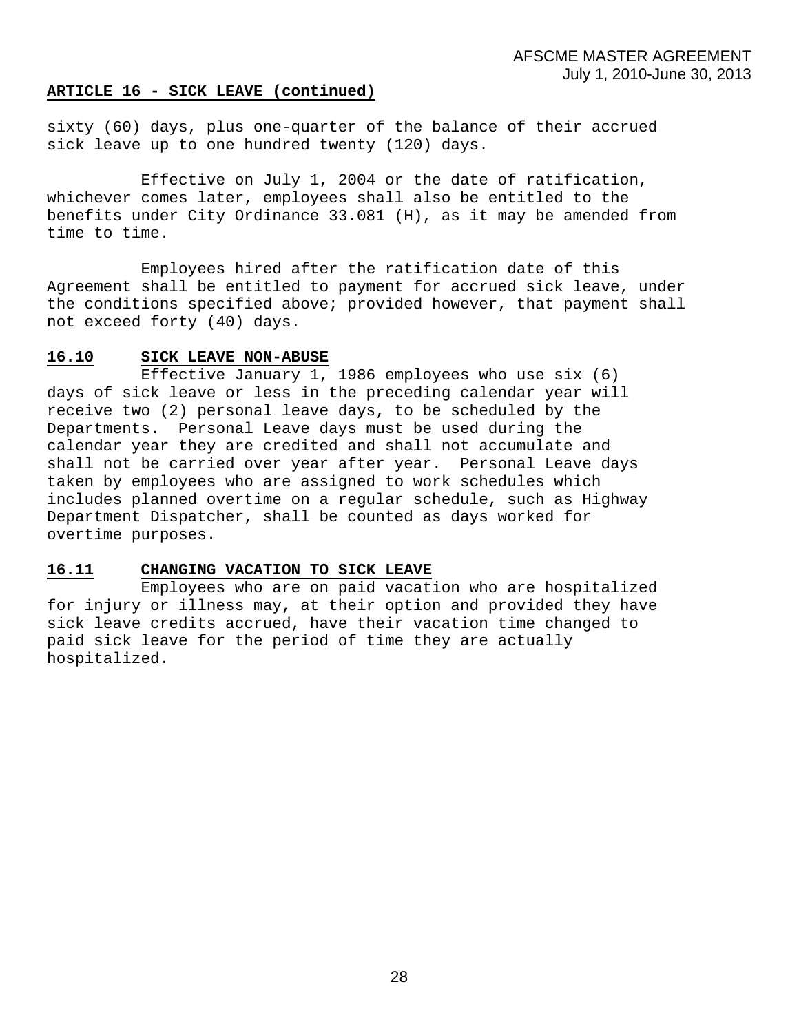## ARTICLE 16 - SICK LEAVE (continued)

sixty (60) days, plus one-quarter of the balance of their accrued sick leave up to one hundred twenty (120) days.

Effective on July 1, 2004 or the date of ratification, whichever comes later, employees shall also be entitled to the benefits under City Ordinance 33.081 (H), as it may be amended from time to time.

Employees hired after the ratification date of this Agreement shall be entitled to payment for accrued sick leave, under the conditions specified above; provided however, that payment shall not exceed forty (40) days.

### 16.10 SICK LEAVE NON-ABUSE

Effective January 1, 1986 employees who use six (6) days of sick leave or less in the preceding calendar year will receive two (2) personal leave days, to be scheduled by the Departments. Personal Leave days must be used during the calendar year they are credited and shall not accumulate and shall not be carried over year after year. Personal Leave days taken by employees who are assigned to work schedules which includes planned overtime on a regular schedule, such as Highway Department Dispatcher, shall be counted as days worked for overtime purposes.

### 16.11 CHANGING VACATION TO SICK LEAVE

Employees who are on paid vacation who are hospitalized for injury or illness may, at their option and provided they have sick leave credits accrued, have their vacation time changed to paid sick leave for the period of time they are actually hospitalized.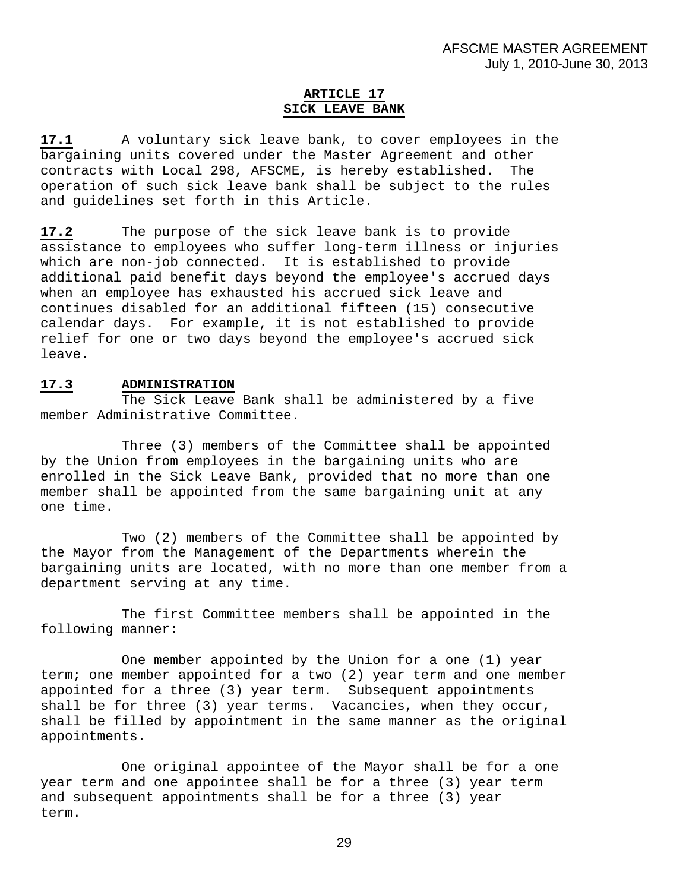## ARTICLE 17
## SICK LEAVE BANK

**17.1** A voluntary sick leave bank, to cover employees in the bargaining units covered under the Master Agreement and other contracts with Local 298, AFSCME, is hereby established. The operation of such sick leave bank shall be subject to the rules and guidelines set forth in this Article.

**17.2** The purpose of the sick leave bank is to provide assistance to employees who suffer long-term illness or injuries which are non-job connected. It is established to provide additional paid benefit days beyond the employee's accrued days when an employee has exhausted his accrued sick leave and continues disabled for an additional fifteen (15) consecutive calendar days. For example, it is not established to provide relief for one or two days beyond the employee's accrued sick leave.

**17.3 ADMINISTRATION**

The Sick Leave Bank shall be administered by a five member Administrative Committee.

Three (3) members of the Committee shall be appointed by the Union from employees in the bargaining units who are enrolled in the Sick Leave Bank, provided that no more than one member shall be appointed from the same bargaining unit at any one time.

Two (2) members of the Committee shall be appointed by the Mayor from the Management of the Departments wherein the bargaining units are located, with no more than one member from a department serving at any time.

The first Committee members shall be appointed in the following manner:

One member appointed by the Union for a one (1) year term; one member appointed for a two (2) year term and one member appointed for a three (3) year term. Subsequent appointments shall be for three (3) year terms. Vacancies, when they occur, shall be filled by appointment in the same manner as the original appointments.

One original appointee of the Mayor shall be for a one year term and one appointee shall be for a three (3) year term and subsequent appointments shall be for a three (3) year term.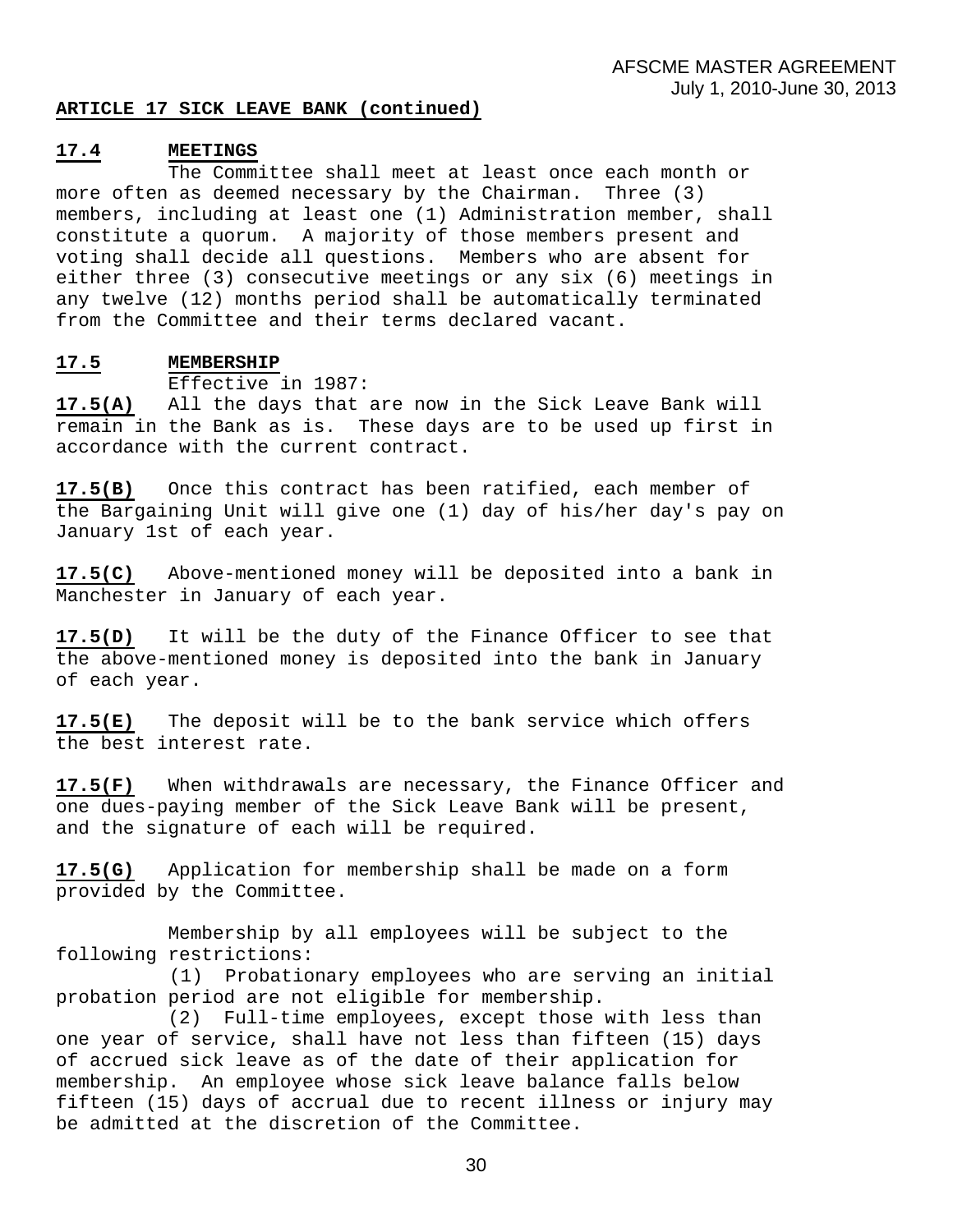**ARTICLE 17 SICK LEAVE BANK (continued)**

**17.4 MEETINGS**

The Committee shall meet at least once each month or more often as deemed necessary by the Chairman. Three (3) members, including at least one (1) Administration member, shall constitute a quorum. A majority of those members present and voting shall decide all questions. Members who are absent for either three (3) consecutive meetings or any six (6) meetings in any twelve (12) months period shall be automatically terminated from the Committee and their terms declared vacant.

**17.5 MEMBERSHIP**

Effective in 1987:

**17.5(A)** All the days that are now in the Sick Leave Bank will remain in the Bank as is. These days are to be used up first in accordance with the current contract.

**17.5(B)** Once this contract has been ratified, each member of the Bargaining Unit will give one (1) day of his/her day's pay on January 1st of each year.

**17.5(C)** Above-mentioned money will be deposited into a bank in Manchester in January of each year.

**17.5(D)** It will be the duty of the Finance Officer to see that the above-mentioned money is deposited into the bank in January of each year.

**17.5(E)** The deposit will be to the bank service which offers the best interest rate.

**17.5(F)** When withdrawals are necessary, the Finance Officer and one dues-paying member of the Sick Leave Bank will be present, and the signature of each will be required.

**17.5(G)** Application for membership shall be made on a form provided by the Committee.

Membership by all employees will be subject to the following restrictions:

(1) Probationary employees who are serving an initial probation period are not eligible for membership.

(2) Full-time employees, except those with less than one year of service, shall have not less than fifteen (15) days of accrued sick leave as of the date of their application for membership. An employee whose sick leave balance falls below fifteen (15) days of accrual due to recent illness or injury may be admitted at the discretion of the Committee.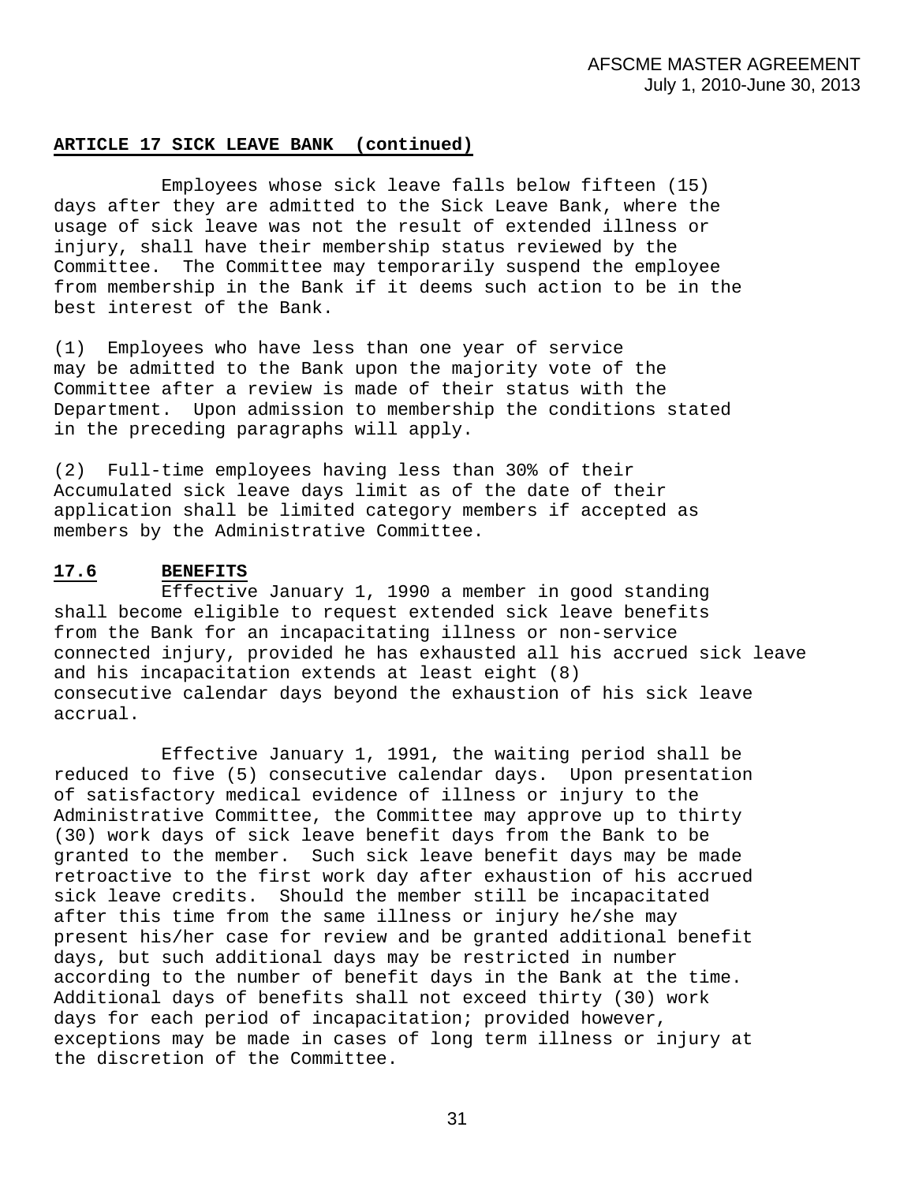**ARTICLE 17 SICK LEAVE BANK (continued)**

Employees whose sick leave falls below fifteen (15) days after they are admitted to the Sick Leave Bank, where the usage of sick leave was not the result of extended illness or injury, shall have their membership status reviewed by the Committee. The Committee may temporarily suspend the employee from membership in the Bank if it deems such action to be in the best interest of the Bank.

(1) Employees who have less than one year of service may be admitted to the Bank upon the majority vote of the Committee after a review is made of their status with the Department. Upon admission to membership the conditions stated in the preceding paragraphs will apply.

(2) Full-time employees having less than 30% of their Accumulated sick leave days limit as of the date of their application shall be limited category members if accepted as members by the Administrative Committee.

**17.6 BENEFITS**

Effective January 1, 1990 a member in good standing shall become eligible to request extended sick leave benefits from the Bank for an incapacitating illness or non-service connected injury, provided he has exhausted all his accrued sick leave and his incapacitation extends at least eight (8) consecutive calendar days beyond the exhaustion of his sick leave accrual.

Effective January 1, 1991, the waiting period shall be reduced to five (5) consecutive calendar days. Upon presentation of satisfactory medical evidence of illness or injury to the Administrative Committee, the Committee may approve up to thirty (30) work days of sick leave benefit days from the Bank to be granted to the member. Such sick leave benefit days may be made retroactive to the first work day after exhaustion of his accrued sick leave credits. Should the member still be incapacitated after this time from the same illness or injury he/she may present his/her case for review and be granted additional benefit days, but such additional days may be restricted in number according to the number of benefit days in the Bank at the time. Additional days of benefits shall not exceed thirty (30) work days for each period of incapacitation; provided however, exceptions may be made in cases of long term illness or injury at the discretion of the Committee.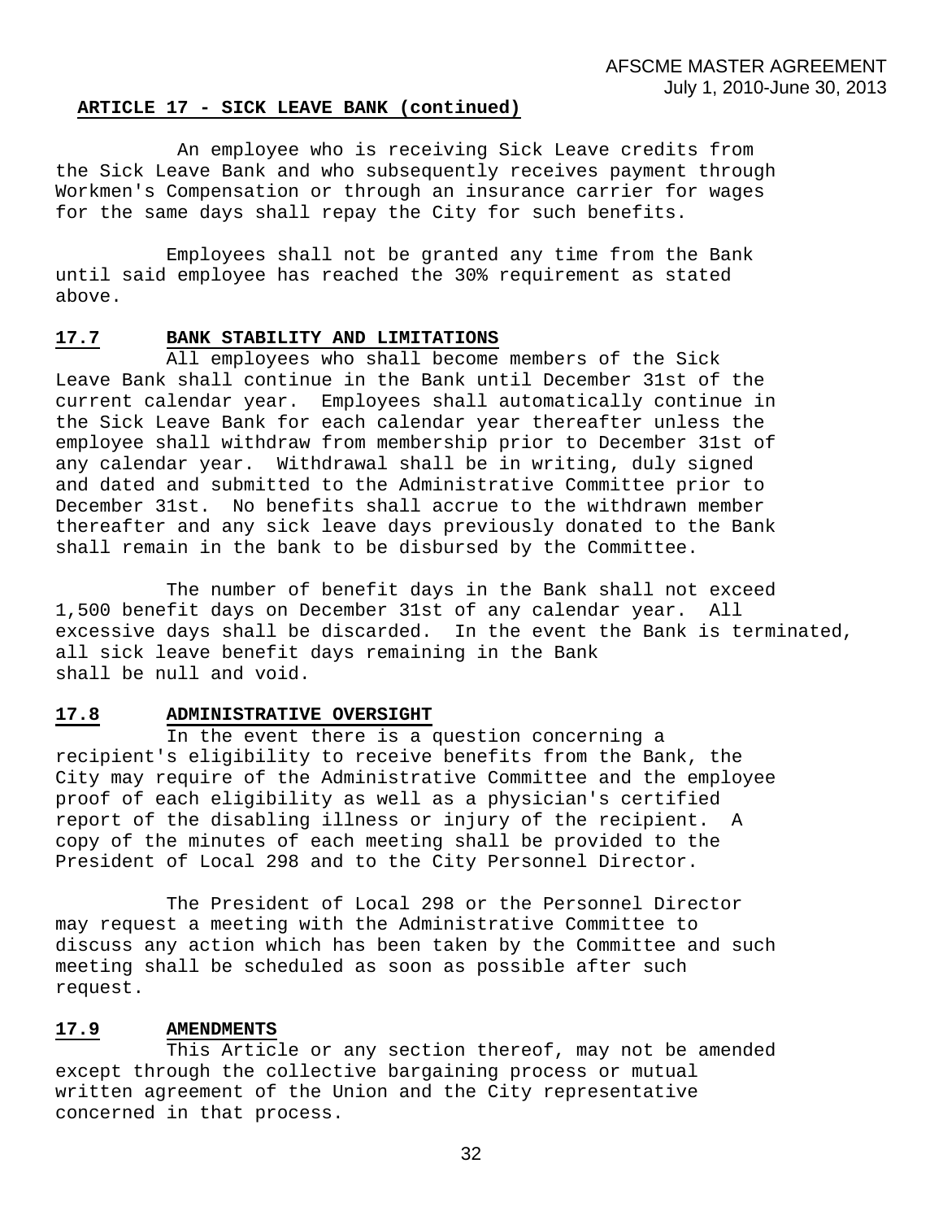## ARTICLE 17 - SICK LEAVE BANK (continued)

An employee who is receiving Sick Leave credits from the Sick Leave Bank and who subsequently receives payment through Workmen's Compensation or through an insurance carrier for wages for the same days shall repay the City for such benefits.

Employees shall not be granted any time from the Bank until said employee has reached the 30% requirement as stated above.

### 17.7 BANK STABILITY AND LIMITATIONS

All employees who shall become members of the Sick Leave Bank shall continue in the Bank until December 31st of the current calendar year. Employees shall automatically continue in the Sick Leave Bank for each calendar year thereafter unless the employee shall withdraw from membership prior to December 31st of any calendar year. Withdrawal shall be in writing, duly signed and dated and submitted to the Administrative Committee prior to December 31st. No benefits shall accrue to the withdrawn member thereafter and any sick leave days previously donated to the Bank shall remain in the bank to be disbursed by the Committee.

The number of benefit days in the Bank shall not exceed 1,500 benefit days on December 31st of any calendar year. All excessive days shall be discarded. In the event the Bank is terminated, all sick leave benefit days remaining in the Bank shall be null and void.

### 17.8 ADMINISTRATIVE OVERSIGHT

In the event there is a question concerning a recipient's eligibility to receive benefits from the Bank, the City may require of the Administrative Committee and the employee proof of each eligibility as well as a physician's certified report of the disabling illness or injury of the recipient. A copy of the minutes of each meeting shall be provided to the President of Local 298 and to the City Personnel Director.

The President of Local 298 or the Personnel Director may request a meeting with the Administrative Committee to discuss any action which has been taken by the Committee and such meeting shall be scheduled as soon as possible after such request.

### 17.9 AMENDMENTS

This Article or any section thereof, may not be amended except through the collective bargaining process or mutual written agreement of the Union and the City representative concerned in that process.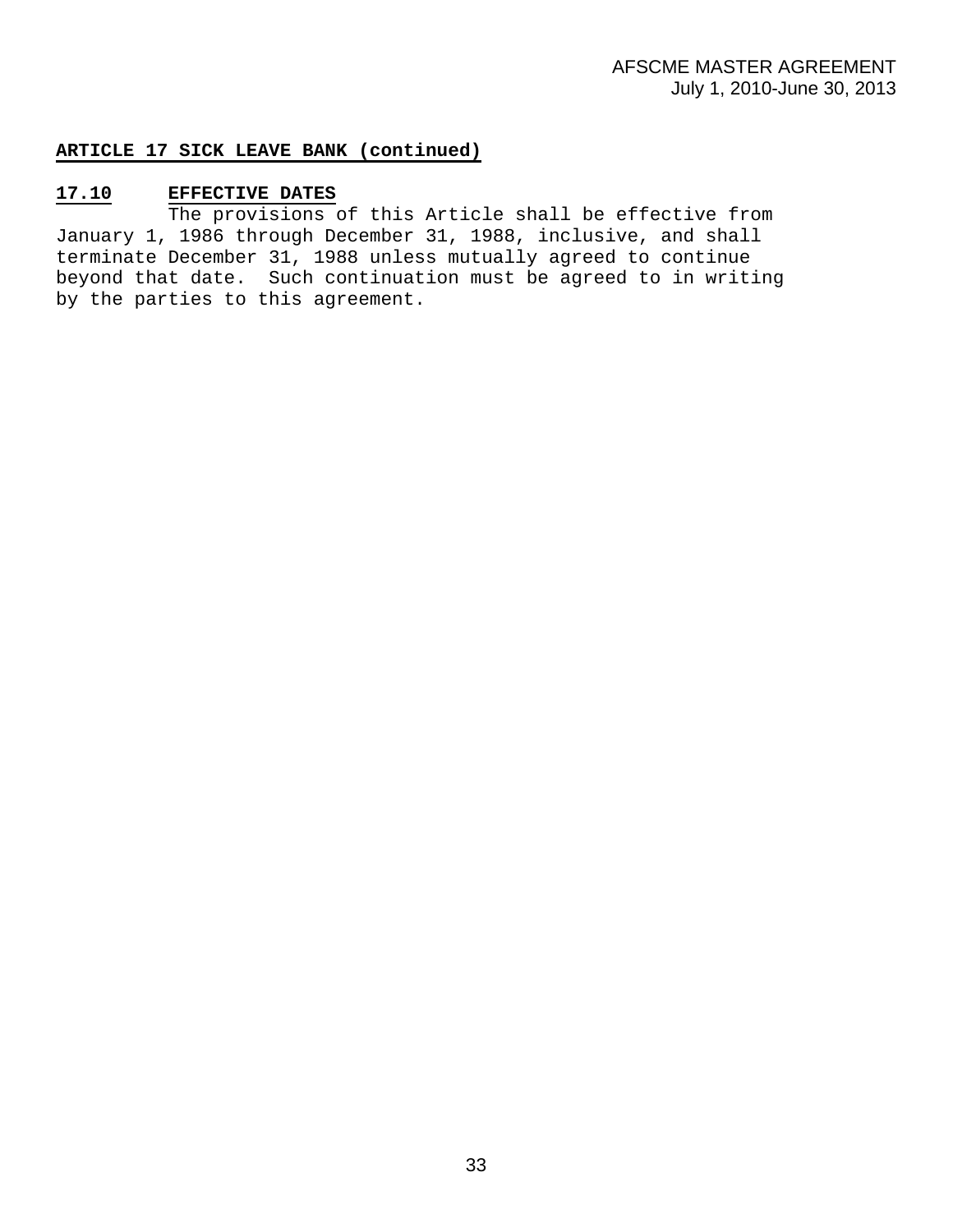**ARTICLE 17 SICK LEAVE BANK (continued)**

**17.10 EFFECTIVE DATES**

The provisions of this Article shall be effective from January 1, 1986 through December 31, 1988, inclusive, and shall terminate December 31, 1988 unless mutually agreed to continue beyond that date. Such continuation must be agreed to in writing by the parties to this agreement.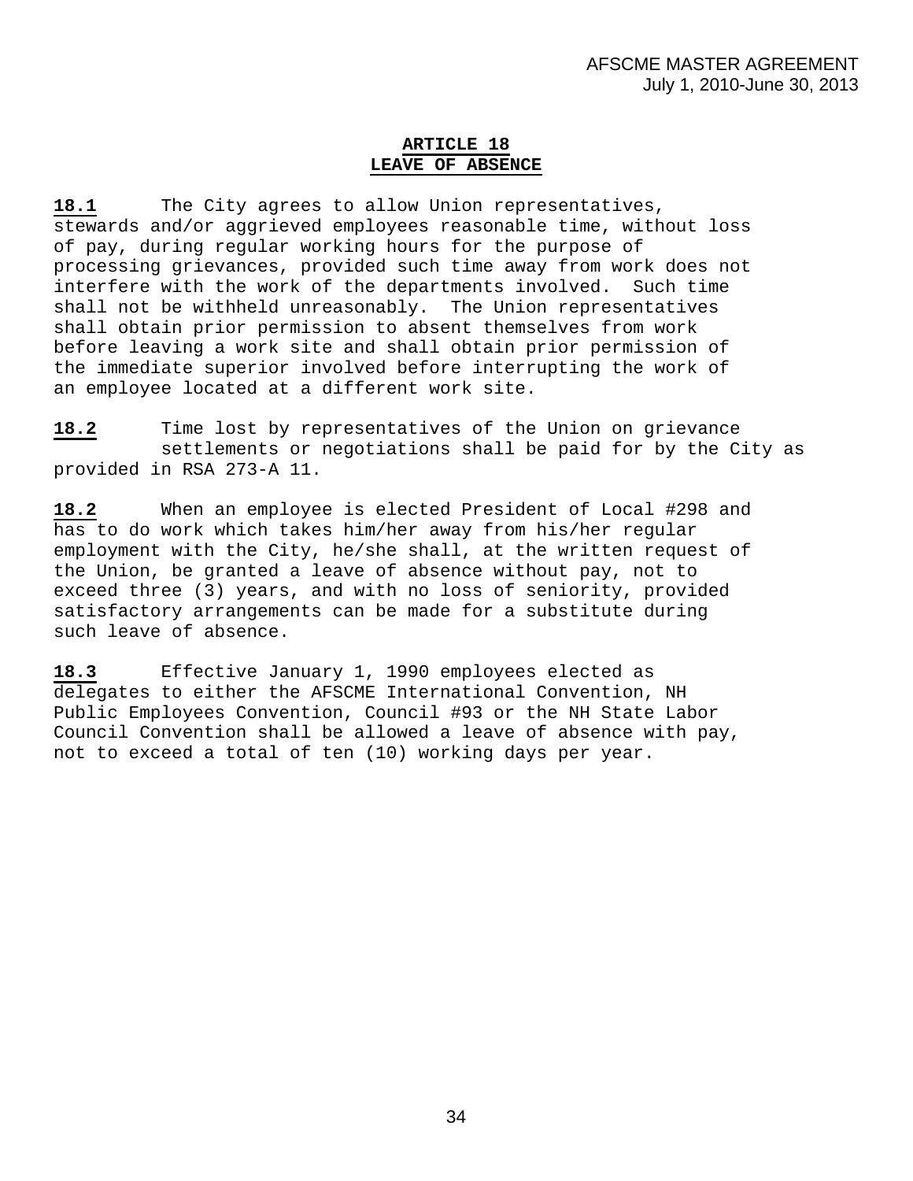## ARTICLE 18
## LEAVE OF ABSENCE

**18.1** The City agrees to allow Union representatives, stewards and/or aggrieved employees reasonable time, without loss of pay, during regular working hours for the purpose of processing grievances, provided such time away from work does not interfere with the work of the departments involved. Such time shall not be withheld unreasonably. The Union representatives shall obtain prior permission to absent themselves from work before leaving a work site and shall obtain prior permission of the immediate superior involved before interrupting the work of an employee located at a different work site.

**18.2** Time lost by representatives of the Union on grievance settlements or negotiations shall be paid for by the City as provided in RSA 273-A 11.

**18.2** When an employee is elected President of Local #298 and has to do work which takes him/her away from his/her regular employment with the City, he/she shall, at the written request of the Union, be granted a leave of absence without pay, not to exceed three (3) years, and with no loss of seniority, provided satisfactory arrangements can be made for a substitute during such leave of absence.

**18.3** Effective January 1, 1990 employees elected as delegates to either the AFSCME International Convention, NH Public Employees Convention, Council #93 or the NH State Labor Council Convention shall be allowed a leave of absence with pay, not to exceed a total of ten (10) working days per year.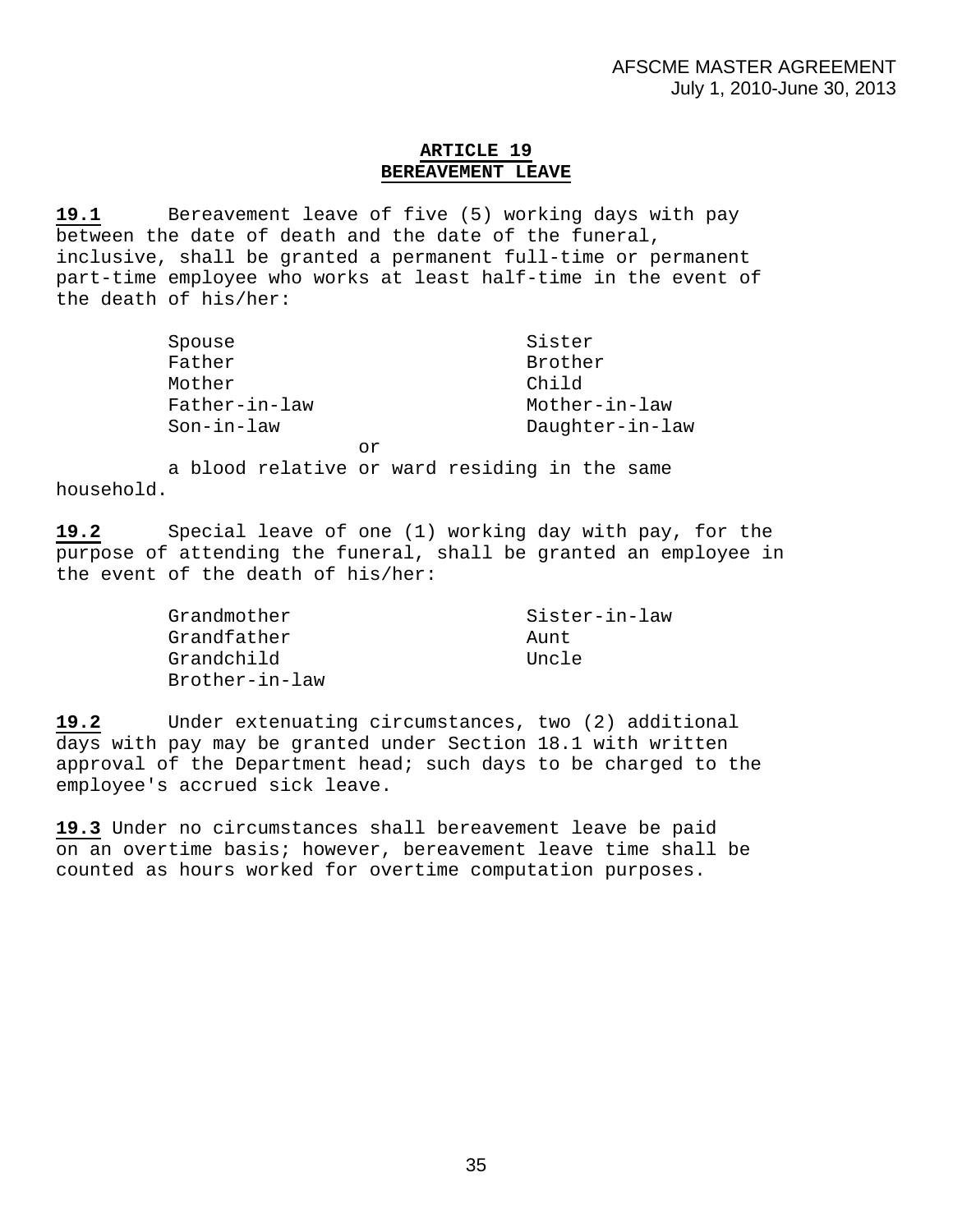# ARTICLE 19
## BEREAVEMENT LEAVE

**19.1** Bereavement leave of five (5) working days with pay between the date of death and the date of the funeral, inclusive, shall be granted a permanent full-time or permanent part-time employee who works at least half-time in the event of the death of his/her:

| | |
|---|---|
| Spouse | Sister |
| Father | Brother |
| Mother | Child |
| Father-in-law | Mother-in-law |
| Son-in-law | Daughter-in-law |

or

a blood relative or ward residing in the same household.

**19.2** Special leave of one (1) working day with pay, for the purpose of attending the funeral, shall be granted an employee in the event of the death of his/her:

| | |
|---|---|
| Grandmother | Sister-in-law |
| Grandfather | Aunt |
| Grandchild | Uncle |
| Brother-in-law | |

**19.2** Under extenuating circumstances, two (2) additional days with pay may be granted under Section 18.1 with written approval of the Department head; such days to be charged to the employee's accrued sick leave.

**19.3** Under no circumstances shall bereavement leave be paid on an overtime basis; however, bereavement leave time shall be counted as hours worked for overtime computation purposes.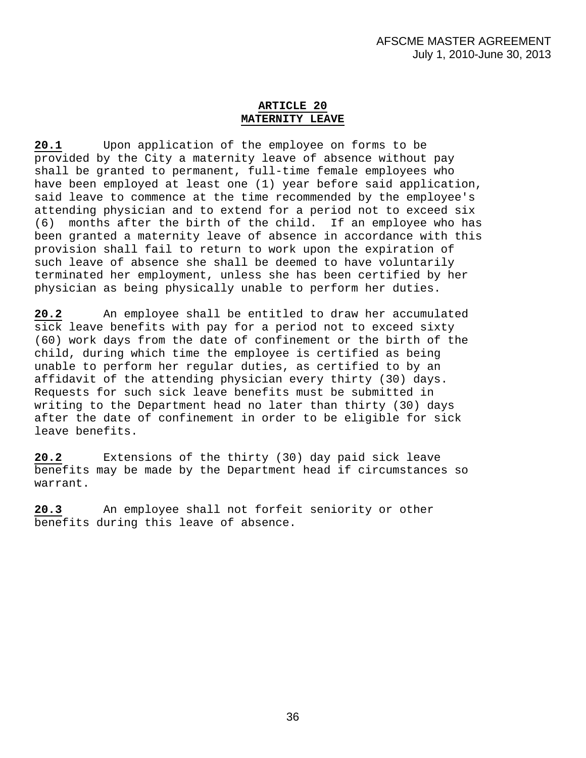## ARTICLE 20
## MATERNITY LEAVE

**20.1** Upon application of the employee on forms to be provided by the City a maternity leave of absence without pay shall be granted to permanent, full-time female employees who have been employed at least one (1) year before said application, said leave to commence at the time recommended by the employee's attending physician and to extend for a period not to exceed six (6) months after the birth of the child. If an employee who has been granted a maternity leave of absence in accordance with this provision shall fail to return to work upon the expiration of such leave of absence she shall be deemed to have voluntarily terminated her employment, unless she has been certified by her physician as being physically unable to perform her duties.

**20.2** An employee shall be entitled to draw her accumulated sick leave benefits with pay for a period not to exceed sixty (60) work days from the date of confinement or the birth of the child, during which time the employee is certified as being unable to perform her regular duties, as certified to by an affidavit of the attending physician every thirty (30) days. Requests for such sick leave benefits must be submitted in writing to the Department head no later than thirty (30) days after the date of confinement in order to be eligible for sick leave benefits.

**20.2** Extensions of the thirty (30) day paid sick leave benefits may be made by the Department head if circumstances so warrant.

**20.3** An employee shall not forfeit seniority or other benefits during this leave of absence.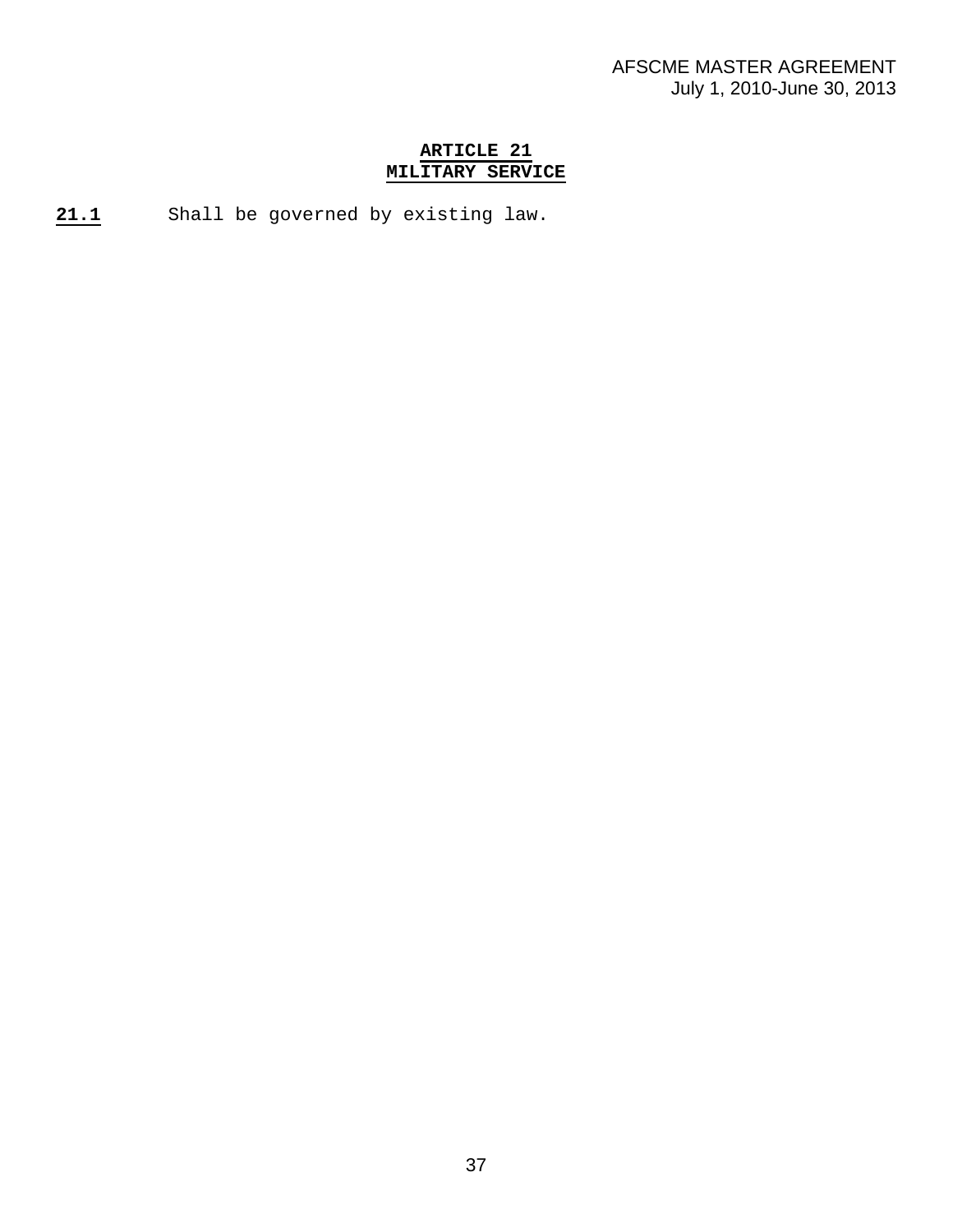## ARTICLE 21
## MILITARY SERVICE

**21.1** Shall be governed by existing law.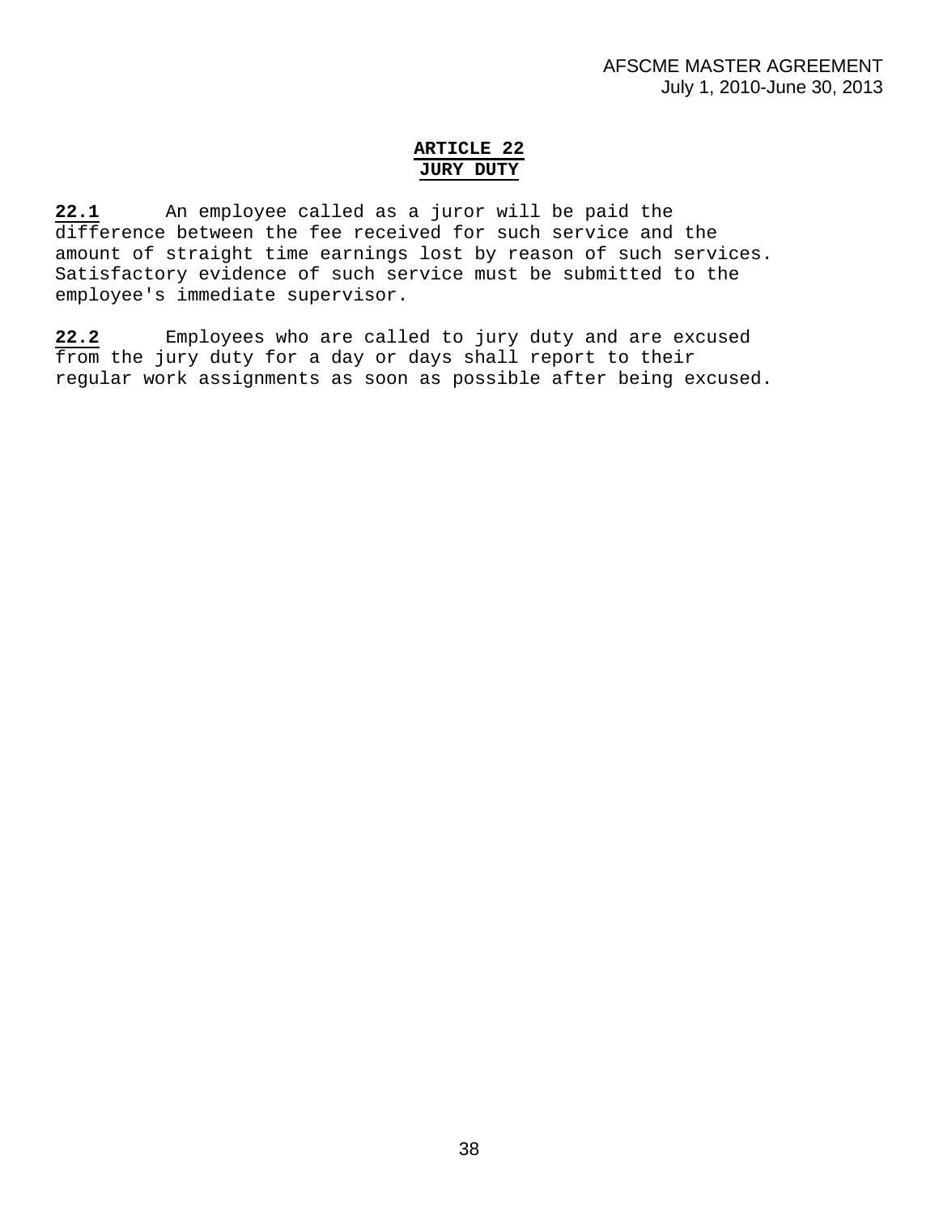# ARTICLE 22
# JURY DUTY

**22.1** An employee called as a juror will be paid the difference between the fee received for such service and the amount of straight time earnings lost by reason of such services. Satisfactory evidence of such service must be submitted to the employee's immediate supervisor.

**22.2** Employees who are called to jury duty and are excused from the jury duty for a day or days shall report to their regular work assignments as soon as possible after being excused.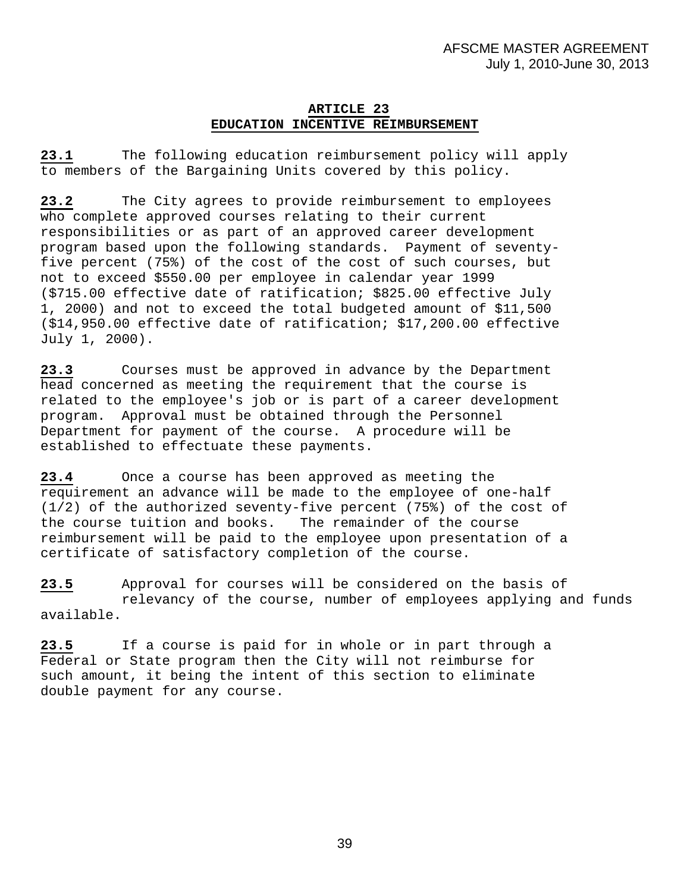## ARTICLE 23
## EDUCATION INCENTIVE REIMBURSEMENT

**23.1** The following education reimbursement policy will apply to members of the Bargaining Units covered by this policy.

**23.2** The City agrees to provide reimbursement to employees who complete approved courses relating to their current responsibilities or as part of an approved career development program based upon the following standards. Payment of seventy-five percent (75%) of the cost of the cost of such courses, but not to exceed $550.00 per employee in calendar year 1999 ($715.00 effective date of ratification; $825.00 effective July 1, 2000) and not to exceed the total budgeted amount of $11,500 ($14,950.00 effective date of ratification; $17,200.00 effective July 1, 2000).

**23.3** Courses must be approved in advance by the Department head concerned as meeting the requirement that the course is related to the employee's job or is part of a career development program. Approval must be obtained through the Personnel Department for payment of the course. A procedure will be established to effectuate these payments.

**23.4** Once a course has been approved as meeting the requirement an advance will be made to the employee of one-half (1/2) of the authorized seventy-five percent (75%) of the cost of the course tuition and books. The remainder of the course reimbursement will be paid to the employee upon presentation of a certificate of satisfactory completion of the course.

**23.5** Approval for courses will be considered on the basis of relevancy of the course, number of employees applying and funds available.

**23.5** If a course is paid for in whole or in part through a Federal or State program then the City will not reimburse for such amount, it being the intent of this section to eliminate double payment for any course.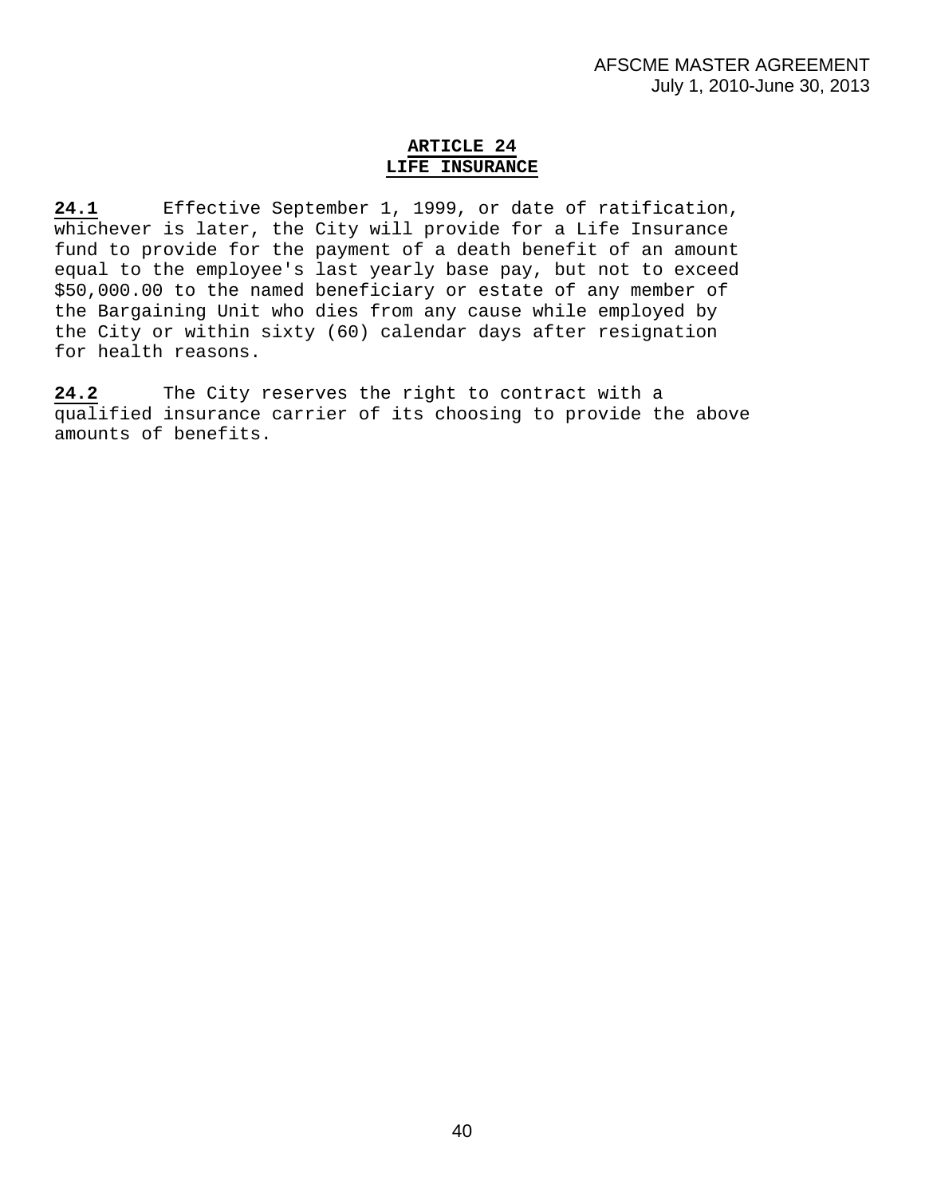## ARTICLE 24
## LIFE INSURANCE

**24.1** Effective September 1, 1999, or date of ratification, whichever is later, the City will provide for a Life Insurance fund to provide for the payment of a death benefit of an amount equal to the employee's last yearly base pay, but not to exceed $50,000.00 to the named beneficiary or estate of any member of the Bargaining Unit who dies from any cause while employed by the City or within sixty (60) calendar days after resignation for health reasons.

**24.2** The City reserves the right to contract with a qualified insurance carrier of its choosing to provide the above amounts of benefits.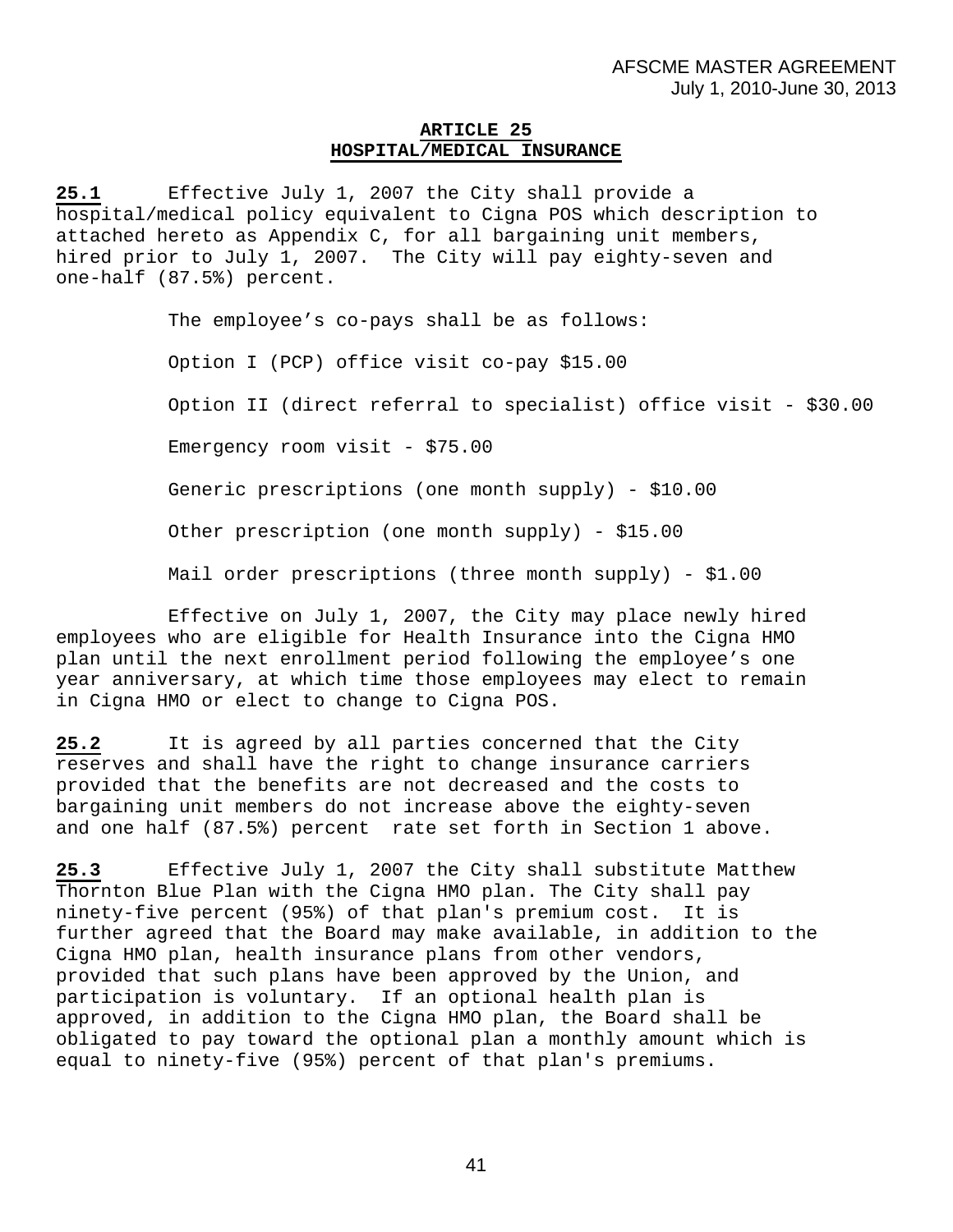## ARTICLE 25
## HOSPITAL/MEDICAL INSURANCE

**25.1** Effective July 1, 2007 the City shall provide a hospital/medical policy equivalent to Cigna POS which description to attached hereto as Appendix C, for all bargaining unit members, hired prior to July 1, 2007. The City will pay eighty-seven and one-half (87.5%) percent.

The employee's co-pays shall be as follows:

Option I (PCP) office visit co-pay $15.00

Option II (direct referral to specialist) office visit - $30.00

Emergency room visit - $75.00

Generic prescriptions (one month supply) - $10.00

Other prescription (one month supply) - $15.00

Mail order prescriptions (three month supply) - $1.00

Effective on July 1, 2007, the City may place newly hired employees who are eligible for Health Insurance into the Cigna HMO plan until the next enrollment period following the employee's one year anniversary, at which time those employees may elect to remain in Cigna HMO or elect to change to Cigna POS.

**25.2** It is agreed by all parties concerned that the City reserves and shall have the right to change insurance carriers provided that the benefits are not decreased and the costs to bargaining unit members do not increase above the eighty-seven and one half (87.5%) percent rate set forth in Section 1 above.

**25.3** Effective July 1, 2007 the City shall substitute Matthew Thornton Blue Plan with the Cigna HMO plan. The City shall pay ninety-five percent (95%) of that plan's premium cost. It is further agreed that the Board may make available, in addition to the Cigna HMO plan, health insurance plans from other vendors, provided that such plans have been approved by the Union, and participation is voluntary. If an optional health plan is approved, in addition to the Cigna HMO plan, the Board shall be obligated to pay toward the optional plan a monthly amount which is equal to ninety-five (95%) percent of that plan's premiums.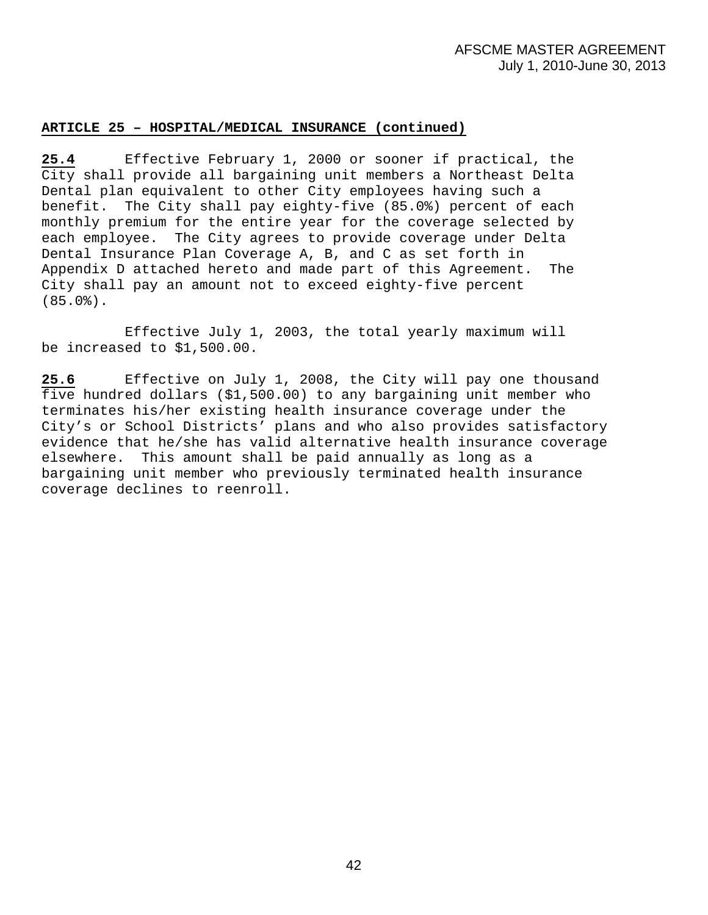**ARTICLE 25 – HOSPITAL/MEDICAL INSURANCE (continued)**

**25.4** Effective February 1, 2000 or sooner if practical, the City shall provide all bargaining unit members a Northeast Delta Dental plan equivalent to other City employees having such a benefit. The City shall pay eighty-five (85.0%) percent of each monthly premium for the entire year for the coverage selected by each employee. The City agrees to provide coverage under Delta Dental Insurance Plan Coverage A, B, and C as set forth in Appendix D attached hereto and made part of this Agreement. The City shall pay an amount not to exceed eighty-five percent (85.0%).

Effective July 1, 2003, the total yearly maximum will be increased to $1,500.00.

**25.6** Effective on July 1, 2008, the City will pay one thousand five hundred dollars ($1,500.00) to any bargaining unit member who terminates his/her existing health insurance coverage under the City's or School Districts' plans and who also provides satisfactory evidence that he/she has valid alternative health insurance coverage elsewhere. This amount shall be paid annually as long as a bargaining unit member who previously terminated health insurance coverage declines to reenroll.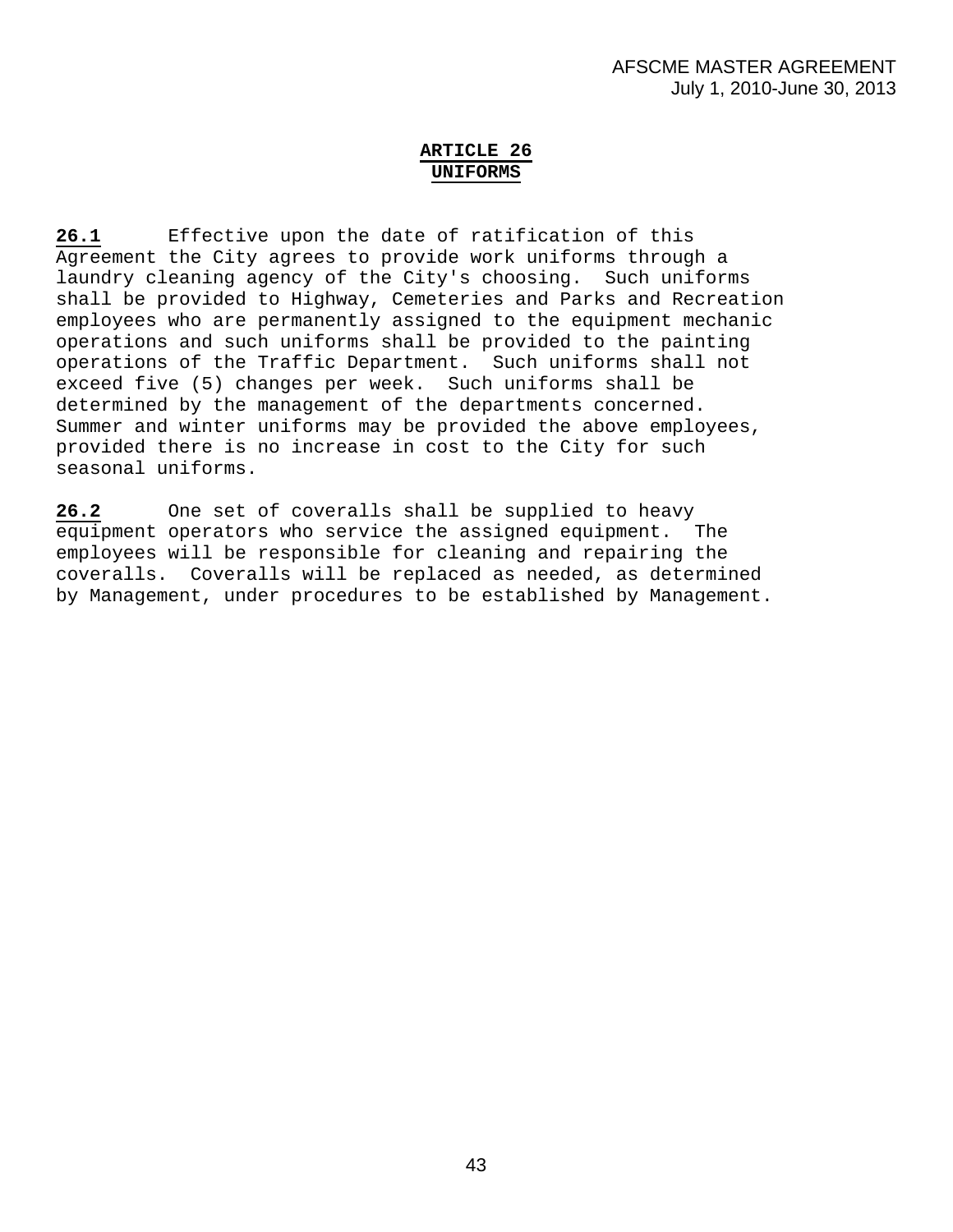## ARTICLE 26
## UNIFORMS

**26.1** Effective upon the date of ratification of this Agreement the City agrees to provide work uniforms through a laundry cleaning agency of the City's choosing. Such uniforms shall be provided to Highway, Cemeteries and Parks and Recreation employees who are permanently assigned to the equipment mechanic operations and such uniforms shall be provided to the painting operations of the Traffic Department. Such uniforms shall not exceed five (5) changes per week. Such uniforms shall be determined by the management of the departments concerned. Summer and winter uniforms may be provided the above employees, provided there is no increase in cost to the City for such seasonal uniforms.

**26.2** One set of coveralls shall be supplied to heavy equipment operators who service the assigned equipment. The employees will be responsible for cleaning and repairing the coveralls. Coveralls will be replaced as needed, as determined by Management, under procedures to be established by Management.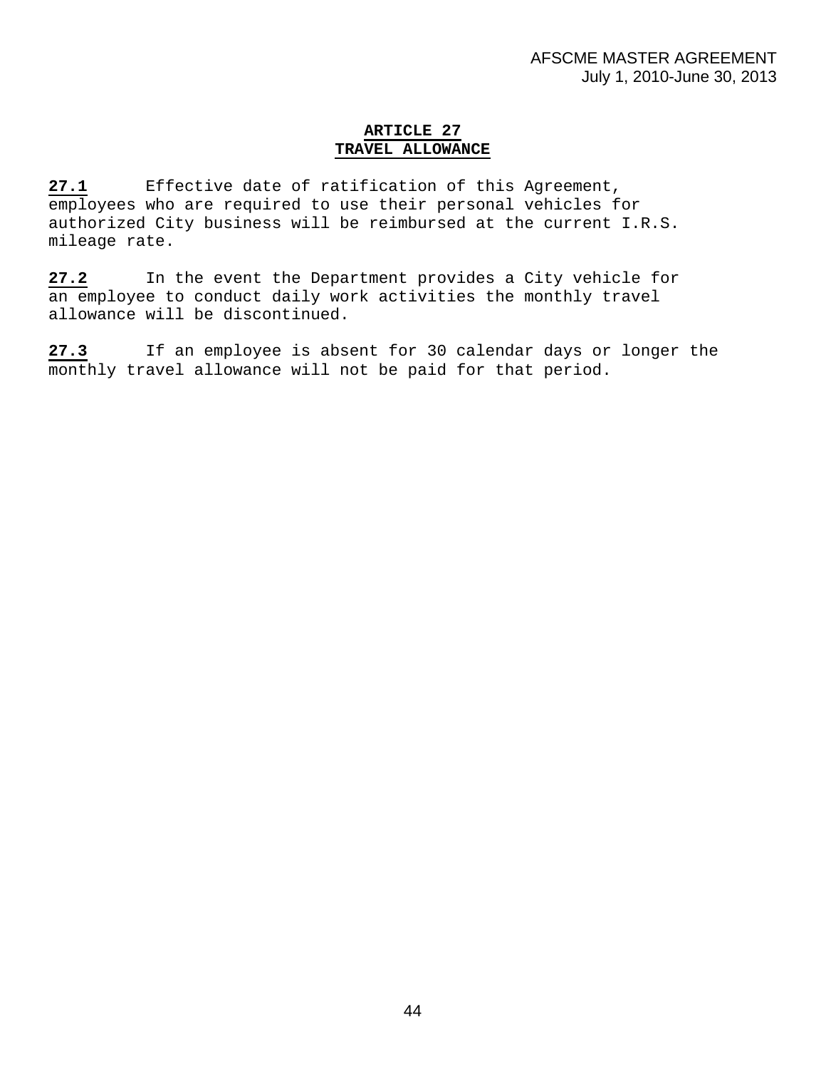## ARTICLE 27
## TRAVEL ALLOWANCE

**27.1** Effective date of ratification of this Agreement, employees who are required to use their personal vehicles for authorized City business will be reimbursed at the current I.R.S. mileage rate.

**27.2** In the event the Department provides a City vehicle for an employee to conduct daily work activities the monthly travel allowance will be discontinued.

**27.3** If an employee is absent for 30 calendar days or longer the monthly travel allowance will not be paid for that period.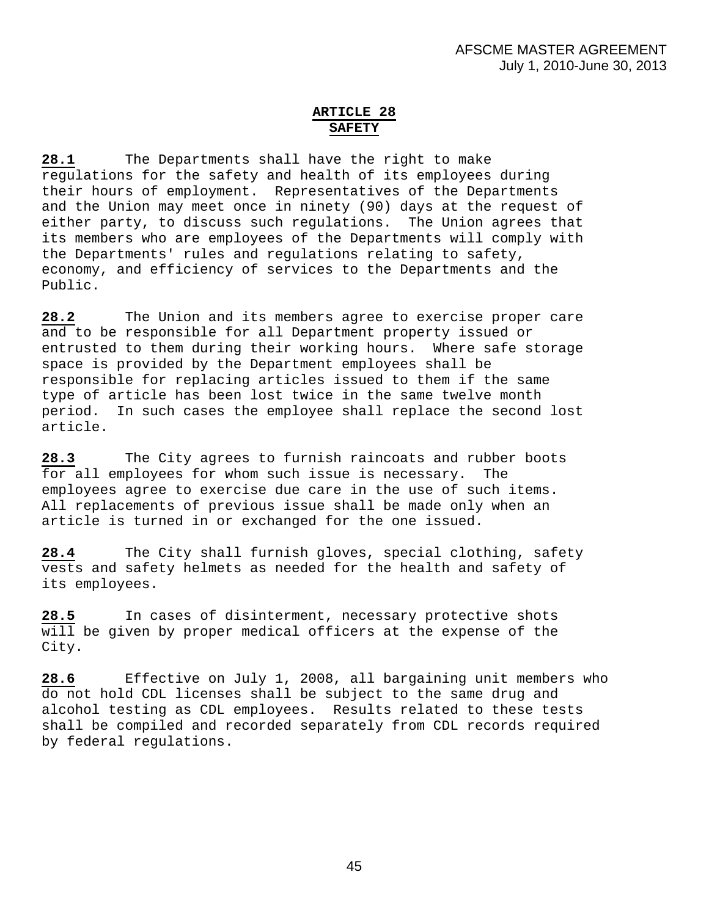# ARTICLE 28
## SAFETY

**28.1** The Departments shall have the right to make regulations for the safety and health of its employees during their hours of employment. Representatives of the Departments and the Union may meet once in ninety (90) days at the request of either party, to discuss such regulations. The Union agrees that its members who are employees of the Departments will comply with the Departments' rules and regulations relating to safety, economy, and efficiency of services to the Departments and the Public.

**28.2** The Union and its members agree to exercise proper care and to be responsible for all Department property issued or entrusted to them during their working hours. Where safe storage space is provided by the Department employees shall be responsible for replacing articles issued to them if the same type of article has been lost twice in the same twelve month period. In such cases the employee shall replace the second lost article.

**28.3** The City agrees to furnish raincoats and rubber boots for all employees for whom such issue is necessary. The employees agree to exercise due care in the use of such items. All replacements of previous issue shall be made only when an article is turned in or exchanged for the one issued.

**28.4** The City shall furnish gloves, special clothing, safety vests and safety helmets as needed for the health and safety of its employees.

**28.5** In cases of disinterment, necessary protective shots will be given by proper medical officers at the expense of the City.

**28.6** Effective on July 1, 2008, all bargaining unit members who do not hold CDL licenses shall be subject to the same drug and alcohol testing as CDL employees. Results related to these tests shall be compiled and recorded separately from CDL records required by federal regulations.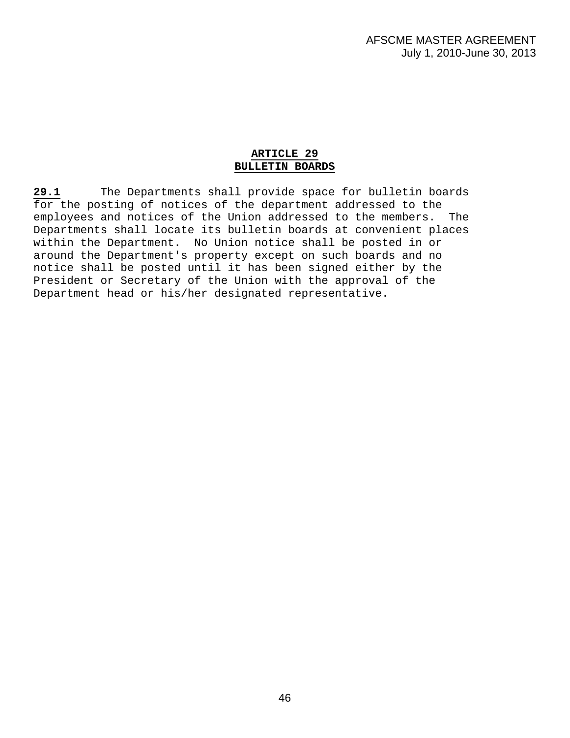## ARTICLE 29
## BULLETIN BOARDS

**29.1** The Departments shall provide space for bulletin boards for the posting of notices of the department addressed to the employees and notices of the Union addressed to the members. The Departments shall locate its bulletin boards at convenient places within the Department. No Union notice shall be posted in or around the Department's property except on such boards and no notice shall be posted until it has been signed either by the President or Secretary of the Union with the approval of the Department head or his/her designated representative.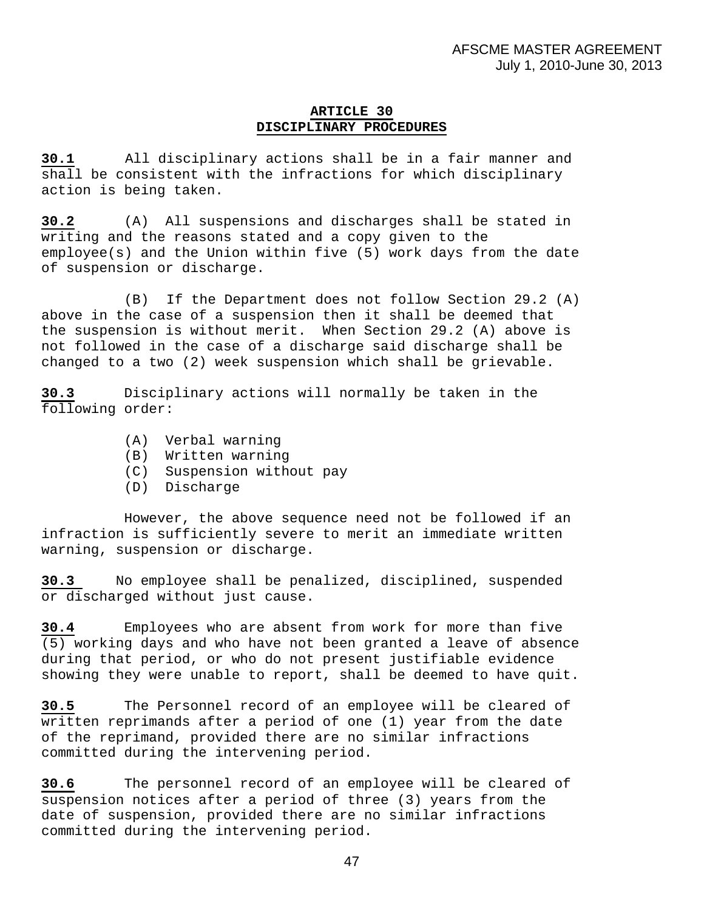## ARTICLE 30
## DISCIPLINARY PROCEDURES

**30.1** All disciplinary actions shall be in a fair manner and shall be consistent with the infractions for which disciplinary action is being taken.

**30.2** (A) All suspensions and discharges shall be stated in writing and the reasons stated and a copy given to the employee(s) and the Union within five (5) work days from the date of suspension or discharge.

(B) If the Department does not follow Section 29.2 (A) above in the case of a suspension then it shall be deemed that the suspension is without merit. When Section 29.2 (A) above is not followed in the case of a discharge said discharge shall be changed to a two (2) week suspension which shall be grievable.

**30.3** Disciplinary actions will normally be taken in the following order:

(A) Verbal warning
(B) Written warning
(C) Suspension without pay
(D) Discharge

However, the above sequence need not be followed if an infraction is sufficiently severe to merit an immediate written warning, suspension or discharge.

**30.3** No employee shall be penalized, disciplined, suspended or discharged without just cause.

**30.4** Employees who are absent from work for more than five (5) working days and who have not been granted a leave of absence during that period, or who do not present justifiable evidence showing they were unable to report, shall be deemed to have quit.

**30.5** The Personnel record of an employee will be cleared of written reprimands after a period of one (1) year from the date of the reprimand, provided there are no similar infractions committed during the intervening period.

**30.6** The personnel record of an employee will be cleared of suspension notices after a period of three (3) years from the date of suspension, provided there are no similar infractions committed during the intervening period.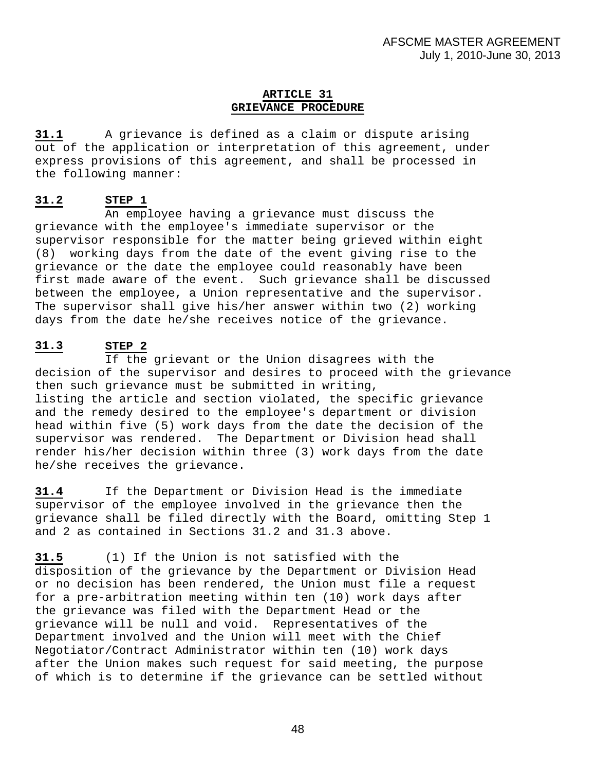## ARTICLE 31
## GRIEVANCE PROCEDURE

**31.1** A grievance is defined as a claim or dispute arising out of the application or interpretation of this agreement, under express provisions of this agreement, and shall be processed in the following manner:

**31.2** **STEP 1**

An employee having a grievance must discuss the grievance with the employee's immediate supervisor or the supervisor responsible for the matter being grieved within eight (8) working days from the date of the event giving rise to the grievance or the date the employee could reasonably have been first made aware of the event. Such grievance shall be discussed between the employee, a Union representative and the supervisor. The supervisor shall give his/her answer within two (2) working days from the date he/she receives notice of the grievance.

**31.3** **STEP 2**

If the grievant or the Union disagrees with the decision of the supervisor and desires to proceed with the grievance then such grievance must be submitted in writing, listing the article and section violated, the specific grievance and the remedy desired to the employee's department or division head within five (5) work days from the date the decision of the supervisor was rendered. The Department or Division head shall render his/her decision within three (3) work days from the date he/she receives the grievance.

**31.4** If the Department or Division Head is the immediate supervisor of the employee involved in the grievance then the grievance shall be filed directly with the Board, omitting Step 1 and 2 as contained in Sections 31.2 and 31.3 above.

**31.5** (1) If the Union is not satisfied with the disposition of the grievance by the Department or Division Head or no decision has been rendered, the Union must file a request for a pre-arbitration meeting within ten (10) work days after the grievance was filed with the Department Head or the grievance will be null and void. Representatives of the Department involved and the Union will meet with the Chief Negotiator/Contract Administrator within ten (10) work days after the Union makes such request for said meeting, the purpose of which is to determine if the grievance can be settled without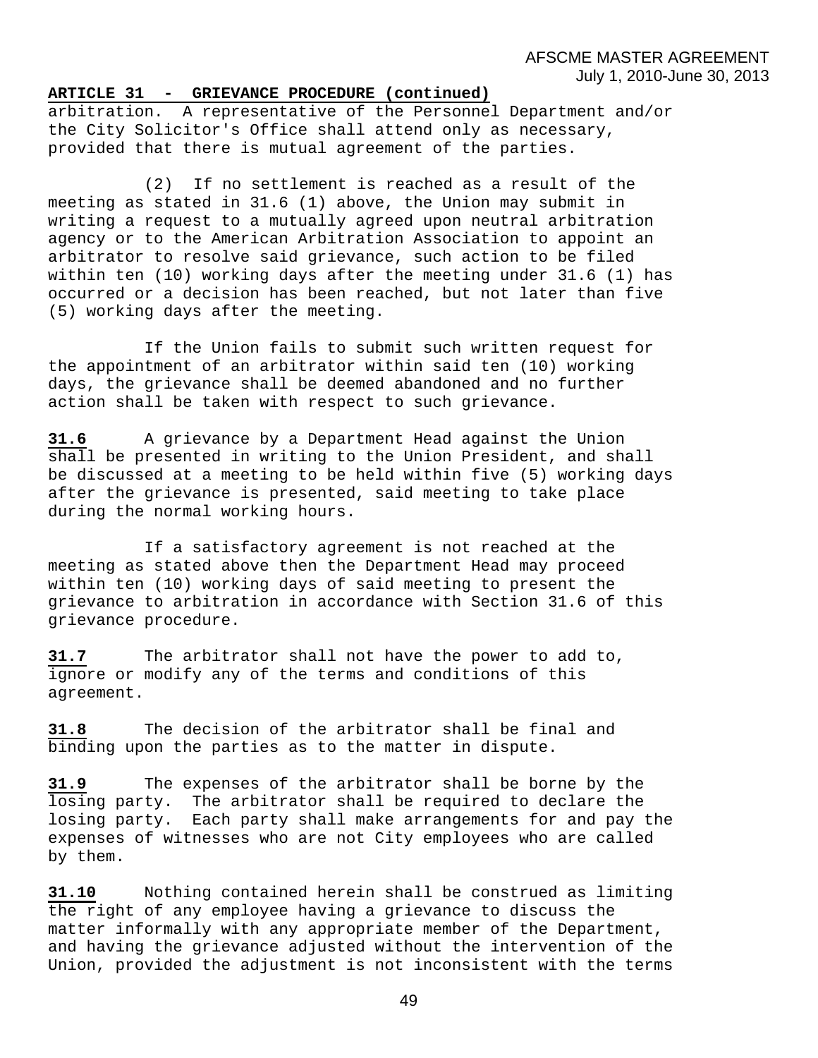**ARTICLE 31 - GRIEVANCE PROCEDURE (continued)**

arbitration. A representative of the Personnel Department and/or the City Solicitor's Office shall attend only as necessary, provided that there is mutual agreement of the parties.

(2) If no settlement is reached as a result of the meeting as stated in 31.6 (1) above, the Union may submit in writing a request to a mutually agreed upon neutral arbitration agency or to the American Arbitration Association to appoint an arbitrator to resolve said grievance, such action to be filed within ten (10) working days after the meeting under 31.6 (1) has occurred or a decision has been reached, but not later than five (5) working days after the meeting.

If the Union fails to submit such written request for the appointment of an arbitrator within said ten (10) working days, the grievance shall be deemed abandoned and no further action shall be taken with respect to such grievance.

**31.6** A grievance by a Department Head against the Union shall be presented in writing to the Union President, and shall be discussed at a meeting to be held within five (5) working days after the grievance is presented, said meeting to take place during the normal working hours.

If a satisfactory agreement is not reached at the meeting as stated above then the Department Head may proceed within ten (10) working days of said meeting to present the grievance to arbitration in accordance with Section 31.6 of this grievance procedure.

**31.7** The arbitrator shall not have the power to add to, ignore or modify any of the terms and conditions of this agreement.

**31.8** The decision of the arbitrator shall be final and binding upon the parties as to the matter in dispute.

**31.9** The expenses of the arbitrator shall be borne by the losing party. The arbitrator shall be required to declare the losing party. Each party shall make arrangements for and pay the expenses of witnesses who are not City employees who are called by them.

**31.10** Nothing contained herein shall be construed as limiting the right of any employee having a grievance to discuss the matter informally with any appropriate member of the Department, and having the grievance adjusted without the intervention of the Union, provided the adjustment is not inconsistent with the terms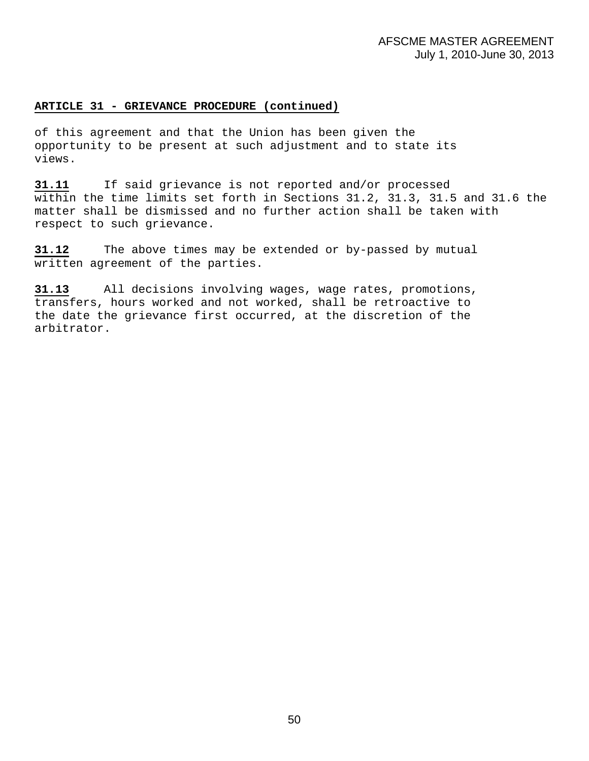**ARTICLE 31 - GRIEVANCE PROCEDURE (continued)**

of this agreement and that the Union has been given the opportunity to be present at such adjustment and to state its views.

**31.11** If said grievance is not reported and/or processed within the time limits set forth in Sections 31.2, 31.3, 31.5 and 31.6 the matter shall be dismissed and no further action shall be taken with respect to such grievance.

**31.12** The above times may be extended or by-passed by mutual written agreement of the parties.

**31.13** All decisions involving wages, wage rates, promotions, transfers, hours worked and not worked, shall be retroactive to the date the grievance first occurred, at the discretion of the arbitrator.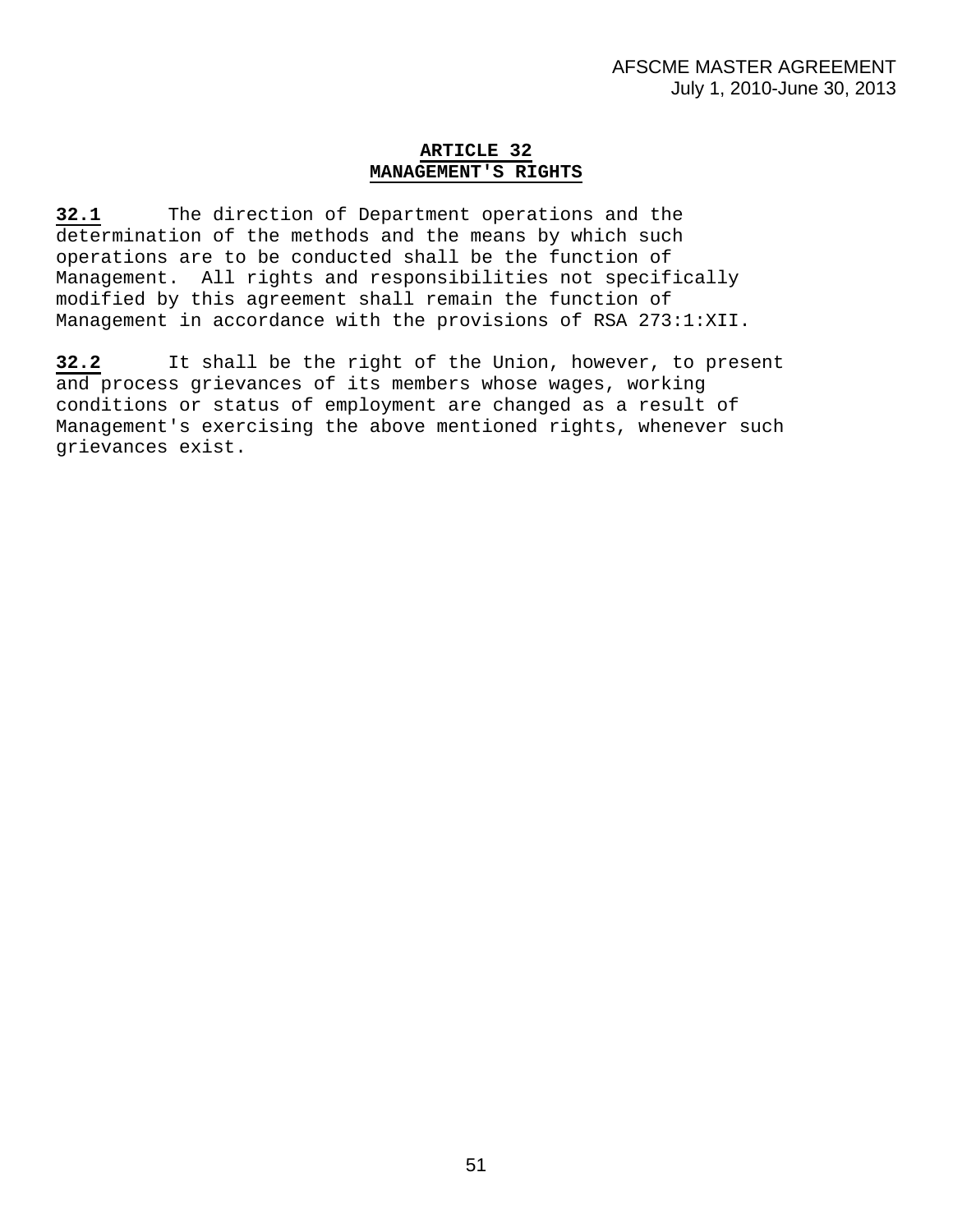## ARTICLE 32
## MANAGEMENT'S RIGHTS

**32.1** The direction of Department operations and the determination of the methods and the means by which such operations are to be conducted shall be the function of Management. All rights and responsibilities not specifically modified by this agreement shall remain the function of Management in accordance with the provisions of RSA 273:1:XII.

**32.2** It shall be the right of the Union, however, to present and process grievances of its members whose wages, working conditions or status of employment are changed as a result of Management's exercising the above mentioned rights, whenever such grievances exist.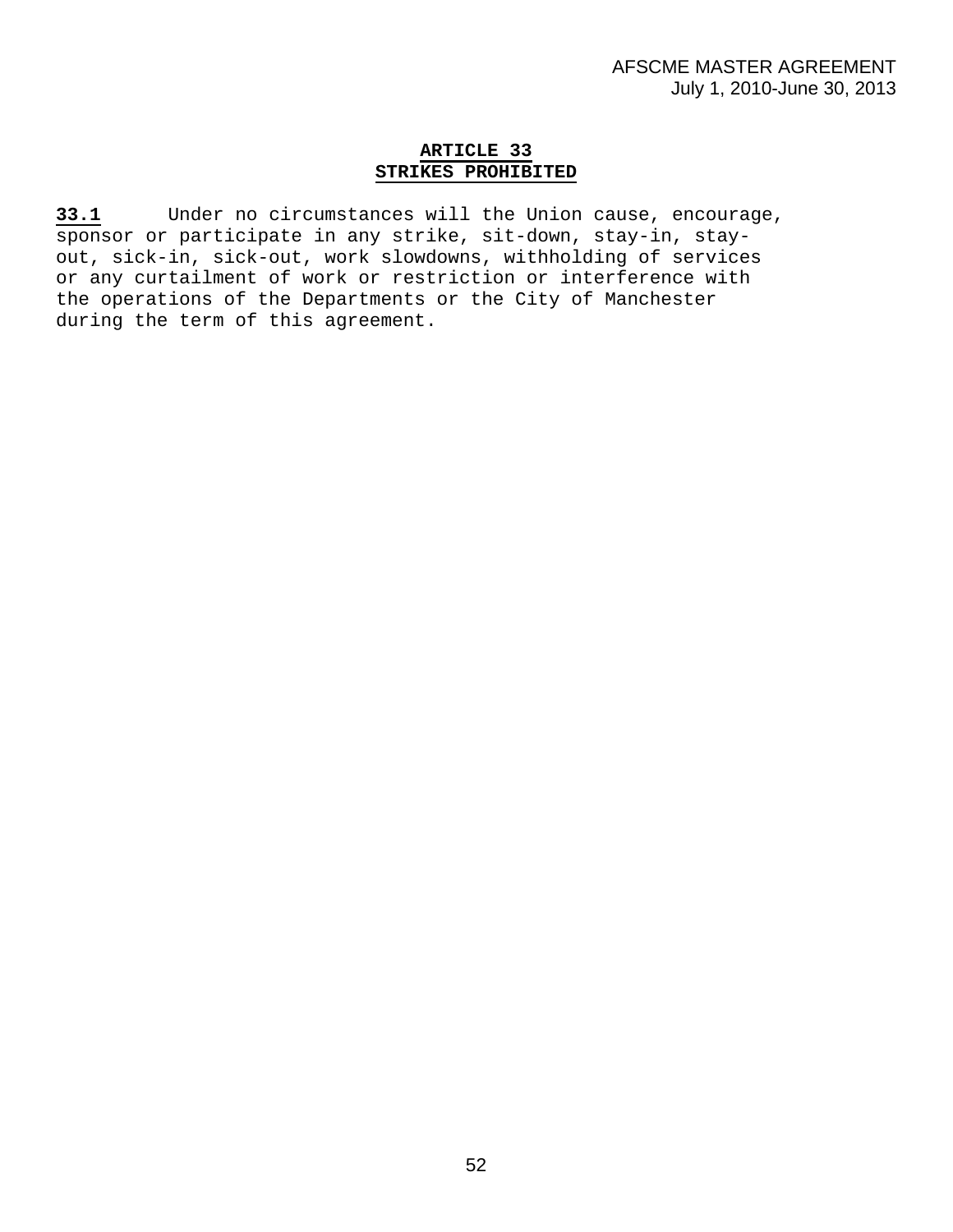## ARTICLE 33
## STRIKES PROHIBITED

**33.1** Under no circumstances will the Union cause, encourage, sponsor or participate in any strike, sit-down, stay-in, stay-out, sick-in, sick-out, work slowdowns, withholding of services or any curtailment of work or restriction or interference with the operations of the Departments or the City of Manchester during the term of this agreement.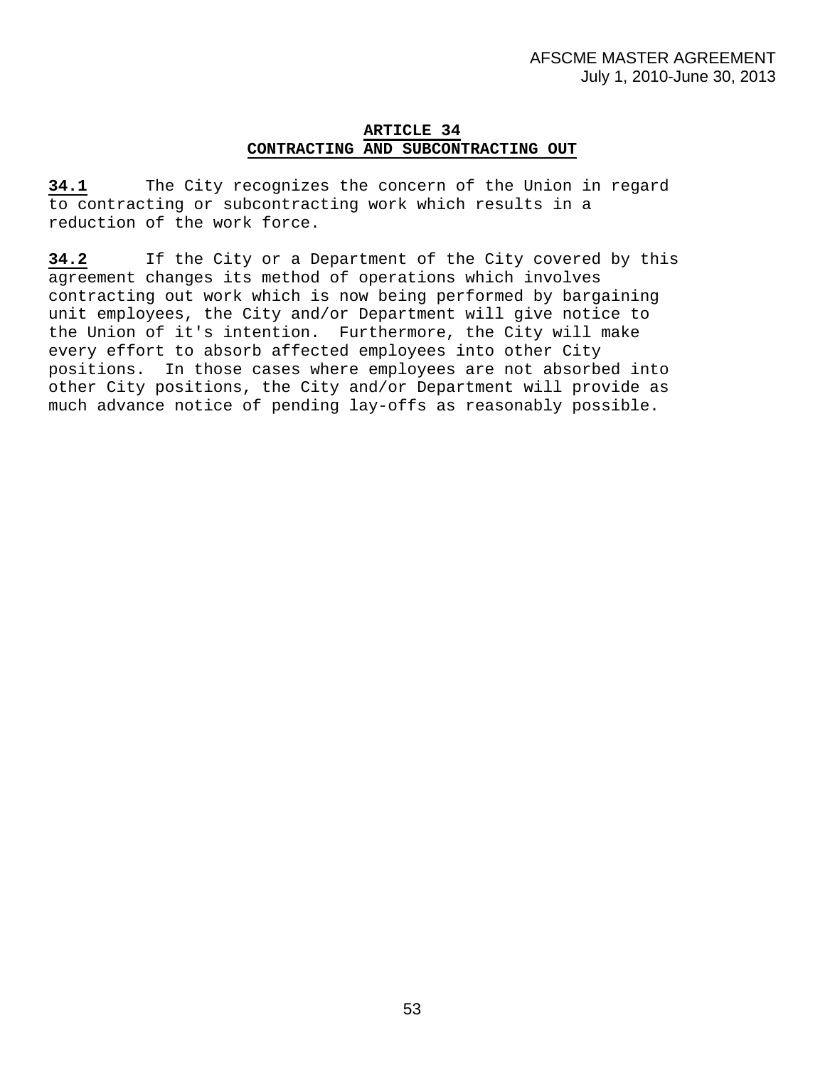## ARTICLE 34
## CONTRACTING AND SUBCONTRACTING OUT

**34.1** The City recognizes the concern of the Union in regard to contracting or subcontracting work which results in a reduction of the work force.

**34.2** If the City or a Department of the City covered by this agreement changes its method of operations which involves contracting out work which is now being performed by bargaining unit employees, the City and/or Department will give notice to the Union of it's intention. Furthermore, the City will make every effort to absorb affected employees into other City positions. In those cases where employees are not absorbed into other City positions, the City and/or Department will provide as much advance notice of pending lay-offs as reasonably possible.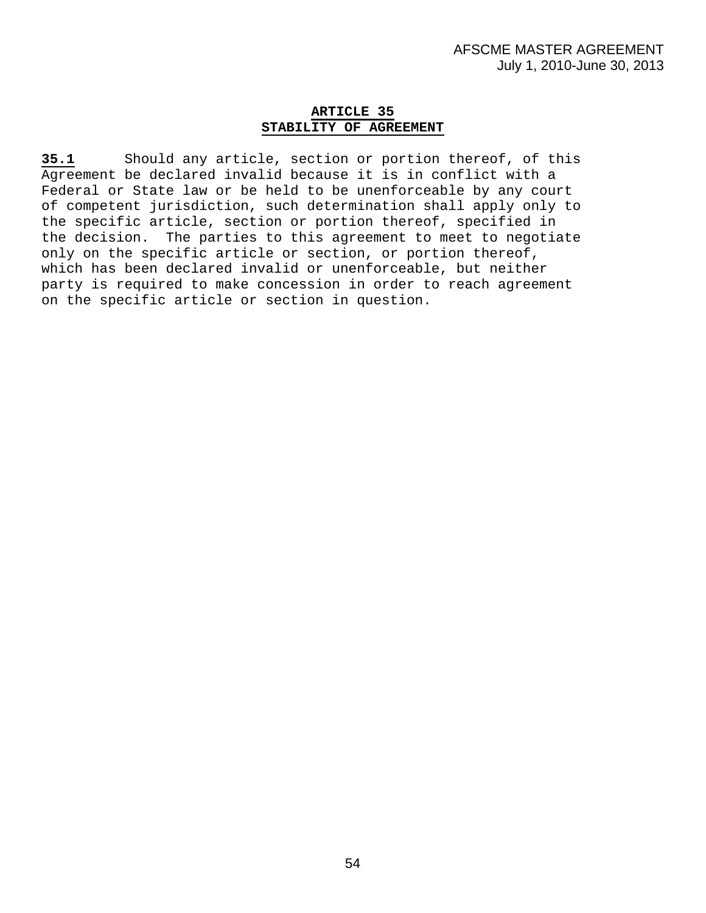## ARTICLE 35
## STABILITY OF AGREEMENT

**35.1** Should any article, section or portion thereof, of this Agreement be declared invalid because it is in conflict with a Federal or State law or be held to be unenforceable by any court of competent jurisdiction, such determination shall apply only to the specific article, section or portion thereof, specified in the decision. The parties to this agreement to meet to negotiate only on the specific article or section, or portion thereof, which has been declared invalid or unenforceable, but neither party is required to make concession in order to reach agreement on the specific article or section in question.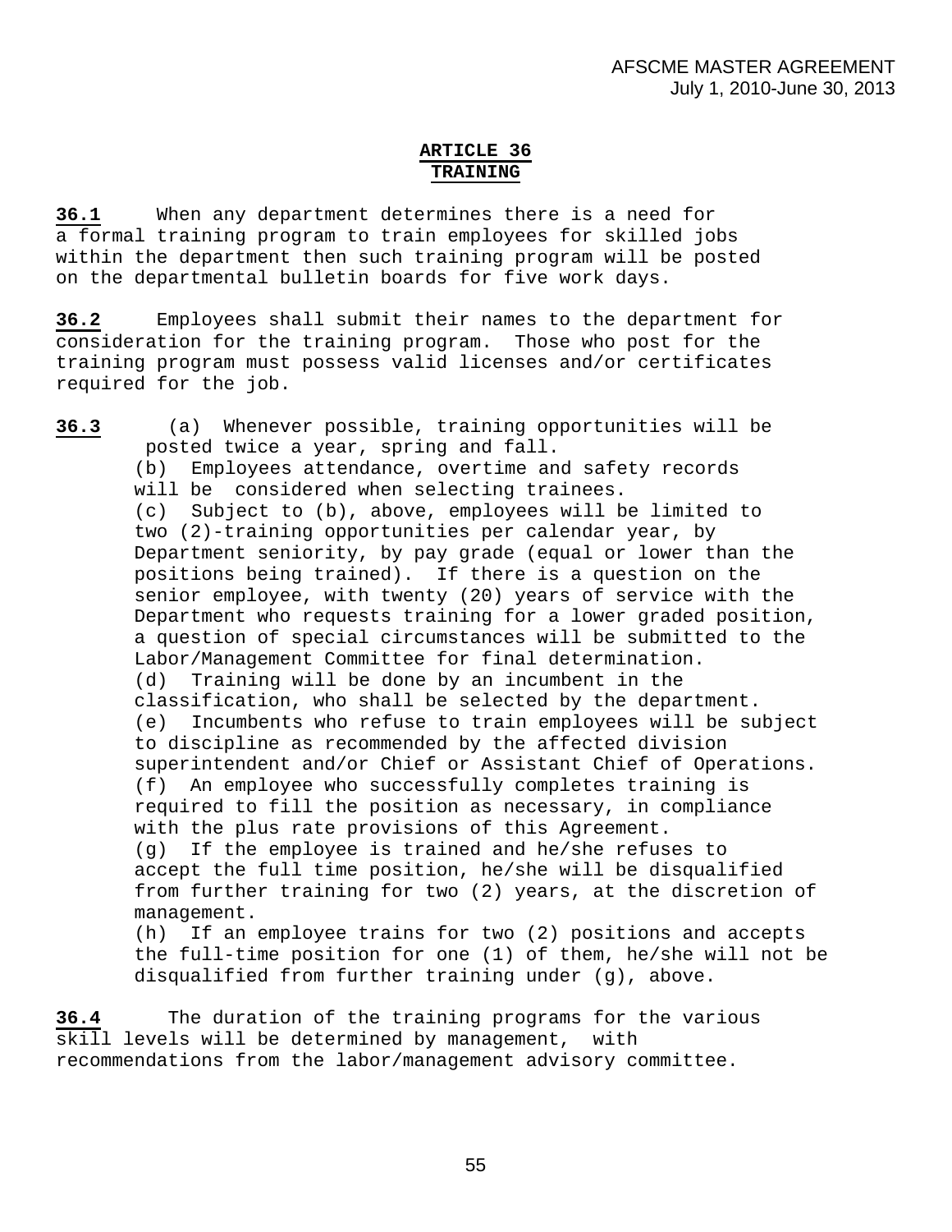# ARTICLE 36
## TRAINING

**36.1** When any department determines there is a need for a formal training program to train employees for skilled jobs within the department then such training program will be posted on the departmental bulletin boards for five work days.

**36.2** Employees shall submit their names to the department for consideration for the training program. Those who post for the training program must possess valid licenses and/or certificates required for the job.

**36.3** (a) Whenever possible, training opportunities will be posted twice a year, spring and fall.

(b) Employees attendance, overtime and safety records will be considered when selecting trainees.

(c) Subject to (b), above, employees will be limited to two (2)-training opportunities per calendar year, by Department seniority, by pay grade (equal or lower than the positions being trained). If there is a question on the senior employee, with twenty (20) years of service with the Department who requests training for a lower graded position, a question of special circumstances will be submitted to the Labor/Management Committee for final determination.

(d) Training will be done by an incumbent in the classification, who shall be selected by the department.

(e) Incumbents who refuse to train employees will be subject to discipline as recommended by the affected division superintendent and/or Chief or Assistant Chief of Operations.

(f) An employee who successfully completes training is required to fill the position as necessary, in compliance with the plus rate provisions of this Agreement.

(g) If the employee is trained and he/she refuses to accept the full time position, he/she will be disqualified from further training for two (2) years, at the discretion of management.

(h) If an employee trains for two (2) positions and accepts the full-time position for one (1) of them, he/she will not be disqualified from further training under (g), above.

**36.4** The duration of the training programs for the various skill levels will be determined by management, with recommendations from the labor/management advisory committee.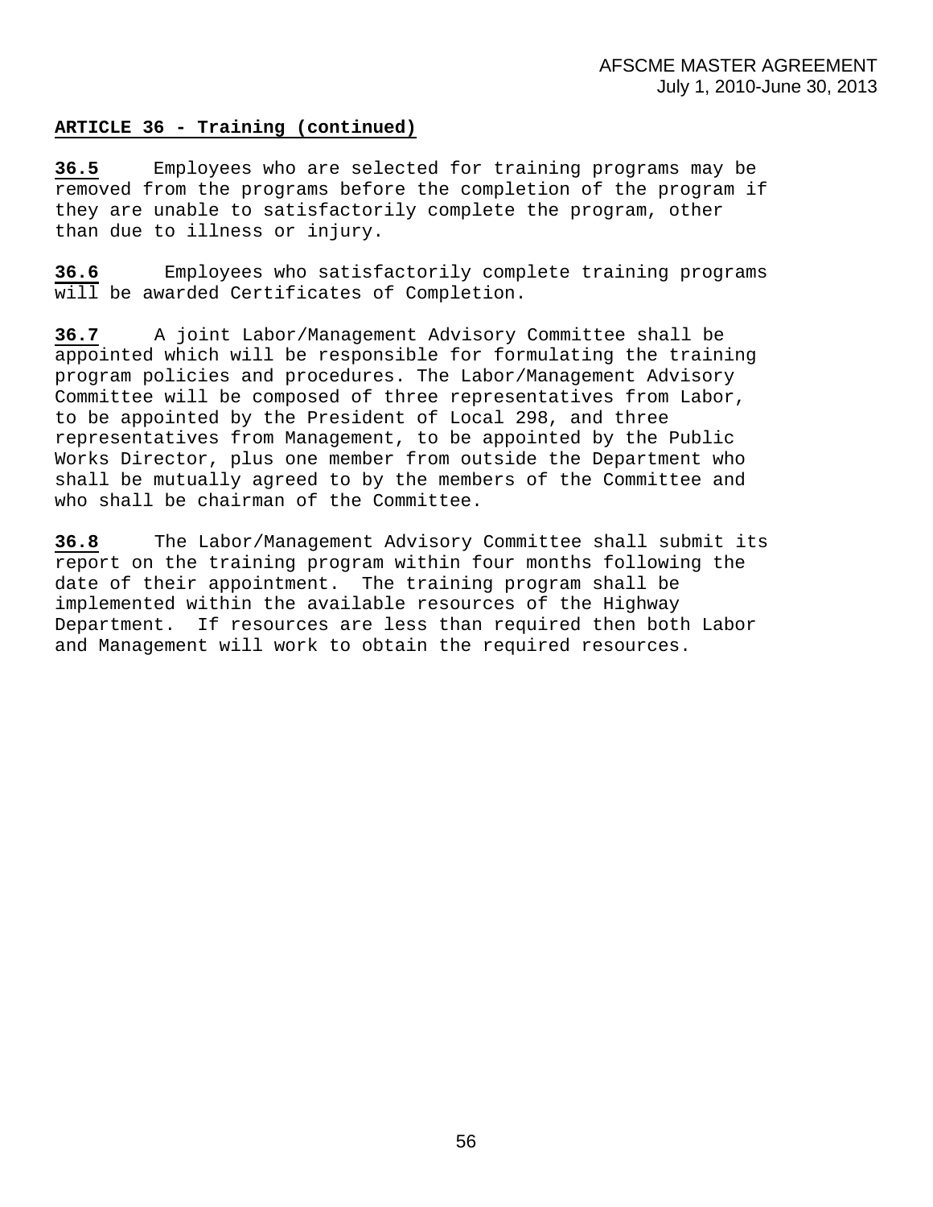## ARTICLE 36 - Training (continued)

**36.5** Employees who are selected for training programs may be removed from the programs before the completion of the program if they are unable to satisfactorily complete the program, other than due to illness or injury.

**36.6** Employees who satisfactorily complete training programs will be awarded Certificates of Completion.

**36.7** A joint Labor/Management Advisory Committee shall be appointed which will be responsible for formulating the training program policies and procedures. The Labor/Management Advisory Committee will be composed of three representatives from Labor, to be appointed by the President of Local 298, and three representatives from Management, to be appointed by the Public Works Director, plus one member from outside the Department who shall be mutually agreed to by the members of the Committee and who shall be chairman of the Committee.

**36.8** The Labor/Management Advisory Committee shall submit its report on the training program within four months following the date of their appointment. The training program shall be implemented within the available resources of the Highway Department. If resources are less than required then both Labor and Management will work to obtain the required resources.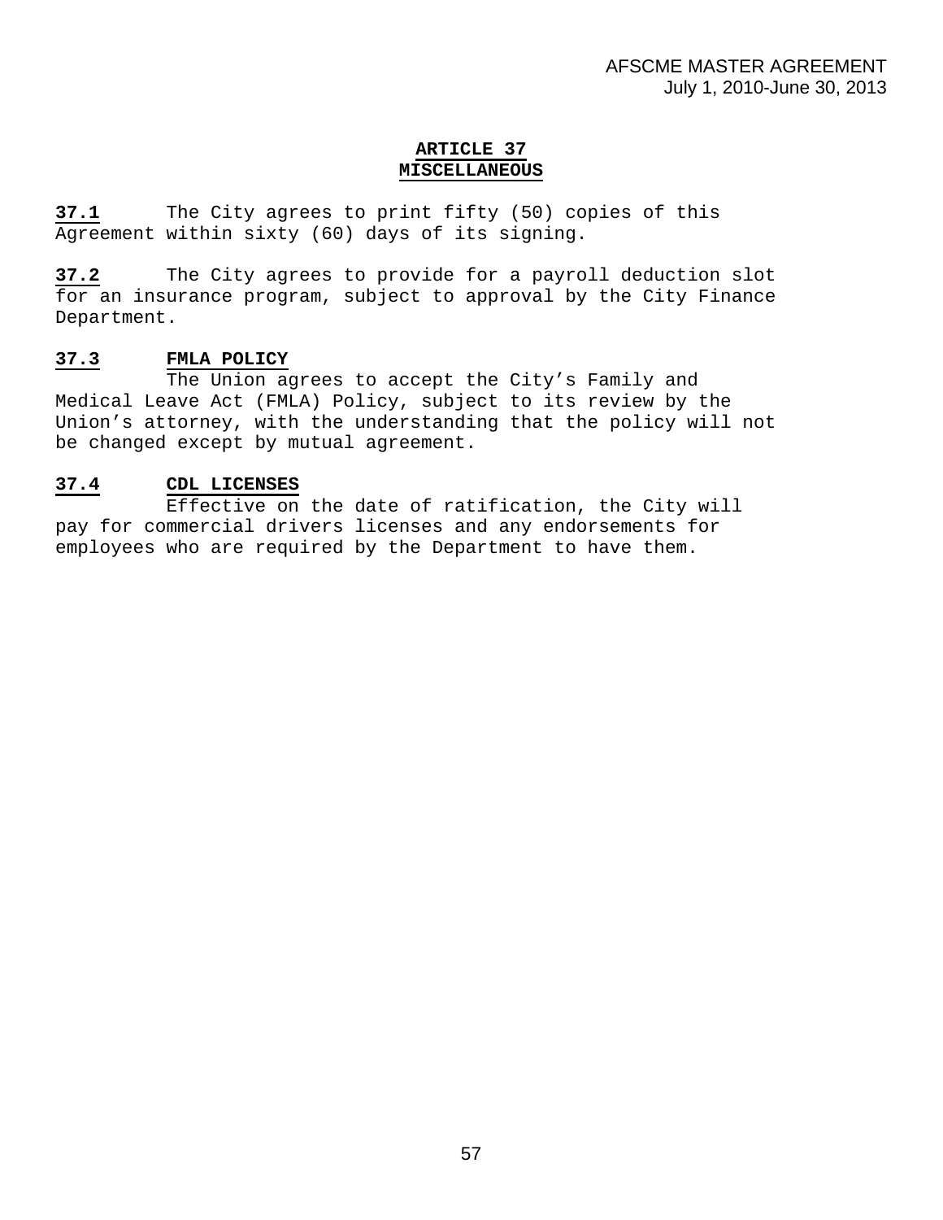## ARTICLE 37
## MISCELLANEOUS

**37.1** The City agrees to print fifty (50) copies of this Agreement within sixty (60) days of its signing.

**37.2** The City agrees to provide for a payroll deduction slot for an insurance program, subject to approval by the City Finance Department.

**37.3 FMLA POLICY**

The Union agrees to accept the City's Family and Medical Leave Act (FMLA) Policy, subject to its review by the Union's attorney, with the understanding that the policy will not be changed except by mutual agreement.

**37.4 CDL LICENSES**

Effective on the date of ratification, the City will pay for commercial drivers licenses and any endorsements for employees who are required by the Department to have them.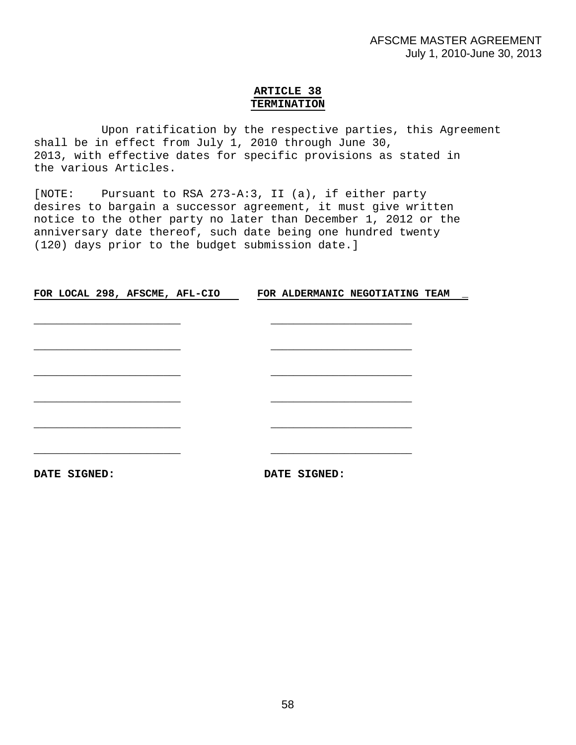## ARTICLE 38
## TERMINATION

Upon ratification by the respective parties, this Agreement shall be in effect from July 1, 2010 through June 30, 2013, with effective dates for specific provisions as stated in the various Articles.

[NOTE: Pursuant to RSA 273-A:3, II (a), if either party desires to bargain a successor agreement, it must give written notice to the other party no later than December 1, 2012 or the anniversary date thereof, such date being one hundred twenty (120) days prior to the budget submission date.]

| FOR LOCAL 298, AFSCME, AFL-CIO | FOR ALDERMANIC NEGOTIATING TEAM |
|---|---|
| ______________________ | ______________________ |
| ______________________ | ______________________ |
| ______________________ | ______________________ |
| ______________________ | ______________________ |
| ______________________ | ______________________ |
| ______________________ | ______________________ |
| **DATE SIGNED:** | **DATE SIGNED:** |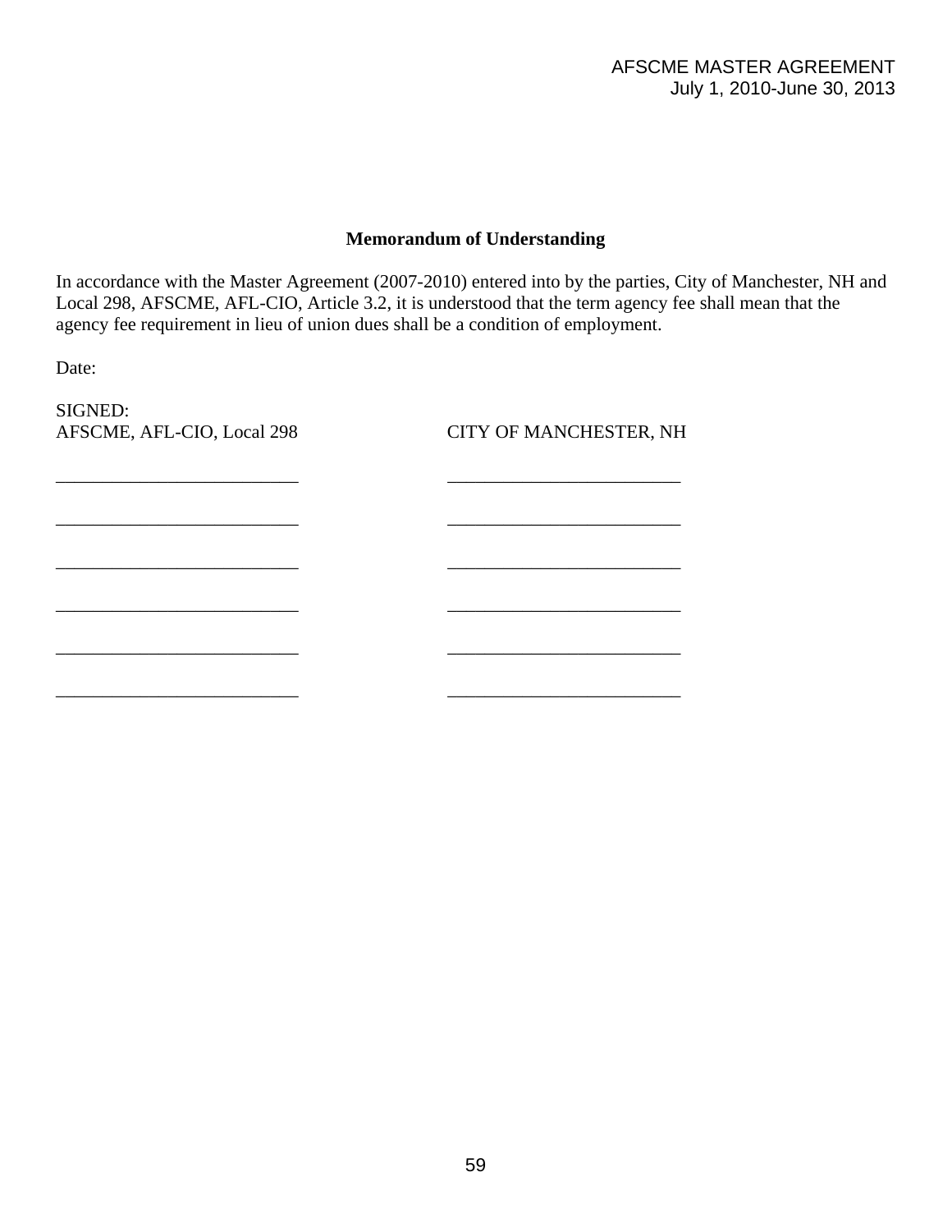## Memorandum of Understanding

In accordance with the Master Agreement (2007-2010) entered into by the parties, City of Manchester, NH and Local 298, AFSCME, AFL-CIO, Article 3.2, it is understood that the term agency fee shall mean that the agency fee requirement in lieu of union dues shall be a condition of employment.

Date:

SIGNED:

| AFSCME, AFL-CIO, Local 298 | CITY OF MANCHESTER, NH |
| --- | --- |
| __________________________ | _________________________ |
| __________________________ | _________________________ |
| __________________________ | _________________________ |
| __________________________ | _________________________ |
| __________________________ | _________________________ |
| __________________________ | _________________________ |